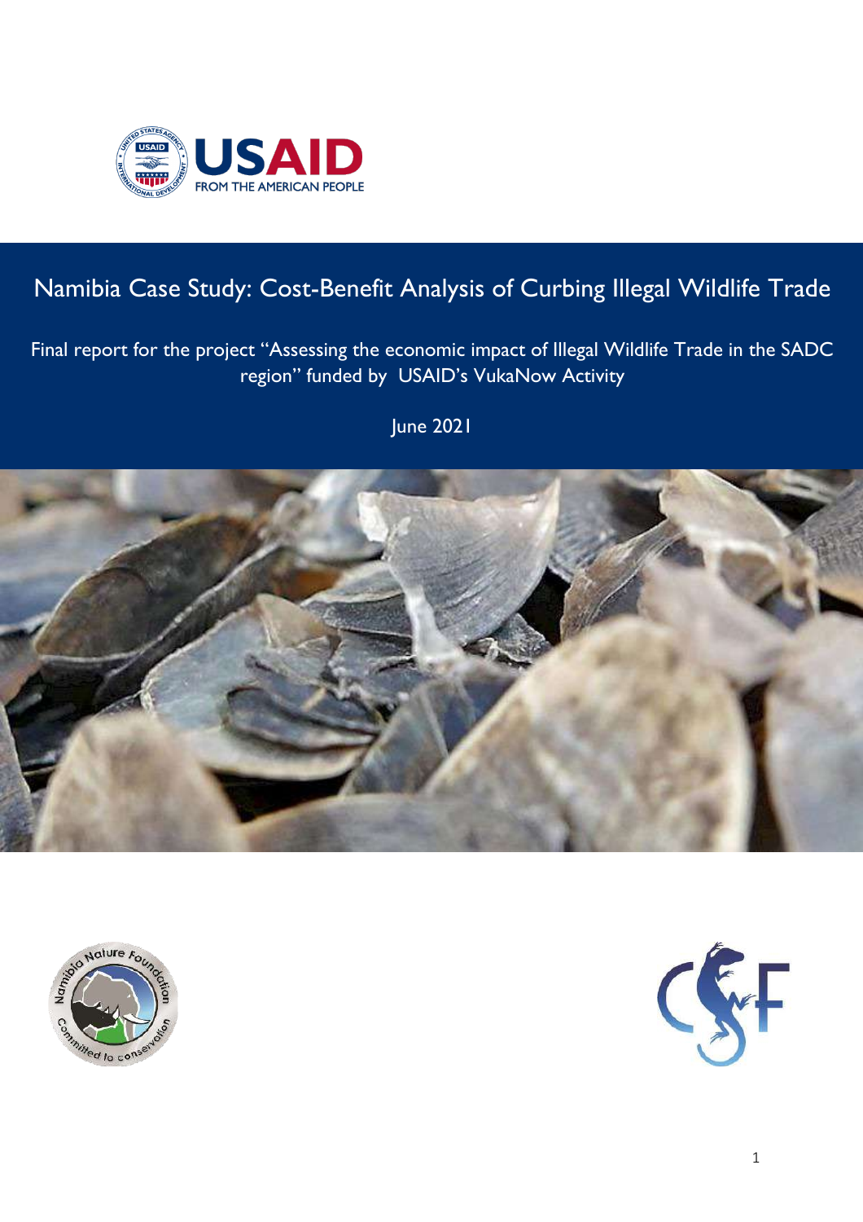# Namibia Case Study: Cost-Benefit Analysis of Curbing Illegal Wildlife Trade

Final report for the project "Assessing the economic impact of Illegal Wildlife Trade in the SADC region" funded by USAID's VukaNow Activity

June 2021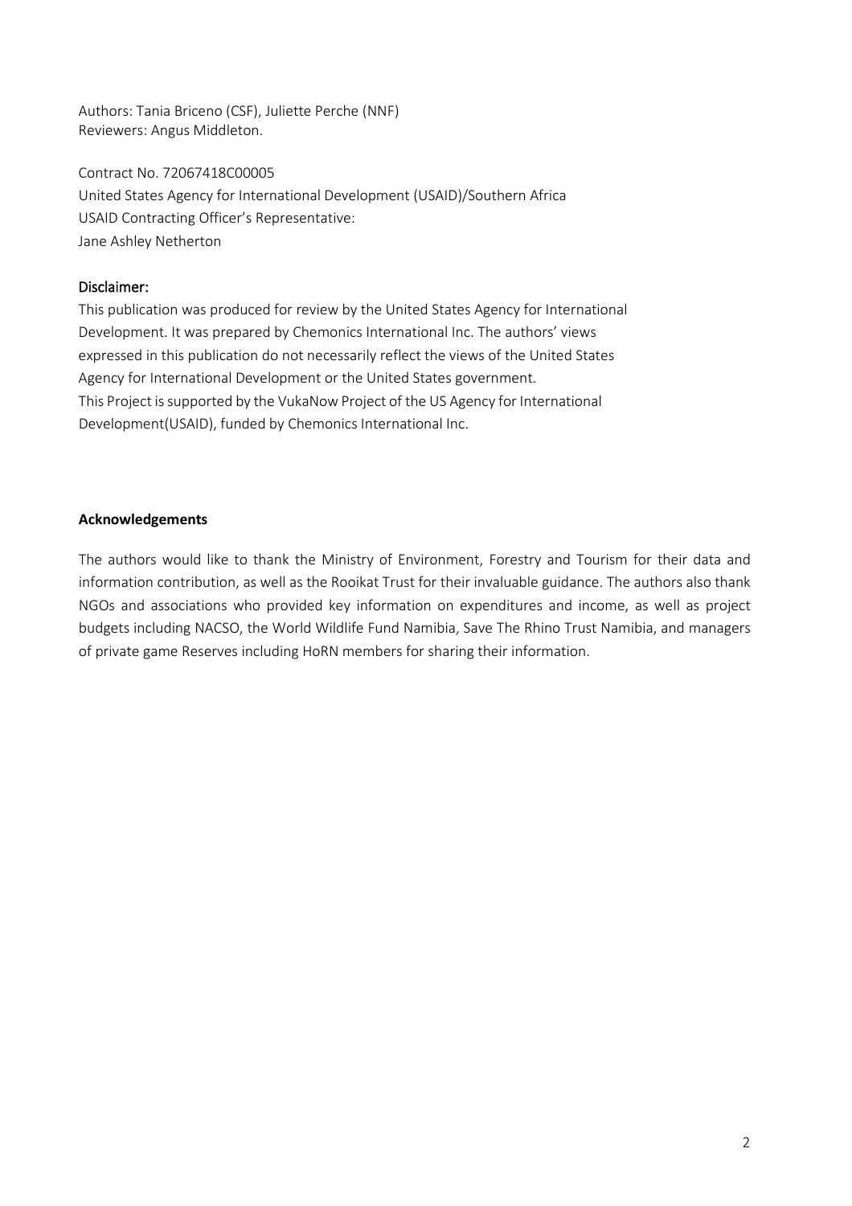Authors: Tania Briceno (CSF), Juliette Perche (NNF)
Reviewers: Angus Middleton.

Contract No. 72067418C00005
United States Agency for International Development (USAID)/Southern Africa
USAID Contracting Officer's Representative:
Jane Ashley Netherton

Disclaimer:

This publication was produced for review by the United States Agency for International Development. It was prepared by Chemonics International Inc. The authors' views expressed in this publication do not necessarily reflect the views of the United States Agency for International Development or the United States government.
This Project is supported by the VukaNow Project of the US Agency for International Development(USAID), funded by Chemonics International Inc.

**Acknowledgements**

The authors would like to thank the Ministry of Environment, Forestry and Tourism for their data and information contribution, as well as the Rooikat Trust for their invaluable guidance. The authors also thank NGOs and associations who provided key information on expenditures and income, as well as project budgets including NACSO, the World Wildlife Fund Namibia, Save The Rhino Trust Namibia, and managers of private game Reserves including HoRN members for sharing their information.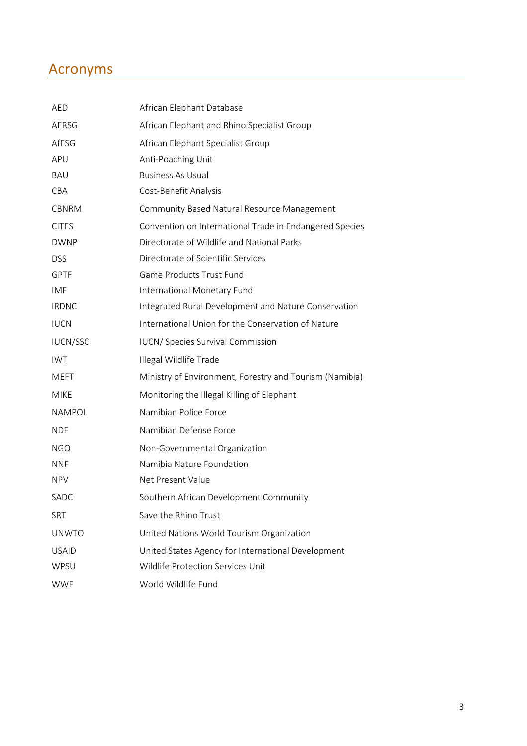# Acronyms

| | |
|---|---|
| AED | African Elephant Database |
| AERSG | African Elephant and Rhino Specialist Group |
| AfESG | African Elephant Specialist Group |
| APU | Anti-Poaching Unit |
| BAU | Business As Usual |
| CBA | Cost-Benefit Analysis |
| CBNRM | Community Based Natural Resource Management |
| CITES | Convention on International Trade in Endangered Species |
| DWNP | Directorate of Wildlife and National Parks |
| DSS | Directorate of Scientific Services |
| GPTF | Game Products Trust Fund |
| IMF | International Monetary Fund |
| IRDNC | Integrated Rural Development and Nature Conservation |
| IUCN | International Union for the Conservation of Nature |
| IUCN/SSC | IUCN/ Species Survival Commission |
| IWT | Illegal Wildlife Trade |
| MEFT | Ministry of Environment, Forestry and Tourism (Namibia) |
| MIKE | Monitoring the Illegal Killing of Elephant |
| NAMPOL | Namibian Police Force |
| NDF | Namibian Defense Force |
| NGO | Non-Governmental Organization |
| NNF | Namibia Nature Foundation |
| NPV | Net Present Value |
| SADC | Southern African Development Community |
| SRT | Save the Rhino Trust |
| UNWTO | United Nations World Tourism Organization |
| USAID | United States Agency for International Development |
| WPSU | Wildlife Protection Services Unit |
| WWF | World Wildlife Fund |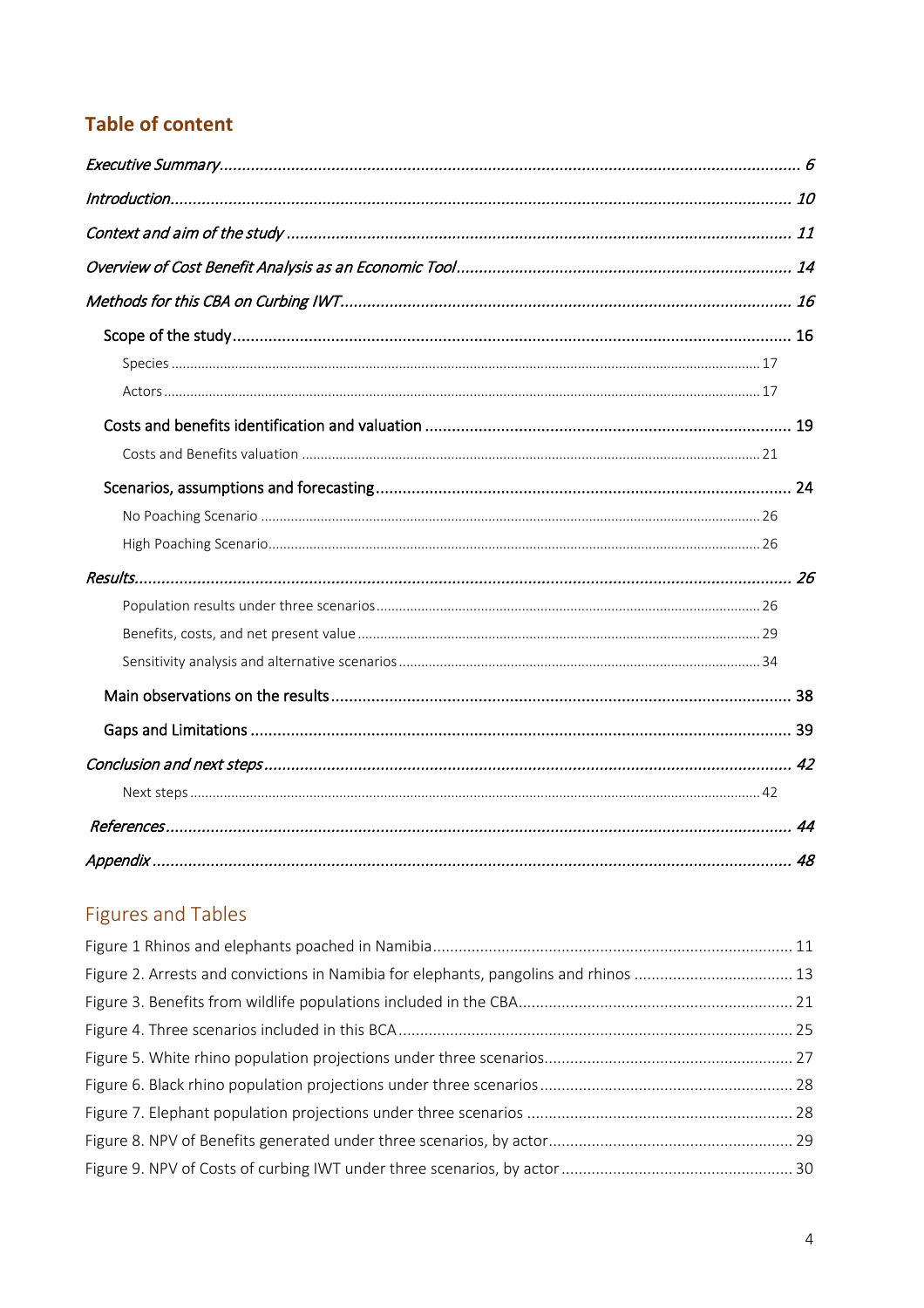## Table of content

*Executive Summary* ........ 6

*Introduction* ........ 10

*Context and aim of the study* ........ 11

*Overview of Cost Benefit Analysis as an Economic Tool* ........ 14

*Methods for this CBA on Curbing IWT* ........ 16

- Scope of the study ........ 16
  - Species ........ 17
  - Actors ........ 17
- Costs and benefits identification and valuation ........ 19
  - Costs and Benefits valuation ........ 21
- Scenarios, assumptions and forecasting ........ 24
  - No Poaching Scenario ........ 26
  - High Poaching Scenario ........ 26

*Results* ........ 26

- Population results under three scenarios ........ 26
- Benefits, costs, and net present value ........ 29
- Sensitivity analysis and alternative scenarios ........ 34
- Main observations on the results ........ 38
- Gaps and Limitations ........ 39

*Conclusion and next steps* ........ 42

- Next steps ........ 42

*References* ........ 44

*Appendix* ........ 48

## Figures and Tables

Figure 1 Rhinos and elephants poached in Namibia ........ 11

Figure 2. Arrests and convictions in Namibia for elephants, pangolins and rhinos ........ 13

Figure 3. Benefits from wildlife populations included in the CBA ........ 21

Figure 4. Three scenarios included in this BCA ........ 25

Figure 5. White rhino population projections under three scenarios ........ 27

Figure 6. Black rhino population projections under three scenarios ........ 28

Figure 7. Elephant population projections under three scenarios ........ 28

Figure 8. NPV of Benefits generated under three scenarios, by actor ........ 29

Figure 9. NPV of Costs of curbing IWT under three scenarios, by actor ........ 30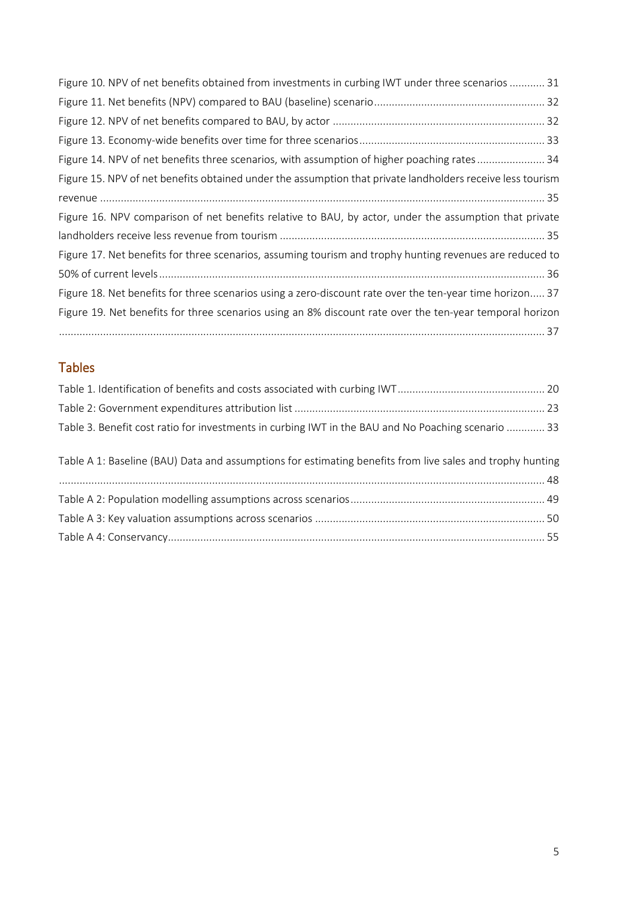Figure 10. NPV of net benefits obtained from investments in curbing IWT under three scenarios ............ 31

Figure 11. Net benefits (NPV) compared to BAU (baseline) scenario .......................................................... 32

Figure 12. NPV of net benefits compared to BAU, by actor ....................................................................... 32

Figure 13. Economy-wide benefits over time for three scenarios .............................................................. 33

Figure 14. NPV of net benefits three scenarios, with assumption of higher poaching rates ....................... 34

Figure 15. NPV of net benefits obtained under the assumption that private landholders receive less tourism revenue ........................................................................................................................................... 35

Figure 16. NPV comparison of net benefits relative to BAU, by actor, under the assumption that private landholders receive less revenue from tourism ......................................................................................... 35

Figure 17. Net benefits for three scenarios, assuming tourism and trophy hunting revenues are reduced to 50% of current levels ................................................................................................................................ 36

Figure 18. Net benefits for three scenarios using a zero-discount rate over the ten-year time horizon ..... 37

Figure 19. Net benefits for three scenarios using an 8% discount rate over the ten-year temporal horizon ....................................................................................................................................................... 37

## Tables

Table 1. Identification of benefits and costs associated with curbing IWT .................................................. 20

Table 2: Government expenditures attribution list .................................................................................... 23

Table 3. Benefit cost ratio for investments in curbing IWT in the BAU and No Poaching scenario ............. 33

Table A 1: Baseline (BAU) Data and assumptions for estimating benefits from live sales and trophy hunting ....................................................................................................................................................... 48

Table A 2: Population modelling assumptions across scenarios ................................................................. 49

Table A 3: Key valuation assumptions across scenarios ............................................................................. 50

Table A 4: Conservancy ............................................................................................................................. 55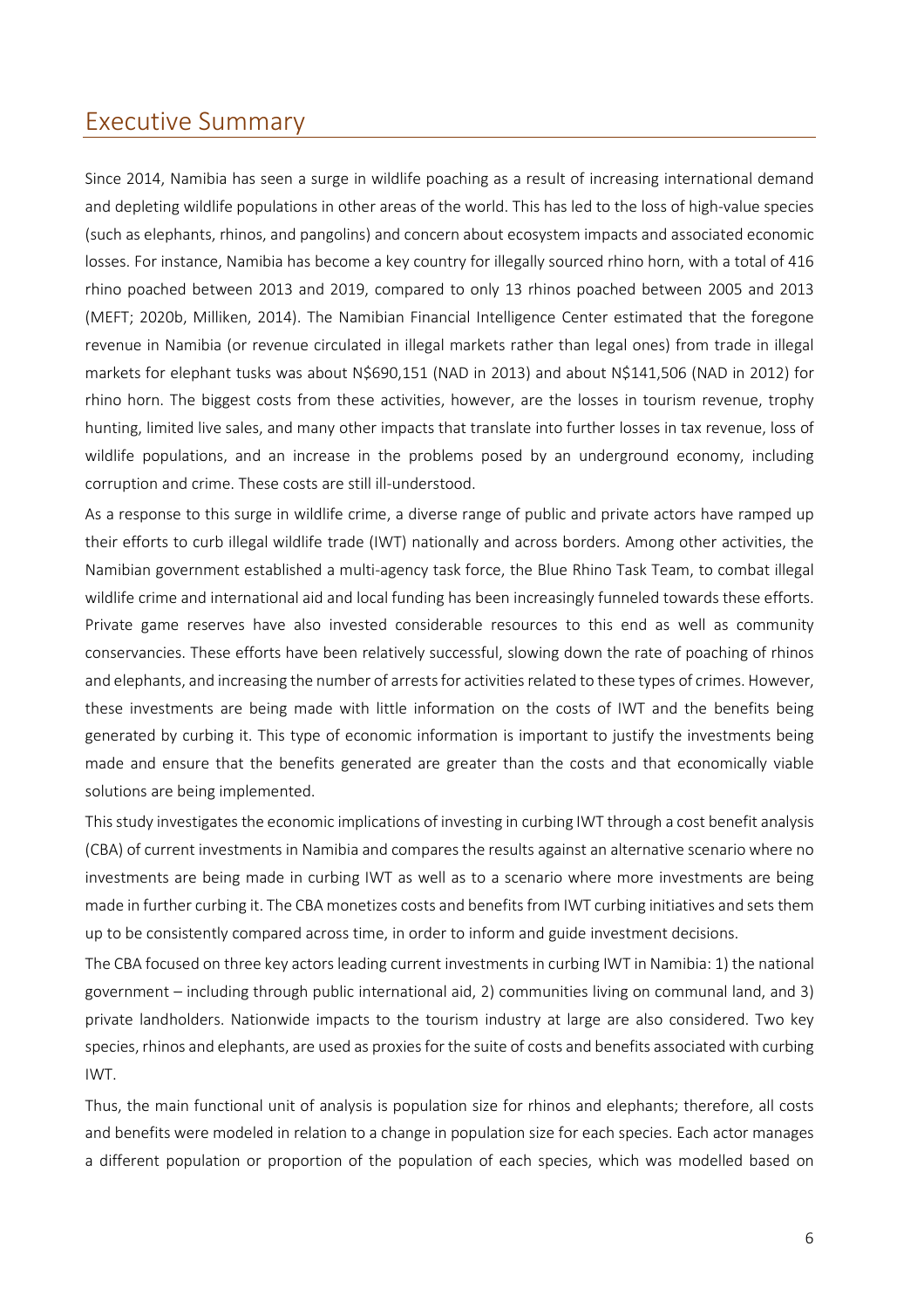# Executive Summary

Since 2014, Namibia has seen a surge in wildlife poaching as a result of increasing international demand and depleting wildlife populations in other areas of the world. This has led to the loss of high-value species (such as elephants, rhinos, and pangolins) and concern about ecosystem impacts and associated economic losses. For instance, Namibia has become a key country for illegally sourced rhino horn, with a total of 416 rhino poached between 2013 and 2019, compared to only 13 rhinos poached between 2005 and 2013 (MEFT; 2020b, Milliken, 2014). The Namibian Financial Intelligence Center estimated that the foregone revenue in Namibia (or revenue circulated in illegal markets rather than legal ones) from trade in illegal markets for elephant tusks was about N$690,151 (NAD in 2013) and about N$141,506 (NAD in 2012) for rhino horn. The biggest costs from these activities, however, are the losses in tourism revenue, trophy hunting, limited live sales, and many other impacts that translate into further losses in tax revenue, loss of wildlife populations, and an increase in the problems posed by an underground economy, including corruption and crime. These costs are still ill-understood.

As a response to this surge in wildlife crime, a diverse range of public and private actors have ramped up their efforts to curb illegal wildlife trade (IWT) nationally and across borders. Among other activities, the Namibian government established a multi-agency task force, the Blue Rhino Task Team, to combat illegal wildlife crime and international aid and local funding has been increasingly funneled towards these efforts. Private game reserves have also invested considerable resources to this end as well as community conservancies. These efforts have been relatively successful, slowing down the rate of poaching of rhinos and elephants, and increasing the number of arrests for activities related to these types of crimes. However, these investments are being made with little information on the costs of IWT and the benefits being generated by curbing it. This type of economic information is important to justify the investments being made and ensure that the benefits generated are greater than the costs and that economically viable solutions are being implemented.

This study investigates the economic implications of investing in curbing IWT through a cost benefit analysis (CBA) of current investments in Namibia and compares the results against an alternative scenario where no investments are being made in curbing IWT as well as to a scenario where more investments are being made in further curbing it. The CBA monetizes costs and benefits from IWT curbing initiatives and sets them up to be consistently compared across time, in order to inform and guide investment decisions.

The CBA focused on three key actors leading current investments in curbing IWT in Namibia: 1) the national government – including through public international aid, 2) communities living on communal land, and 3) private landholders. Nationwide impacts to the tourism industry at large are also considered. Two key species, rhinos and elephants, are used as proxies for the suite of costs and benefits associated with curbing IWT.

Thus, the main functional unit of analysis is population size for rhinos and elephants; therefore, all costs and benefits were modeled in relation to a change in population size for each species. Each actor manages a different population or proportion of the population of each species, which was modelled based on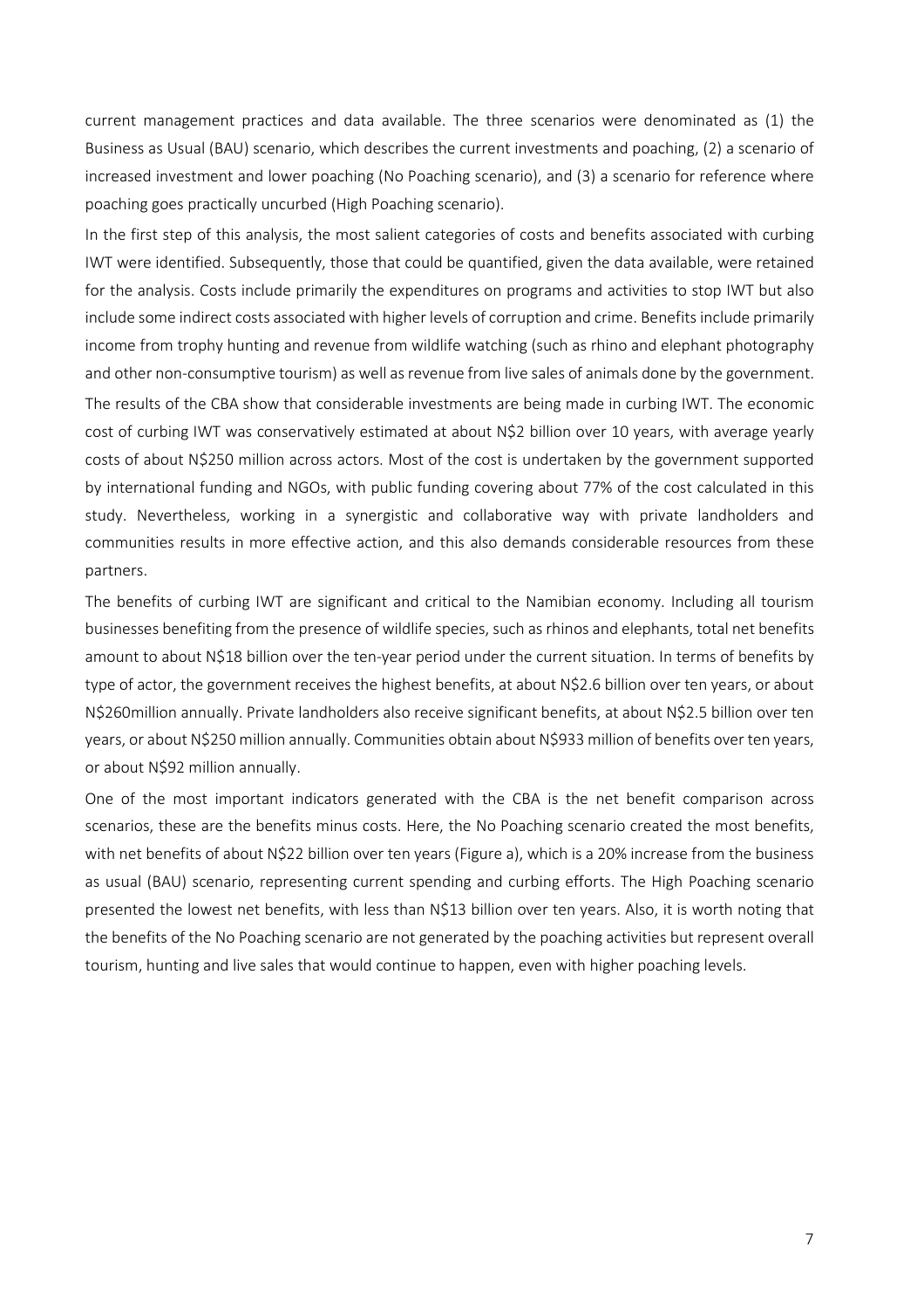current management practices and data available. The three scenarios were denominated as (1) the Business as Usual (BAU) scenario, which describes the current investments and poaching, (2) a scenario of increased investment and lower poaching (No Poaching scenario), and (3) a scenario for reference where poaching goes practically uncurbed (High Poaching scenario).

In the first step of this analysis, the most salient categories of costs and benefits associated with curbing IWT were identified. Subsequently, those that could be quantified, given the data available, were retained for the analysis. Costs include primarily the expenditures on programs and activities to stop IWT but also include some indirect costs associated with higher levels of corruption and crime. Benefits include primarily income from trophy hunting and revenue from wildlife watching (such as rhino and elephant photography and other non-consumptive tourism) as well as revenue from live sales of animals done by the government.

The results of the CBA show that considerable investments are being made in curbing IWT. The economic cost of curbing IWT was conservatively estimated at about N$2 billion over 10 years, with average yearly costs of about N$250 million across actors. Most of the cost is undertaken by the government supported by international funding and NGOs, with public funding covering about 77% of the cost calculated in this study. Nevertheless, working in a synergistic and collaborative way with private landholders and communities results in more effective action, and this also demands considerable resources from these partners.

The benefits of curbing IWT are significant and critical to the Namibian economy. Including all tourism businesses benefiting from the presence of wildlife species, such as rhinos and elephants, total net benefits amount to about N$18 billion over the ten-year period under the current situation. In terms of benefits by type of actor, the government receives the highest benefits, at about N$2.6 billion over ten years, or about N$260million annually. Private landholders also receive significant benefits, at about N$2.5 billion over ten years, or about N$250 million annually. Communities obtain about N$933 million of benefits over ten years, or about N$92 million annually.

One of the most important indicators generated with the CBA is the net benefit comparison across scenarios, these are the benefits minus costs. Here, the No Poaching scenario created the most benefits, with net benefits of about N$22 billion over ten years (Figure a), which is a 20% increase from the business as usual (BAU) scenario, representing current spending and curbing efforts. The High Poaching scenario presented the lowest net benefits, with less than N$13 billion over ten years. Also, it is worth noting that the benefits of the No Poaching scenario are not generated by the poaching activities but represent overall tourism, hunting and live sales that would continue to happen, even with higher poaching levels.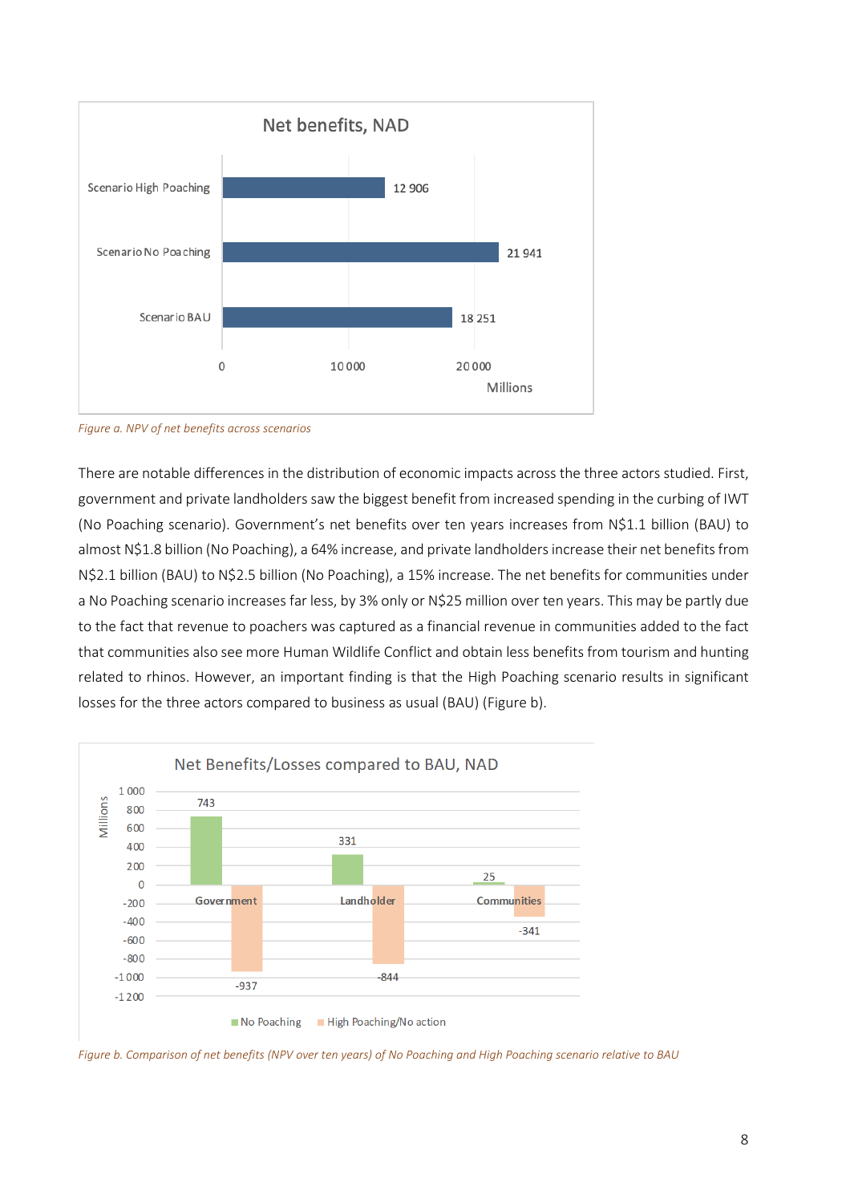Figure a. NPV of net benefits across scenarios

There are notable differences in the distribution of economic impacts across the three actors studied. First, government and private landholders saw the biggest benefit from increased spending in the curbing of IWT (No Poaching scenario). Government's net benefits over ten years increases from N$1.1 billion (BAU) to almost N$1.8 billion (No Poaching), a 64% increase, and private landholders increase their net benefits from N$2.1 billion (BAU) to N$2.5 billion (No Poaching), a 15% increase. The net benefits for communities under a No Poaching scenario increases far less, by 3% only or N$25 million over ten years. This may be partly due to the fact that revenue to poachers was captured as a financial revenue in communities added to the fact that communities also see more Human Wildlife Conflict and obtain less benefits from tourism and hunting related to rhinos. However, an important finding is that the High Poaching scenario results in significant losses for the three actors compared to business as usual (BAU) (Figure b).

Figure b. Comparison of net benefits (NPV over ten years) of No Poaching and High Poaching scenario relative to BAU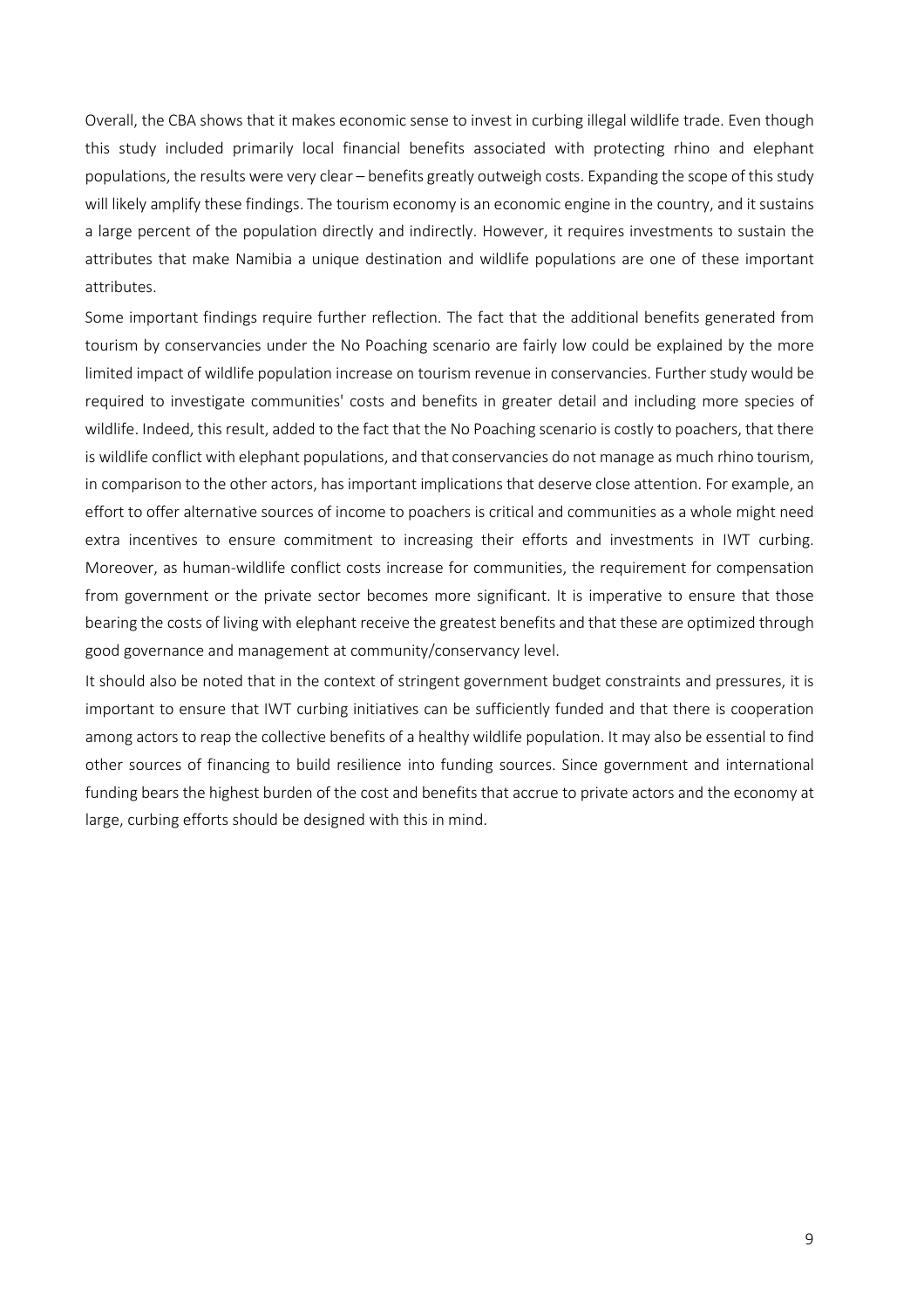Overall, the CBA shows that it makes economic sense to invest in curbing illegal wildlife trade. Even though this study included primarily local financial benefits associated with protecting rhino and elephant populations, the results were very clear – benefits greatly outweigh costs. Expanding the scope of this study will likely amplify these findings. The tourism economy is an economic engine in the country, and it sustains a large percent of the population directly and indirectly. However, it requires investments to sustain the attributes that make Namibia a unique destination and wildlife populations are one of these important attributes.

Some important findings require further reflection. The fact that the additional benefits generated from tourism by conservancies under the No Poaching scenario are fairly low could be explained by the more limited impact of wildlife population increase on tourism revenue in conservancies. Further study would be required to investigate communities' costs and benefits in greater detail and including more species of wildlife. Indeed, this result, added to the fact that the No Poaching scenario is costly to poachers, that there is wildlife conflict with elephant populations, and that conservancies do not manage as much rhino tourism, in comparison to the other actors, has important implications that deserve close attention. For example, an effort to offer alternative sources of income to poachers is critical and communities as a whole might need extra incentives to ensure commitment to increasing their efforts and investments in IWT curbing. Moreover, as human-wildlife conflict costs increase for communities, the requirement for compensation from government or the private sector becomes more significant. It is imperative to ensure that those bearing the costs of living with elephant receive the greatest benefits and that these are optimized through good governance and management at community/conservancy level.

It should also be noted that in the context of stringent government budget constraints and pressures, it is important to ensure that IWT curbing initiatives can be sufficiently funded and that there is cooperation among actors to reap the collective benefits of a healthy wildlife population. It may also be essential to find other sources of financing to build resilience into funding sources. Since government and international funding bears the highest burden of the cost and benefits that accrue to private actors and the economy at large, curbing efforts should be designed with this in mind.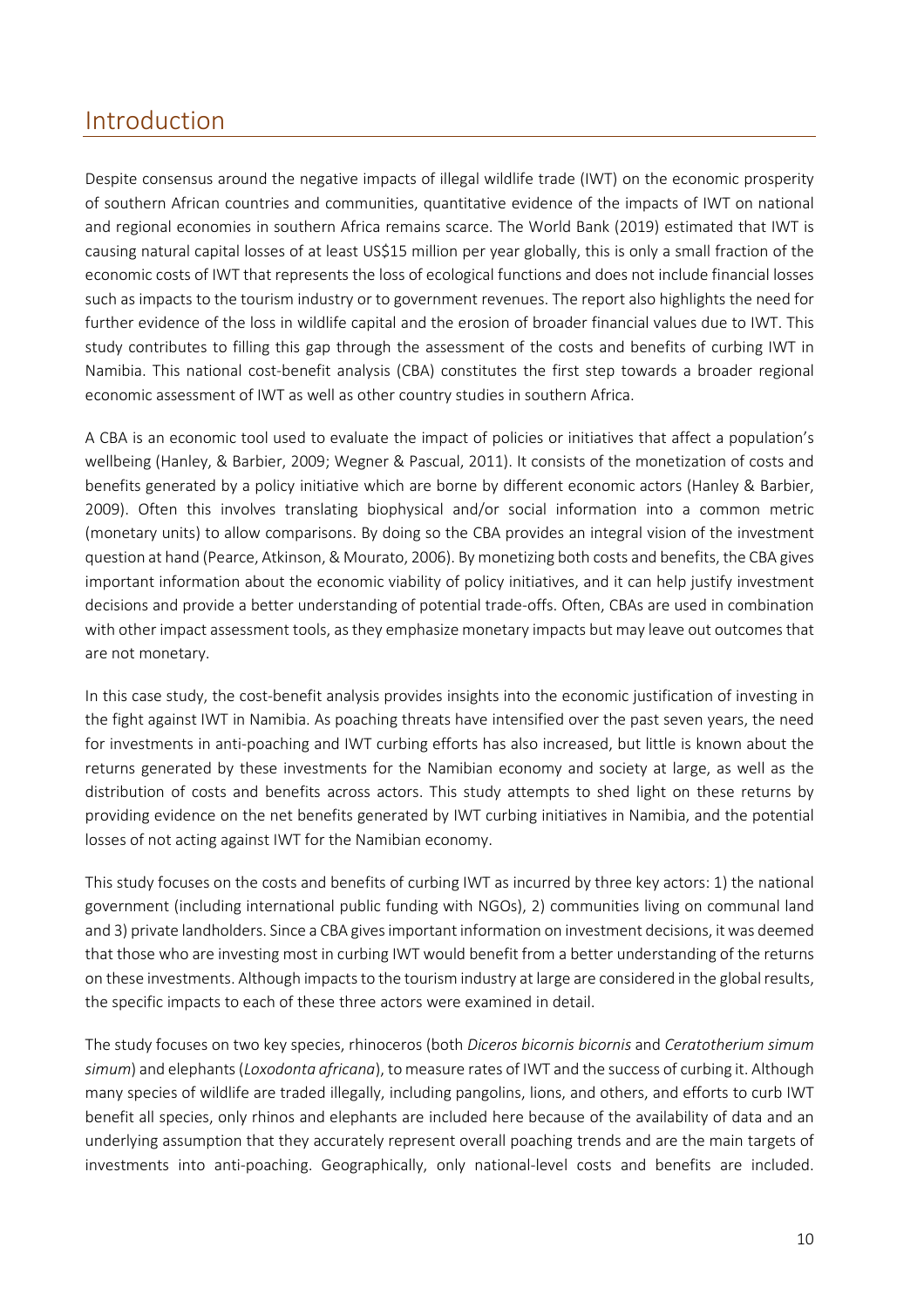# Introduction

Despite consensus around the negative impacts of illegal wildlife trade (IWT) on the economic prosperity of southern African countries and communities, quantitative evidence of the impacts of IWT on national and regional economies in southern Africa remains scarce. The World Bank (2019) estimated that IWT is causing natural capital losses of at least US$15 million per year globally, this is only a small fraction of the economic costs of IWT that represents the loss of ecological functions and does not include financial losses such as impacts to the tourism industry or to government revenues. The report also highlights the need for further evidence of the loss in wildlife capital and the erosion of broader financial values due to IWT. This study contributes to filling this gap through the assessment of the costs and benefits of curbing IWT in Namibia. This national cost-benefit analysis (CBA) constitutes the first step towards a broader regional economic assessment of IWT as well as other country studies in southern Africa.

A CBA is an economic tool used to evaluate the impact of policies or initiatives that affect a population's wellbeing (Hanley, & Barbier, 2009; Wegner & Pascual, 2011). It consists of the monetization of costs and benefits generated by a policy initiative which are borne by different economic actors (Hanley & Barbier, 2009). Often this involves translating biophysical and/or social information into a common metric (monetary units) to allow comparisons. By doing so the CBA provides an integral vision of the investment question at hand (Pearce, Atkinson, & Mourato, 2006). By monetizing both costs and benefits, the CBA gives important information about the economic viability of policy initiatives, and it can help justify investment decisions and provide a better understanding of potential trade-offs. Often, CBAs are used in combination with other impact assessment tools, as they emphasize monetary impacts but may leave out outcomes that are not monetary.

In this case study, the cost-benefit analysis provides insights into the economic justification of investing in the fight against IWT in Namibia. As poaching threats have intensified over the past seven years, the need for investments in anti-poaching and IWT curbing efforts has also increased, but little is known about the returns generated by these investments for the Namibian economy and society at large, as well as the distribution of costs and benefits across actors. This study attempts to shed light on these returns by providing evidence on the net benefits generated by IWT curbing initiatives in Namibia, and the potential losses of not acting against IWT for the Namibian economy.

This study focuses on the costs and benefits of curbing IWT as incurred by three key actors: 1) the national government (including international public funding with NGOs), 2) communities living on communal land and 3) private landholders. Since a CBA gives important information on investment decisions, it was deemed that those who are investing most in curbing IWT would benefit from a better understanding of the returns on these investments. Although impacts to the tourism industry at large are considered in the global results, the specific impacts to each of these three actors were examined in detail.

The study focuses on two key species, rhinoceros (both *Diceros bicornis bicornis* and *Ceratotherium simum simum*) and elephants (*Loxodonta africana*), to measure rates of IWT and the success of curbing it. Although many species of wildlife are traded illegally, including pangolins, lions, and others, and efforts to curb IWT benefit all species, only rhinos and elephants are included here because of the availability of data and an underlying assumption that they accurately represent overall poaching trends and are the main targets of investments into anti-poaching. Geographically, only national-level costs and benefits are included.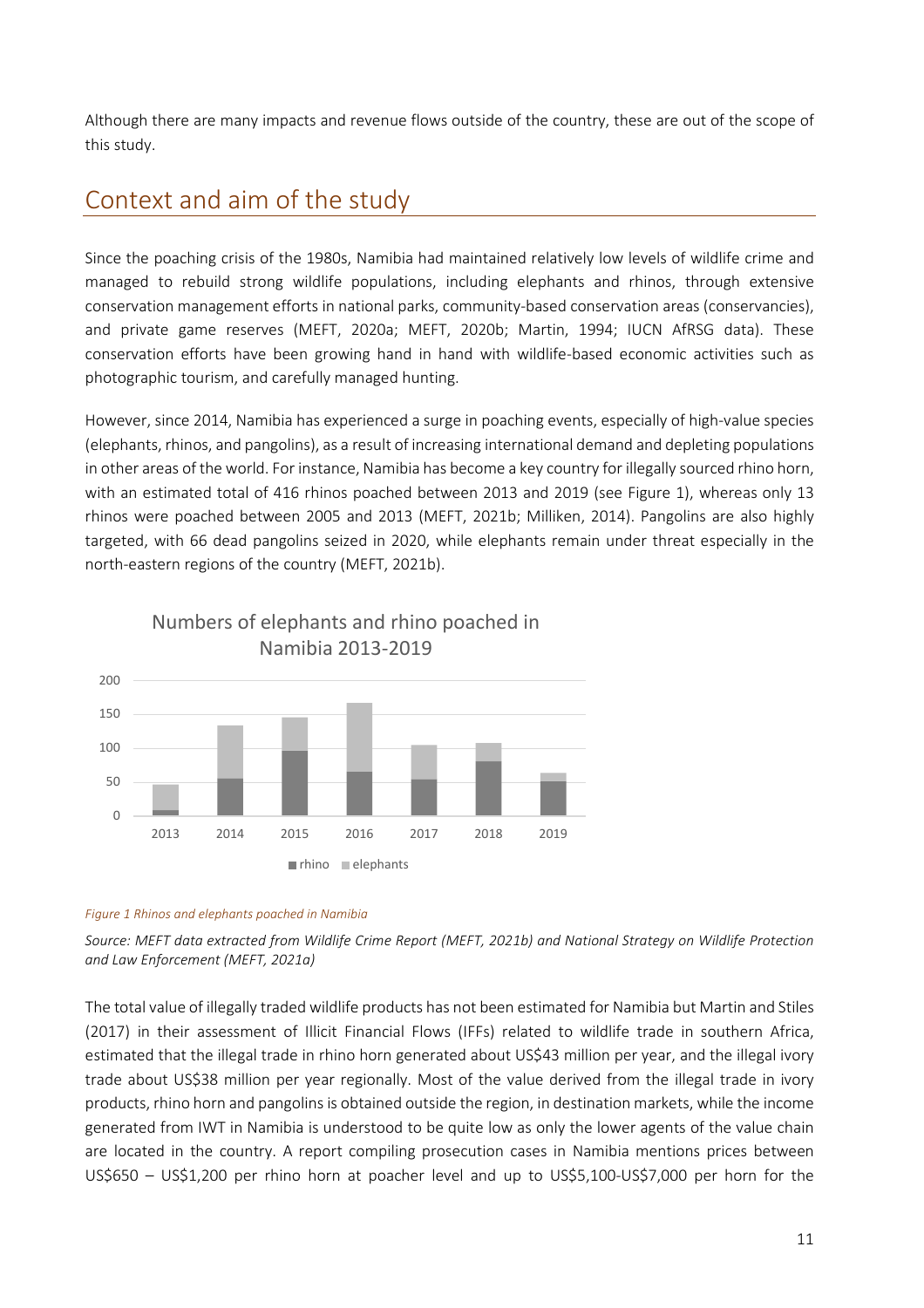Although there are many impacts and revenue flows outside of the country, these are out of the scope of this study.

## Context and aim of the study

Since the poaching crisis of the 1980s, Namibia had maintained relatively low levels of wildlife crime and managed to rebuild strong wildlife populations, including elephants and rhinos, through extensive conservation management efforts in national parks, community-based conservation areas (conservancies), and private game reserves (MEFT, 2020a; MEFT, 2020b; Martin, 1994; IUCN AfRSG data). These conservation efforts have been growing hand in hand with wildlife-based economic activities such as photographic tourism, and carefully managed hunting.

However, since 2014, Namibia has experienced a surge in poaching events, especially of high-value species (elephants, rhinos, and pangolins), as a result of increasing international demand and depleting populations in other areas of the world. For instance, Namibia has become a key country for illegally sourced rhino horn, with an estimated total of 416 rhinos poached between 2013 and 2019 (see Figure 1), whereas only 13 rhinos were poached between 2005 and 2013 (MEFT, 2021b; Milliken, 2014). Pangolins are also highly targeted, with 66 dead pangolins seized in 2020, while elephants remain under threat especially in the north-eastern regions of the country (MEFT, 2021b).

Numbers of elephants and rhino poached in Namibia 2013-2019

*Figure 1 Rhinos and elephants poached in Namibia*

*Source: MEFT data extracted from Wildlife Crime Report (MEFT, 2021b) and National Strategy on Wildlife Protection and Law Enforcement (MEFT, 2021a)*

The total value of illegally traded wildlife products has not been estimated for Namibia but Martin and Stiles (2017) in their assessment of Illicit Financial Flows (IFFs) related to wildlife trade in southern Africa, estimated that the illegal trade in rhino horn generated about US$43 million per year, and the illegal ivory trade about US$38 million per year regionally. Most of the value derived from the illegal trade in ivory products, rhino horn and pangolins is obtained outside the region, in destination markets, while the income generated from IWT in Namibia is understood to be quite low as only the lower agents of the value chain are located in the country. A report compiling prosecution cases in Namibia mentions prices between US$650 – US$1,200 per rhino horn at poacher level and up to US$5,100-US$7,000 per horn for the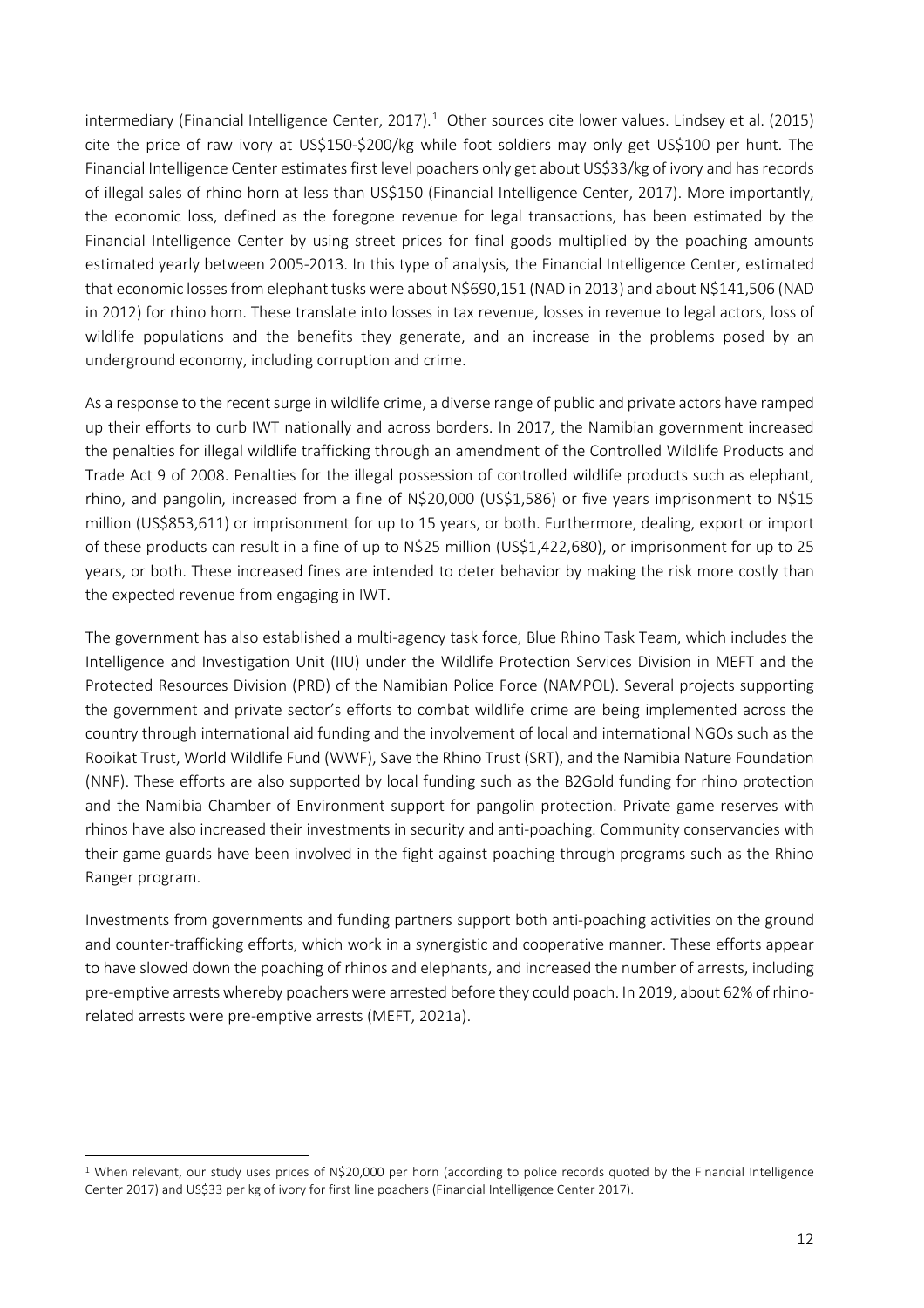intermediary (Financial Intelligence Center, 2017).[1] Other sources cite lower values. Lindsey et al. (2015) cite the price of raw ivory at US$150-$200/kg while foot soldiers may only get US$100 per hunt. The Financial Intelligence Center estimates first level poachers only get about US$33/kg of ivory and has records of illegal sales of rhino horn at less than US$150 (Financial Intelligence Center, 2017). More importantly, the economic loss, defined as the foregone revenue for legal transactions, has been estimated by the Financial Intelligence Center by using street prices for final goods multiplied by the poaching amounts estimated yearly between 2005-2013. In this type of analysis, the Financial Intelligence Center, estimated that economic losses from elephant tusks were about N$690,151 (NAD in 2013) and about N$141,506 (NAD in 2012) for rhino horn. These translate into losses in tax revenue, losses in revenue to legal actors, loss of wildlife populations and the benefits they generate, and an increase in the problems posed by an underground economy, including corruption and crime.

As a response to the recent surge in wildlife crime, a diverse range of public and private actors have ramped up their efforts to curb IWT nationally and across borders. In 2017, the Namibian government increased the penalties for illegal wildlife trafficking through an amendment of the Controlled Wildlife Products and Trade Act 9 of 2008. Penalties for the illegal possession of controlled wildlife products such as elephant, rhino, and pangolin, increased from a fine of N$20,000 (US$1,586) or five years imprisonment to N$15 million (US$853,611) or imprisonment for up to 15 years, or both. Furthermore, dealing, export or import of these products can result in a fine of up to N$25 million (US$1,422,680), or imprisonment for up to 25 years, or both. These increased fines are intended to deter behavior by making the risk more costly than the expected revenue from engaging in IWT.

The government has also established a multi-agency task force, Blue Rhino Task Team, which includes the Intelligence and Investigation Unit (IIU) under the Wildlife Protection Services Division in MEFT and the Protected Resources Division (PRD) of the Namibian Police Force (NAMPOL). Several projects supporting the government and private sector's efforts to combat wildlife crime are being implemented across the country through international aid funding and the involvement of local and international NGOs such as the Rooikat Trust, World Wildlife Fund (WWF), Save the Rhino Trust (SRT), and the Namibia Nature Foundation (NNF). These efforts are also supported by local funding such as the B2Gold funding for rhino protection and the Namibia Chamber of Environment support for pangolin protection. Private game reserves with rhinos have also increased their investments in security and anti-poaching. Community conservancies with their game guards have been involved in the fight against poaching through programs such as the Rhino Ranger program.

Investments from governments and funding partners support both anti-poaching activities on the ground and counter-trafficking efforts, which work in a synergistic and cooperative manner. These efforts appear to have slowed down the poaching of rhinos and elephants, and increased the number of arrests, including pre-emptive arrests whereby poachers were arrested before they could poach. In 2019, about 62% of rhino-related arrests were pre-emptive arrests (MEFT, 2021a).

---

[1] When relevant, our study uses prices of N$20,000 per horn (according to police records quoted by the Financial Intelligence Center 2017) and US$33 per kg of ivory for first line poachers (Financial Intelligence Center 2017).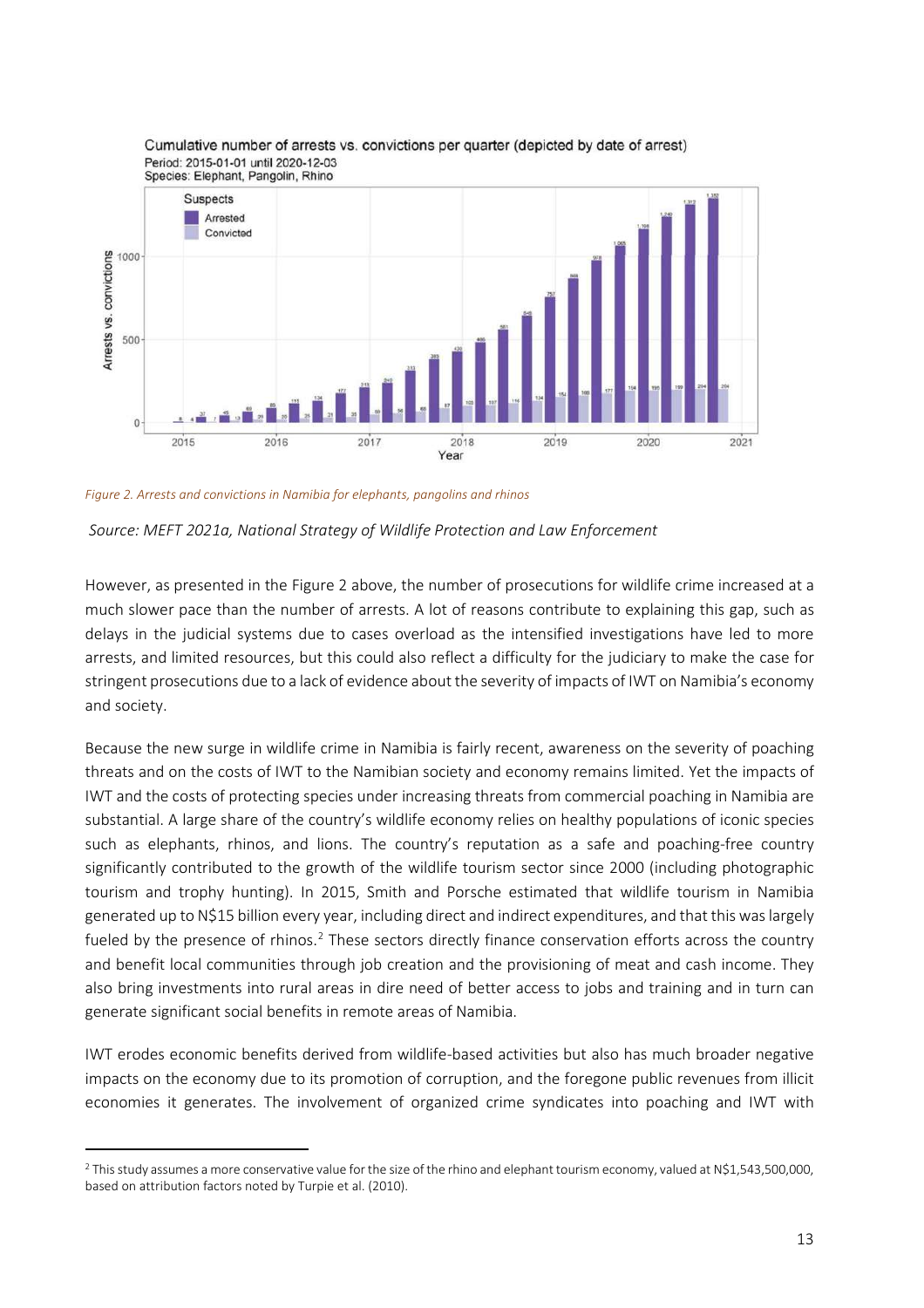*Figure 2. Arrests and convictions in Namibia for elephants, pangolins and rhinos*

*Source: MEFT 2021a, National Strategy of Wildlife Protection and Law Enforcement*

However, as presented in the Figure 2 above, the number of prosecutions for wildlife crime increased at a much slower pace than the number of arrests. A lot of reasons contribute to explaining this gap, such as delays in the judicial systems due to cases overload as the intensified investigations have led to more arrests, and limited resources, but this could also reflect a difficulty for the judiciary to make the case for stringent prosecutions due to a lack of evidence about the severity of impacts of IWT on Namibia's economy and society.

Because the new surge in wildlife crime in Namibia is fairly recent, awareness on the severity of poaching threats and on the costs of IWT to the Namibian society and economy remains limited. Yet the impacts of IWT and the costs of protecting species under increasing threats from commercial poaching in Namibia are substantial. A large share of the country's wildlife economy relies on healthy populations of iconic species such as elephants, rhinos, and lions. The country's reputation as a safe and poaching-free country significantly contributed to the growth of the wildlife tourism sector since 2000 (including photographic tourism and trophy hunting). In 2015, Smith and Porsche estimated that wildlife tourism in Namibia generated up to N$15 billion every year, including direct and indirect expenditures, and that this was largely fueled by the presence of rhinos.[2] These sectors directly finance conservation efforts across the country and benefit local communities through job creation and the provisioning of meat and cash income. They also bring investments into rural areas in dire need of better access to jobs and training and in turn can generate significant social benefits in remote areas of Namibia.

IWT erodes economic benefits derived from wildlife-based activities but also has much broader negative impacts on the economy due to its promotion of corruption, and the foregone public revenues from illicit economies it generates. The involvement of organized crime syndicates into poaching and IWT with

[2] This study assumes a more conservative value for the size of the rhino and elephant tourism economy, valued at N$1,543,500,000, based on attribution factors noted by Turpie et al. (2010).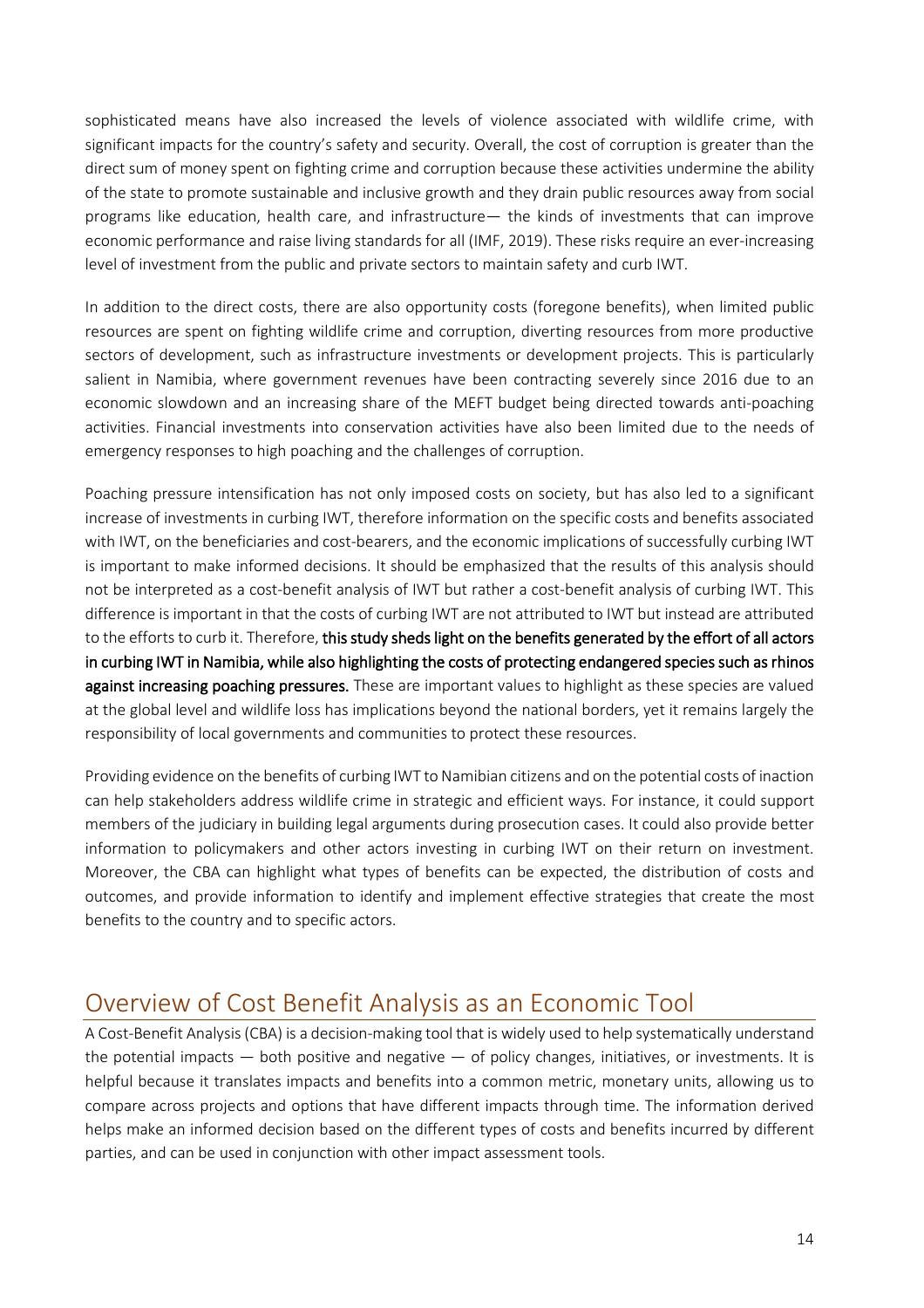sophisticated means have also increased the levels of violence associated with wildlife crime, with significant impacts for the country's safety and security. Overall, the cost of corruption is greater than the direct sum of money spent on fighting crime and corruption because these activities undermine the ability of the state to promote sustainable and inclusive growth and they drain public resources away from social programs like education, health care, and infrastructure— the kinds of investments that can improve economic performance and raise living standards for all (IMF, 2019). These risks require an ever-increasing level of investment from the public and private sectors to maintain safety and curb IWT.

In addition to the direct costs, there are also opportunity costs (foregone benefits), when limited public resources are spent on fighting wildlife crime and corruption, diverting resources from more productive sectors of development, such as infrastructure investments or development projects. This is particularly salient in Namibia, where government revenues have been contracting severely since 2016 due to an economic slowdown and an increasing share of the MEFT budget being directed towards anti-poaching activities. Financial investments into conservation activities have also been limited due to the needs of emergency responses to high poaching and the challenges of corruption.

Poaching pressure intensification has not only imposed costs on society, but has also led to a significant increase of investments in curbing IWT, therefore information on the specific costs and benefits associated with IWT, on the beneficiaries and cost-bearers, and the economic implications of successfully curbing IWT is important to make informed decisions. It should be emphasized that the results of this analysis should not be interpreted as a cost-benefit analysis of IWT but rather a cost-benefit analysis of curbing IWT. This difference is important in that the costs of curbing IWT are not attributed to IWT but instead are attributed to the efforts to curb it. Therefore, **this study sheds light on the benefits generated by the effort of all actors in curbing IWT in Namibia, while also highlighting the costs of protecting endangered species such as rhinos against increasing poaching pressures.** These are important values to highlight as these species are valued at the global level and wildlife loss has implications beyond the national borders, yet it remains largely the responsibility of local governments and communities to protect these resources.

Providing evidence on the benefits of curbing IWT to Namibian citizens and on the potential costs of inaction can help stakeholders address wildlife crime in strategic and efficient ways. For instance, it could support members of the judiciary in building legal arguments during prosecution cases. It could also provide better information to policymakers and other actors investing in curbing IWT on their return on investment. Moreover, the CBA can highlight what types of benefits can be expected, the distribution of costs and outcomes, and provide information to identify and implement effective strategies that create the most benefits to the country and to specific actors.

## Overview of Cost Benefit Analysis as an Economic Tool

A Cost-Benefit Analysis (CBA) is a decision-making tool that is widely used to help systematically understand the potential impacts — both positive and negative — of policy changes, initiatives, or investments. It is helpful because it translates impacts and benefits into a common metric, monetary units, allowing us to compare across projects and options that have different impacts through time. The information derived helps make an informed decision based on the different types of costs and benefits incurred by different parties, and can be used in conjunction with other impact assessment tools.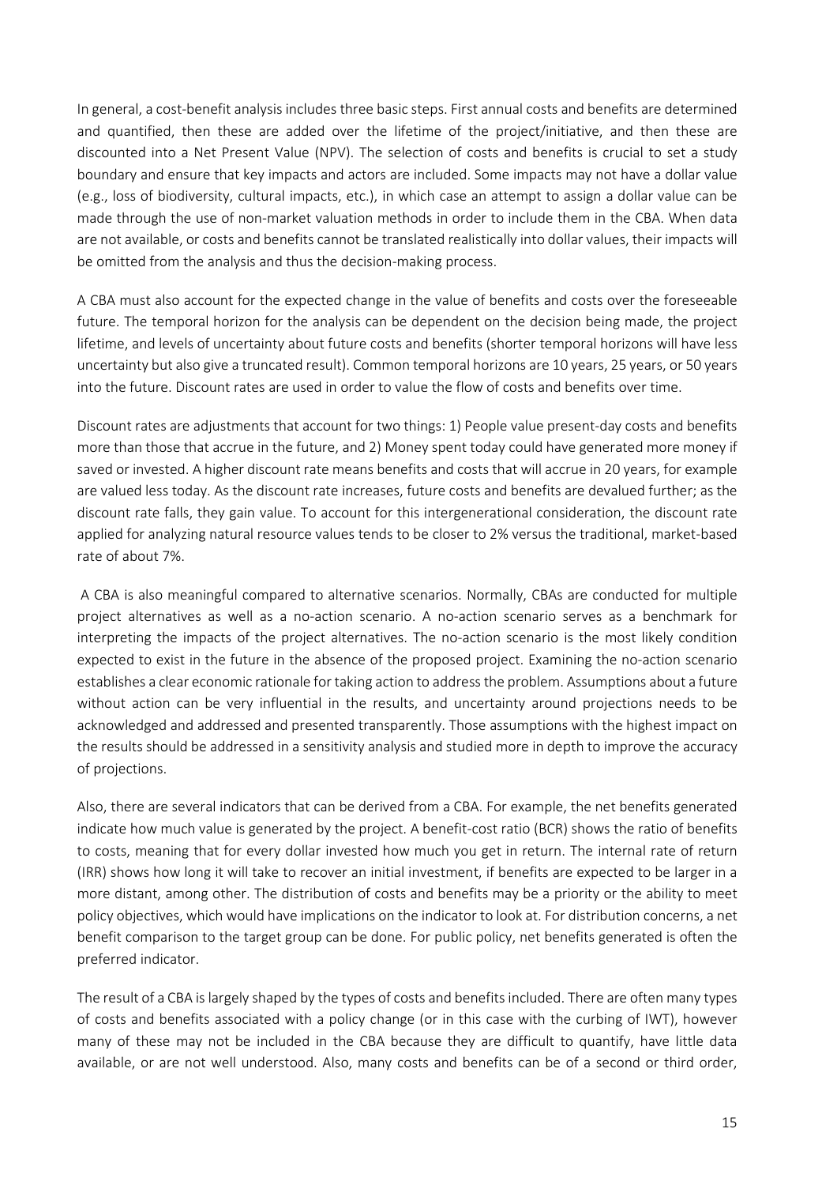In general, a cost-benefit analysis includes three basic steps. First annual costs and benefits are determined and quantified, then these are added over the lifetime of the project/initiative, and then these are discounted into a Net Present Value (NPV). The selection of costs and benefits is crucial to set a study boundary and ensure that key impacts and actors are included. Some impacts may not have a dollar value (e.g., loss of biodiversity, cultural impacts, etc.), in which case an attempt to assign a dollar value can be made through the use of non-market valuation methods in order to include them in the CBA. When data are not available, or costs and benefits cannot be translated realistically into dollar values, their impacts will be omitted from the analysis and thus the decision-making process.

A CBA must also account for the expected change in the value of benefits and costs over the foreseeable future. The temporal horizon for the analysis can be dependent on the decision being made, the project lifetime, and levels of uncertainty about future costs and benefits (shorter temporal horizons will have less uncertainty but also give a truncated result). Common temporal horizons are 10 years, 25 years, or 50 years into the future. Discount rates are used in order to value the flow of costs and benefits over time.

Discount rates are adjustments that account for two things: 1) People value present-day costs and benefits more than those that accrue in the future, and 2) Money spent today could have generated more money if saved or invested. A higher discount rate means benefits and costs that will accrue in 20 years, for example are valued less today. As the discount rate increases, future costs and benefits are devalued further; as the discount rate falls, they gain value. To account for this intergenerational consideration, the discount rate applied for analyzing natural resource values tends to be closer to 2% versus the traditional, market-based rate of about 7%.

A CBA is also meaningful compared to alternative scenarios. Normally, CBAs are conducted for multiple project alternatives as well as a no-action scenario. A no-action scenario serves as a benchmark for interpreting the impacts of the project alternatives. The no-action scenario is the most likely condition expected to exist in the future in the absence of the proposed project. Examining the no-action scenario establishes a clear economic rationale for taking action to address the problem. Assumptions about a future without action can be very influential in the results, and uncertainty around projections needs to be acknowledged and addressed and presented transparently. Those assumptions with the highest impact on the results should be addressed in a sensitivity analysis and studied more in depth to improve the accuracy of projections.

Also, there are several indicators that can be derived from a CBA. For example, the net benefits generated indicate how much value is generated by the project. A benefit-cost ratio (BCR) shows the ratio of benefits to costs, meaning that for every dollar invested how much you get in return. The internal rate of return (IRR) shows how long it will take to recover an initial investment, if benefits are expected to be larger in a more distant, among other. The distribution of costs and benefits may be a priority or the ability to meet policy objectives, which would have implications on the indicator to look at. For distribution concerns, a net benefit comparison to the target group can be done. For public policy, net benefits generated is often the preferred indicator.

The result of a CBA is largely shaped by the types of costs and benefits included. There are often many types of costs and benefits associated with a policy change (or in this case with the curbing of IWT), however many of these may not be included in the CBA because they are difficult to quantify, have little data available, or are not well understood. Also, many costs and benefits can be of a second or third order,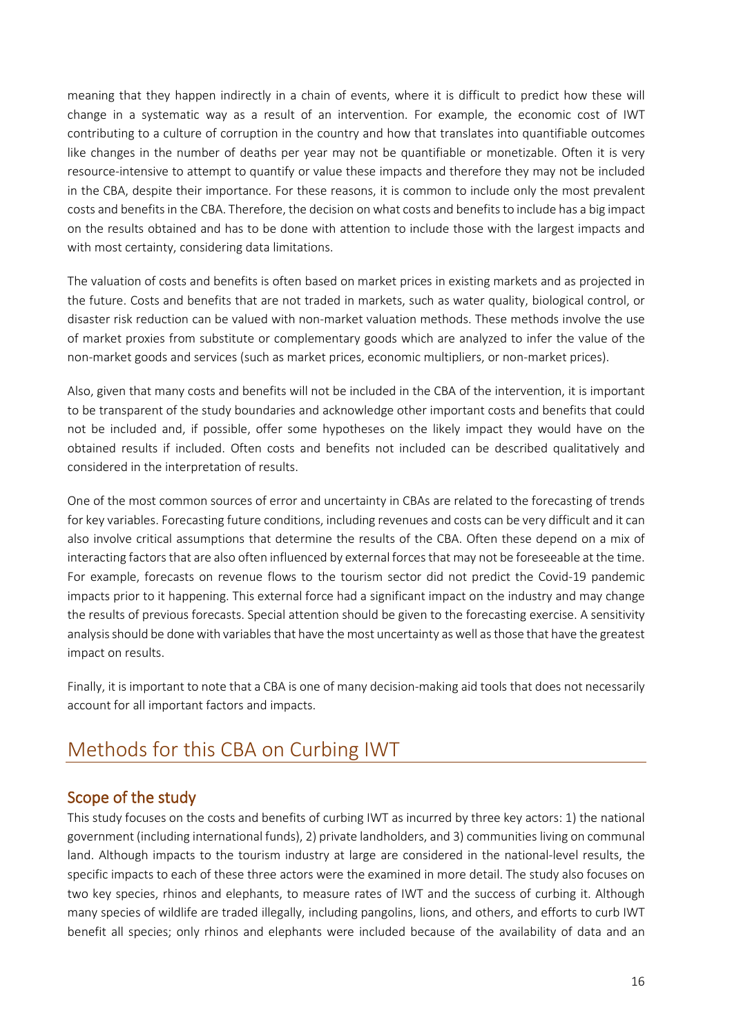meaning that they happen indirectly in a chain of events, where it is difficult to predict how these will change in a systematic way as a result of an intervention. For example, the economic cost of IWT contributing to a culture of corruption in the country and how that translates into quantifiable outcomes like changes in the number of deaths per year may not be quantifiable or monetizable. Often it is very resource-intensive to attempt to quantify or value these impacts and therefore they may not be included in the CBA, despite their importance. For these reasons, it is common to include only the most prevalent costs and benefits in the CBA. Therefore, the decision on what costs and benefits to include has a big impact on the results obtained and has to be done with attention to include those with the largest impacts and with most certainty, considering data limitations.

The valuation of costs and benefits is often based on market prices in existing markets and as projected in the future. Costs and benefits that are not traded in markets, such as water quality, biological control, or disaster risk reduction can be valued with non-market valuation methods. These methods involve the use of market proxies from substitute or complementary goods which are analyzed to infer the value of the non-market goods and services (such as market prices, economic multipliers, or non-market prices).

Also, given that many costs and benefits will not be included in the CBA of the intervention, it is important to be transparent of the study boundaries and acknowledge other important costs and benefits that could not be included and, if possible, offer some hypotheses on the likely impact they would have on the obtained results if included. Often costs and benefits not included can be described qualitatively and considered in the interpretation of results.

One of the most common sources of error and uncertainty in CBAs are related to the forecasting of trends for key variables. Forecasting future conditions, including revenues and costs can be very difficult and it can also involve critical assumptions that determine the results of the CBA. Often these depend on a mix of interacting factors that are also often influenced by external forces that may not be foreseeable at the time. For example, forecasts on revenue flows to the tourism sector did not predict the Covid-19 pandemic impacts prior to it happening. This external force had a significant impact on the industry and may change the results of previous forecasts. Special attention should be given to the forecasting exercise. A sensitivity analysis should be done with variables that have the most uncertainty as well as those that have the greatest impact on results.

Finally, it is important to note that a CBA is one of many decision-making aid tools that does not necessarily account for all important factors and impacts.

# Methods for this CBA on Curbing IWT

## Scope of the study

This study focuses on the costs and benefits of curbing IWT as incurred by three key actors: 1) the national government (including international funds), 2) private landholders, and 3) communities living on communal land. Although impacts to the tourism industry at large are considered in the national-level results, the specific impacts to each of these three actors were the examined in more detail. The study also focuses on two key species, rhinos and elephants, to measure rates of IWT and the success of curbing it. Although many species of wildlife are traded illegally, including pangolins, lions, and others, and efforts to curb IWT benefit all species; only rhinos and elephants were included because of the availability of data and an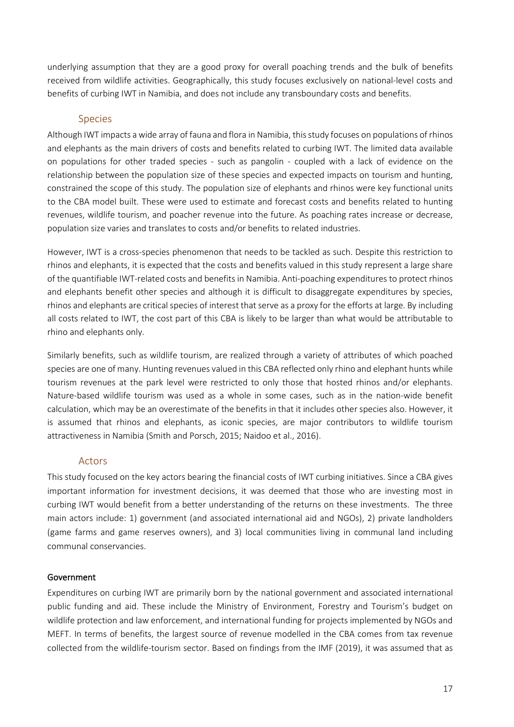underlying assumption that they are a good proxy for overall poaching trends and the bulk of benefits received from wildlife activities. Geographically, this study focuses exclusively on national-level costs and benefits of curbing IWT in Namibia, and does not include any transboundary costs and benefits.

### Species

Although IWT impacts a wide array of fauna and flora in Namibia, this study focuses on populations of rhinos and elephants as the main drivers of costs and benefits related to curbing IWT. The limited data available on populations for other traded species - such as pangolin - coupled with a lack of evidence on the relationship between the population size of these species and expected impacts on tourism and hunting, constrained the scope of this study. The population size of elephants and rhinos were key functional units to the CBA model built. These were used to estimate and forecast costs and benefits related to hunting revenues, wildlife tourism, and poacher revenue into the future. As poaching rates increase or decrease, population size varies and translates to costs and/or benefits to related industries.

However, IWT is a cross-species phenomenon that needs to be tackled as such. Despite this restriction to rhinos and elephants, it is expected that the costs and benefits valued in this study represent a large share of the quantifiable IWT-related costs and benefits in Namibia. Anti-poaching expenditures to protect rhinos and elephants benefit other species and although it is difficult to disaggregate expenditures by species, rhinos and elephants are critical species of interest that serve as a proxy for the efforts at large. By including all costs related to IWT, the cost part of this CBA is likely to be larger than what would be attributable to rhino and elephants only.

Similarly benefits, such as wildlife tourism, are realized through a variety of attributes of which poached species are one of many. Hunting revenues valued in this CBA reflected only rhino and elephant hunts while tourism revenues at the park level were restricted to only those that hosted rhinos and/or elephants. Nature-based wildlife tourism was used as a whole in some cases, such as in the nation-wide benefit calculation, which may be an overestimate of the benefits in that it includes other species also. However, it is assumed that rhinos and elephants, as iconic species, are major contributors to wildlife tourism attractiveness in Namibia (Smith and Porsch, 2015; Naidoo et al., 2016).

### Actors

This study focused on the key actors bearing the financial costs of IWT curbing initiatives. Since a CBA gives important information for investment decisions, it was deemed that those who are investing most in curbing IWT would benefit from a better understanding of the returns on these investments. The three main actors include: 1) government (and associated international aid and NGOs), 2) private landholders (game farms and game reserves owners), and 3) local communities living in communal land including communal conservancies.

#### Government

Expenditures on curbing IWT are primarily born by the national government and associated international public funding and aid. These include the Ministry of Environment, Forestry and Tourism's budget on wildlife protection and law enforcement, and international funding for projects implemented by NGOs and MEFT. In terms of benefits, the largest source of revenue modelled in the CBA comes from tax revenue collected from the wildlife-tourism sector. Based on findings from the IMF (2019), it was assumed that as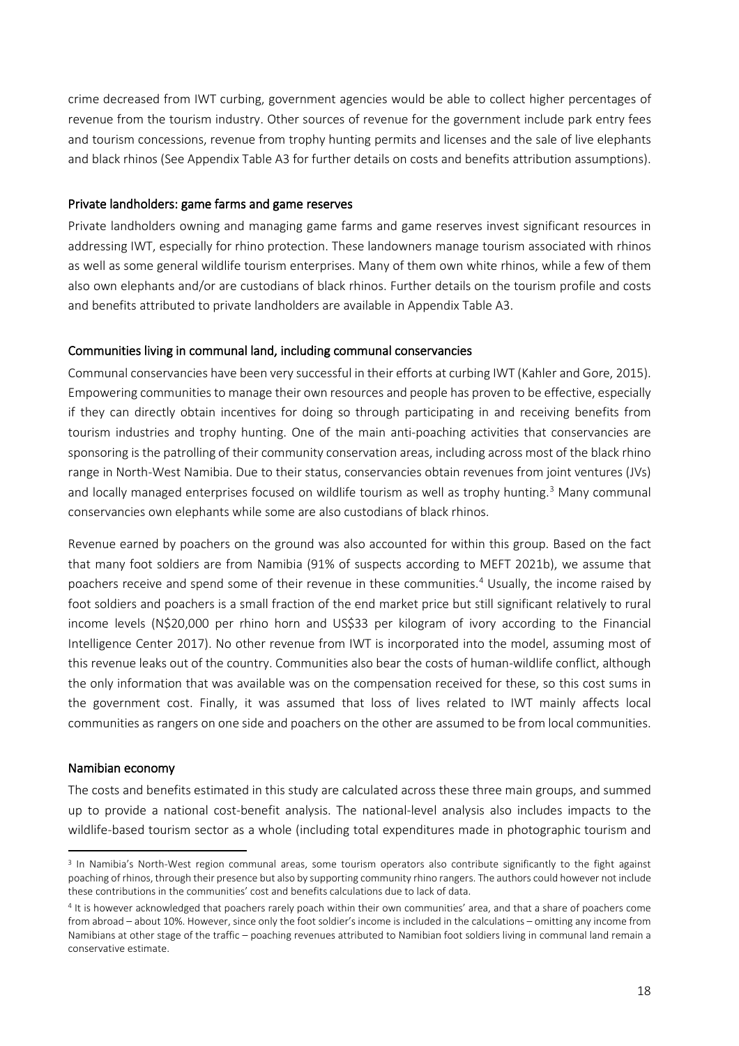crime decreased from IWT curbing, government agencies would be able to collect higher percentages of revenue from the tourism industry. Other sources of revenue for the government include park entry fees and tourism concessions, revenue from trophy hunting permits and licenses and the sale of live elephants and black rhinos (See Appendix Table A3 for further details on costs and benefits attribution assumptions).

### Private landholders: game farms and game reserves

Private landholders owning and managing game farms and game reserves invest significant resources in addressing IWT, especially for rhino protection. These landowners manage tourism associated with rhinos as well as some general wildlife tourism enterprises. Many of them own white rhinos, while a few of them also own elephants and/or are custodians of black rhinos. Further details on the tourism profile and costs and benefits attributed to private landholders are available in Appendix Table A3.

### Communities living in communal land, including communal conservancies

Communal conservancies have been very successful in their efforts at curbing IWT (Kahler and Gore, 2015). Empowering communities to manage their own resources and people has proven to be effective, especially if they can directly obtain incentives for doing so through participating in and receiving benefits from tourism industries and trophy hunting. One of the main anti-poaching activities that conservancies are sponsoring is the patrolling of their community conservation areas, including across most of the black rhino range in North-West Namibia. Due to their status, conservancies obtain revenues from joint ventures (JVs) and locally managed enterprises focused on wildlife tourism as well as trophy hunting.[3] Many communal conservancies own elephants while some are also custodians of black rhinos.

Revenue earned by poachers on the ground was also accounted for within this group. Based on the fact that many foot soldiers are from Namibia (91% of suspects according to MEFT 2021b), we assume that poachers receive and spend some of their revenue in these communities.[4] Usually, the income raised by foot soldiers and poachers is a small fraction of the end market price but still significant relatively to rural income levels (N$20,000 per rhino horn and US$33 per kilogram of ivory according to the Financial Intelligence Center 2017). No other revenue from IWT is incorporated into the model, assuming most of this revenue leaks out of the country. Communities also bear the costs of human-wildlife conflict, although the only information that was available was on the compensation received for these, so this cost sums in the government cost. Finally, it was assumed that loss of lives related to IWT mainly affects local communities as rangers on one side and poachers on the other are assumed to be from local communities.

### Namibian economy

The costs and benefits estimated in this study are calculated across these three main groups, and summed up to provide a national cost-benefit analysis. The national-level analysis also includes impacts to the wildlife-based tourism sector as a whole (including total expenditures made in photographic tourism and

---

[3] In Namibia's North-West region communal areas, some tourism operators also contribute significantly to the fight against poaching of rhinos, through their presence but also by supporting community rhino rangers. The authors could however not include these contributions in the communities' cost and benefits calculations due to lack of data.

[4] It is however acknowledged that poachers rarely poach within their own communities' area, and that a share of poachers come from abroad – about 10%. However, since only the foot soldier's income is included in the calculations – omitting any income from Namibians at other stage of the traffic – poaching revenues attributed to Namibian foot soldiers living in communal land remain a conservative estimate.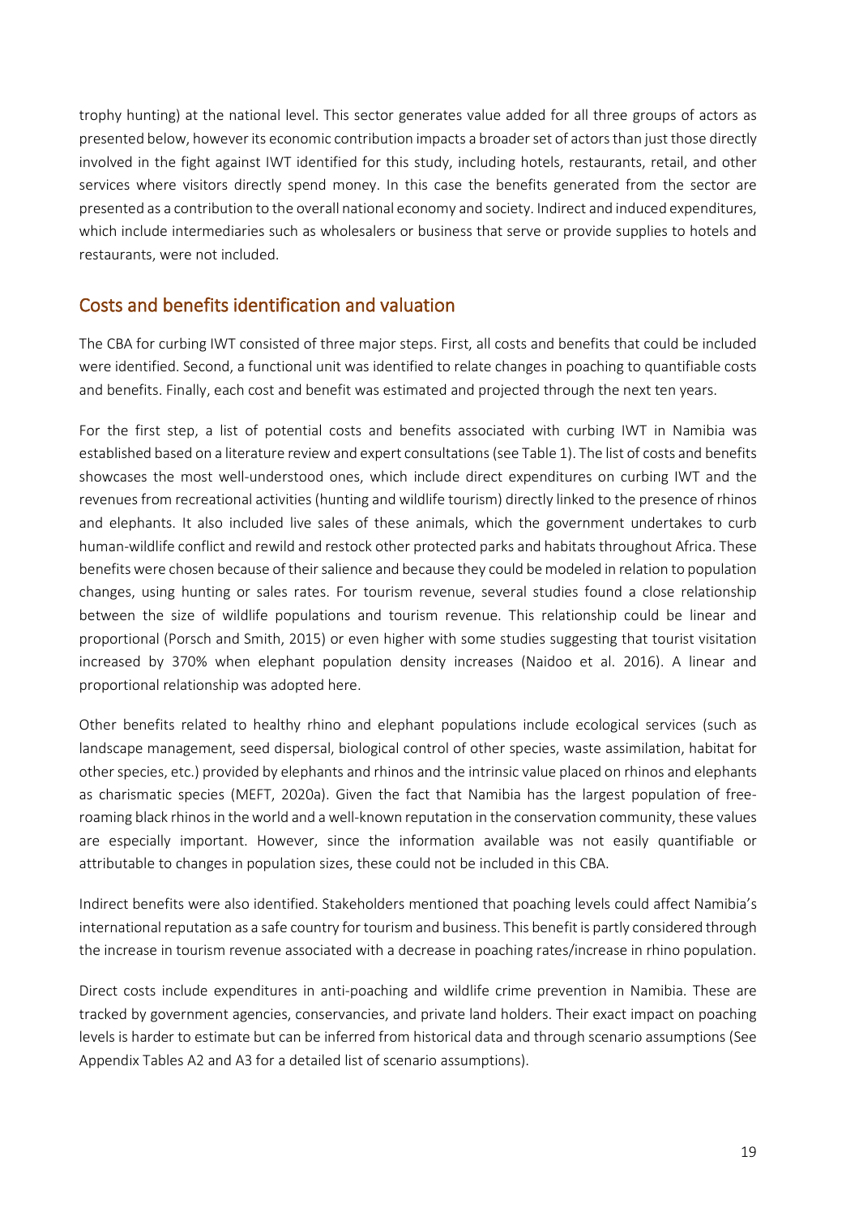trophy hunting) at the national level. This sector generates value added for all three groups of actors as presented below, however its economic contribution impacts a broader set of actors than just those directly involved in the fight against IWT identified for this study, including hotels, restaurants, retail, and other services where visitors directly spend money. In this case the benefits generated from the sector are presented as a contribution to the overall national economy and society. Indirect and induced expenditures, which include intermediaries such as wholesalers or business that serve or provide supplies to hotels and restaurants, were not included.

## Costs and benefits identification and valuation

The CBA for curbing IWT consisted of three major steps. First, all costs and benefits that could be included were identified. Second, a functional unit was identified to relate changes in poaching to quantifiable costs and benefits. Finally, each cost and benefit was estimated and projected through the next ten years.

For the first step, a list of potential costs and benefits associated with curbing IWT in Namibia was established based on a literature review and expert consultations (see Table 1). The list of costs and benefits showcases the most well-understood ones, which include direct expenditures on curbing IWT and the revenues from recreational activities (hunting and wildlife tourism) directly linked to the presence of rhinos and elephants. It also included live sales of these animals, which the government undertakes to curb human-wildlife conflict and rewild and restock other protected parks and habitats throughout Africa. These benefits were chosen because of their salience and because they could be modeled in relation to population changes, using hunting or sales rates. For tourism revenue, several studies found a close relationship between the size of wildlife populations and tourism revenue. This relationship could be linear and proportional (Porsch and Smith, 2015) or even higher with some studies suggesting that tourist visitation increased by 370% when elephant population density increases (Naidoo et al. 2016). A linear and proportional relationship was adopted here.

Other benefits related to healthy rhino and elephant populations include ecological services (such as landscape management, seed dispersal, biological control of other species, waste assimilation, habitat for other species, etc.) provided by elephants and rhinos and the intrinsic value placed on rhinos and elephants as charismatic species (MEFT, 2020a). Given the fact that Namibia has the largest population of free-roaming black rhinos in the world and a well-known reputation in the conservation community, these values are especially important. However, since the information available was not easily quantifiable or attributable to changes in population sizes, these could not be included in this CBA.

Indirect benefits were also identified. Stakeholders mentioned that poaching levels could affect Namibia's international reputation as a safe country for tourism and business. This benefit is partly considered through the increase in tourism revenue associated with a decrease in poaching rates/increase in rhino population.

Direct costs include expenditures in anti-poaching and wildlife crime prevention in Namibia. These are tracked by government agencies, conservancies, and private land holders. Their exact impact on poaching levels is harder to estimate but can be inferred from historical data and through scenario assumptions (See Appendix Tables A2 and A3 for a detailed list of scenario assumptions).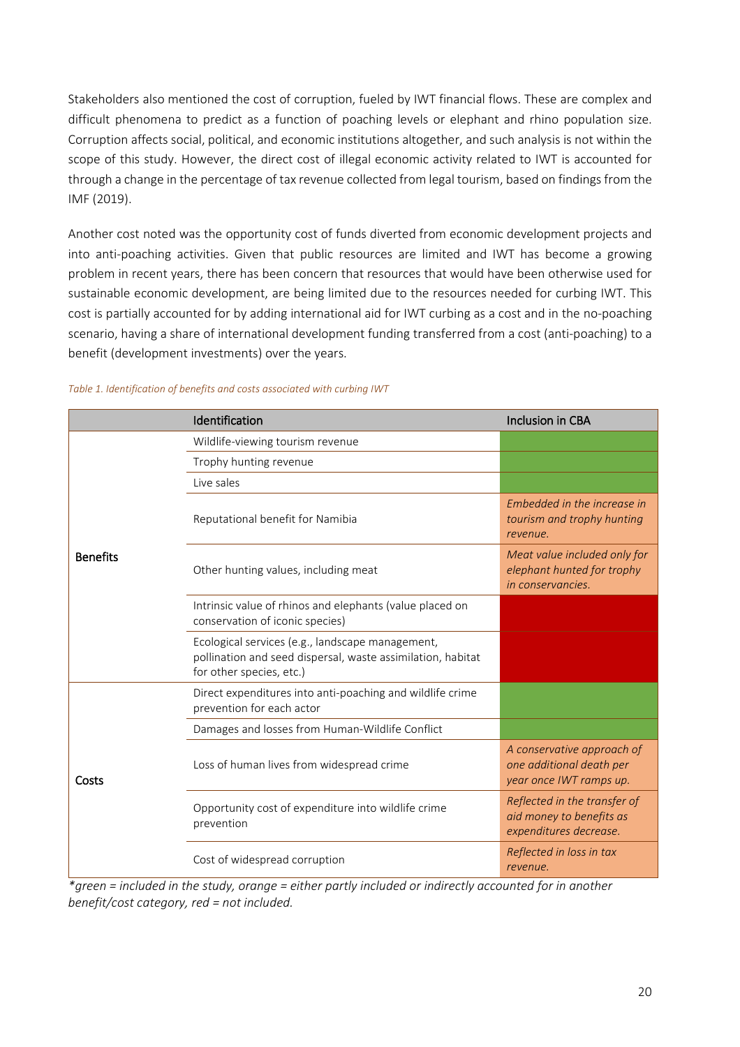Stakeholders also mentioned the cost of corruption, fueled by IWT financial flows. These are complex and difficult phenomena to predict as a function of poaching levels or elephant and rhino population size. Corruption affects social, political, and economic institutions altogether, and such analysis is not within the scope of this study. However, the direct cost of illegal economic activity related to IWT is accounted for through a change in the percentage of tax revenue collected from legal tourism, based on findings from the IMF (2019).

Another cost noted was the opportunity cost of funds diverted from economic development projects and into anti-poaching activities. Given that public resources are limited and IWT has become a growing problem in recent years, there has been concern that resources that would have been otherwise used for sustainable economic development, are being limited due to the resources needed for curbing IWT. This cost is partially accounted for by adding international aid for IWT curbing as a cost and in the no-poaching scenario, having a share of international development funding transferred from a cost (anti-poaching) to a benefit (development investments) over the years.

*Table 1. Identification of benefits and costs associated with curbing IWT*

| | Identification | Inclusion in CBA |
|---|---|---|
| Benefits | Wildlife-viewing tourism revenue | |
| | Trophy hunting revenue | |
| | Live sales | |
| | Reputational benefit for Namibia | *Embedded in the increase in tourism and trophy hunting revenue.* |
| | Other hunting values, including meat | *Meat value included only for elephant hunted for trophy in conservancies.* |
| | Intrinsic value of rhinos and elephants (value placed on conservation of iconic species) | |
| | Ecological services (e.g., landscape management, pollination and seed dispersal, waste assimilation, habitat for other species, etc.) | |
| Costs | Direct expenditures into anti-poaching and wildlife crime prevention for each actor | |
| | Damages and losses from Human-Wildlife Conflict | |
| | Loss of human lives from widespread crime | *A conservative approach of one additional death per year once IWT ramps up.* |
| | Opportunity cost of expenditure into wildlife crime prevention | *Reflected in the transfer of aid money to benefits as expenditures decrease.* |
| | Cost of widespread corruption | *Reflected in loss in tax revenue.* |

*\*green = included in the study, orange = either partly included or indirectly accounted for in another benefit/cost category, red = not included.*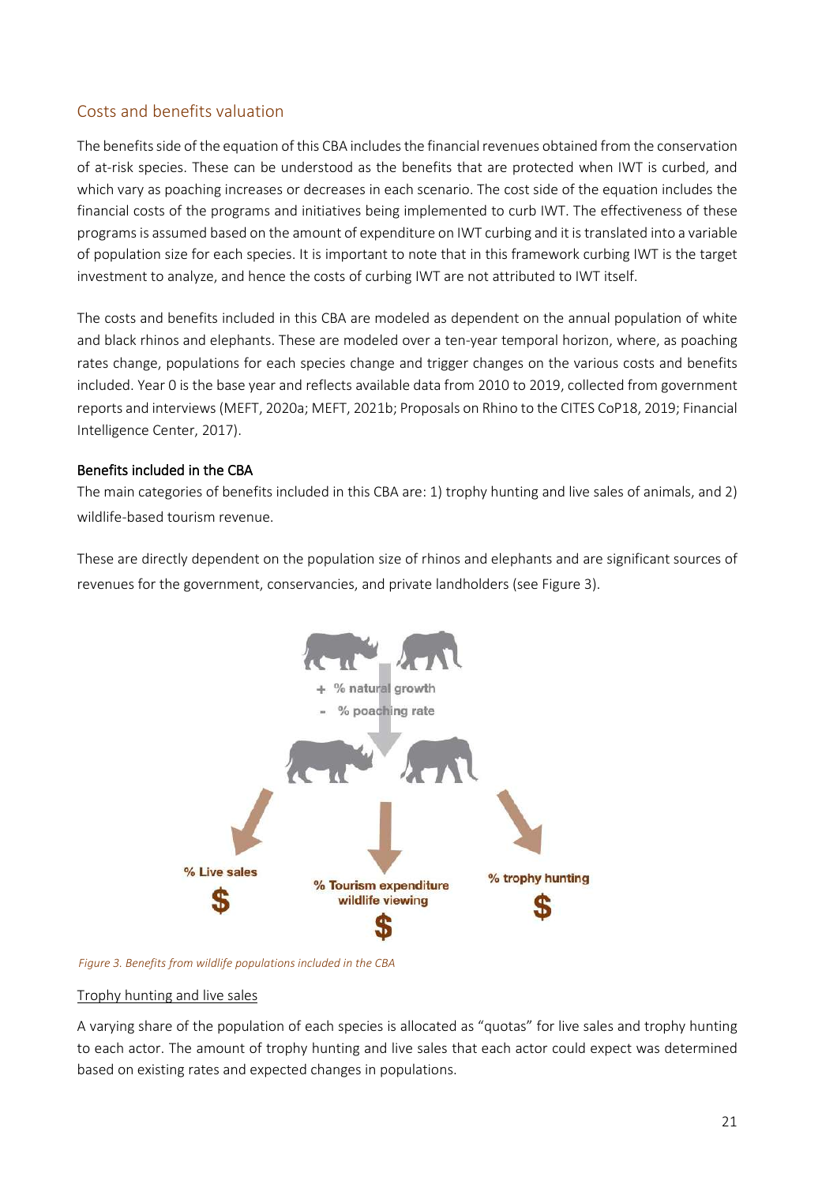## Costs and benefits valuation

The benefits side of the equation of this CBA includes the financial revenues obtained from the conservation of at-risk species. These can be understood as the benefits that are protected when IWT is curbed, and which vary as poaching increases or decreases in each scenario. The cost side of the equation includes the financial costs of the programs and initiatives being implemented to curb IWT. The effectiveness of these programs is assumed based on the amount of expenditure on IWT curbing and it is translated into a variable of population size for each species. It is important to note that in this framework curbing IWT is the target investment to analyze, and hence the costs of curbing IWT are not attributed to IWT itself.

The costs and benefits included in this CBA are modeled as dependent on the annual population of white and black rhinos and elephants. These are modeled over a ten-year temporal horizon, where, as poaching rates change, populations for each species change and trigger changes on the various costs and benefits included. Year 0 is the base year and reflects available data from 2010 to 2019, collected from government reports and interviews (MEFT, 2020a; MEFT, 2021b; Proposals on Rhino to the CITES CoP18, 2019; Financial Intelligence Center, 2017).

### Benefits included in the CBA

The main categories of benefits included in this CBA are: 1) trophy hunting and live sales of animals, and 2) wildlife-based tourism revenue.

These are directly dependent on the population size of rhinos and elephants and are significant sources of revenues for the government, conservancies, and private landholders (see Figure 3).

+ % natural growth
- % poaching rate

% Live sales $ | % Tourism expenditure wildlife viewing $ | % trophy hunting $

*Figure 3. Benefits from wildlife populations included in the CBA*

#### Trophy hunting and live sales

A varying share of the population of each species is allocated as "quotas" for live sales and trophy hunting to each actor. The amount of trophy hunting and live sales that each actor could expect was determined based on existing rates and expected changes in populations.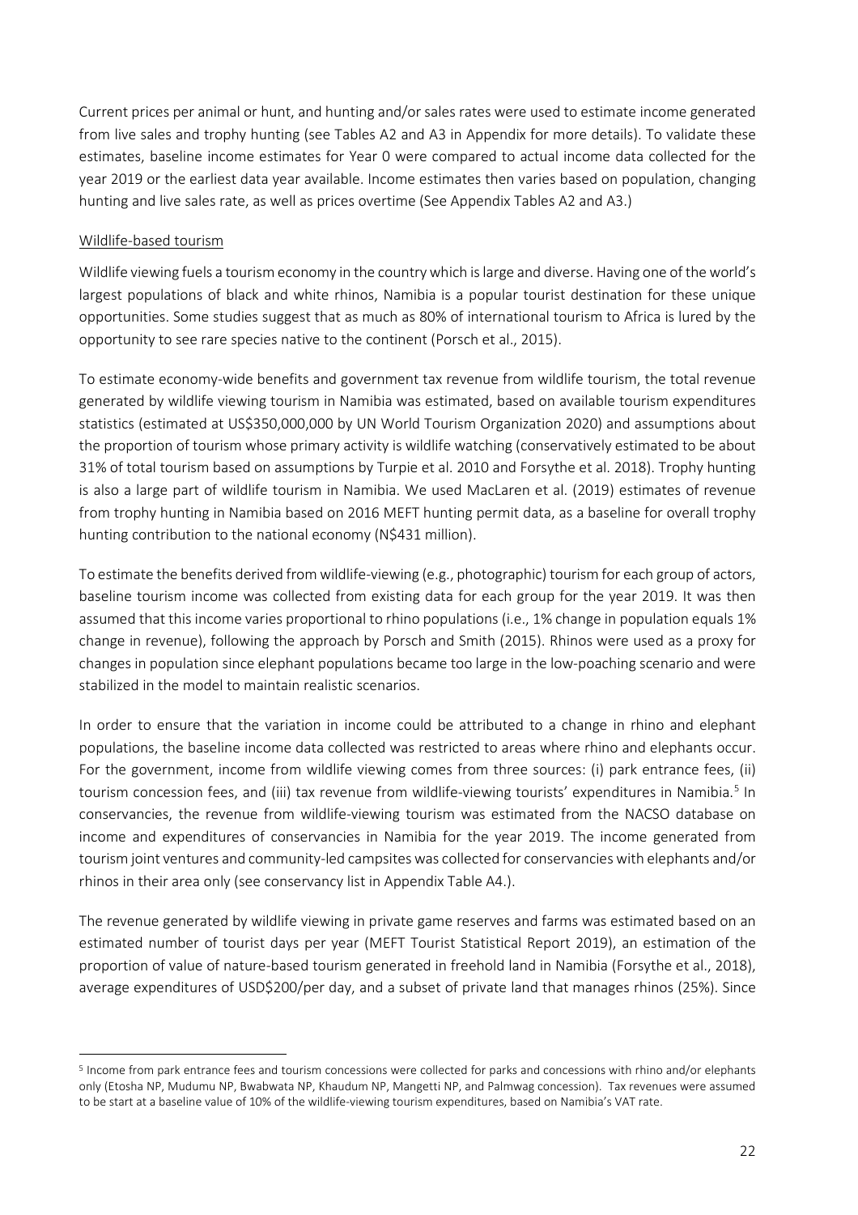Current prices per animal or hunt, and hunting and/or sales rates were used to estimate income generated from live sales and trophy hunting (see Tables A2 and A3 in Appendix for more details). To validate these estimates, baseline income estimates for Year 0 were compared to actual income data collected for the year 2019 or the earliest data year available. Income estimates then varies based on population, changing hunting and live sales rate, as well as prices overtime (See Appendix Tables A2 and A3.)

<u>Wildlife-based tourism</u>

Wildlife viewing fuels a tourism economy in the country which is large and diverse. Having one of the world's largest populations of black and white rhinos, Namibia is a popular tourist destination for these unique opportunities. Some studies suggest that as much as 80% of international tourism to Africa is lured by the opportunity to see rare species native to the continent (Porsch et al., 2015).

To estimate economy-wide benefits and government tax revenue from wildlife tourism, the total revenue generated by wildlife viewing tourism in Namibia was estimated, based on available tourism expenditures statistics (estimated at US$350,000,000 by UN World Tourism Organization 2020) and assumptions about the proportion of tourism whose primary activity is wildlife watching (conservatively estimated to be about 31% of total tourism based on assumptions by Turpie et al. 2010 and Forsythe et al. 2018). Trophy hunting is also a large part of wildlife tourism in Namibia. We used MacLaren et al. (2019) estimates of revenue from trophy hunting in Namibia based on 2016 MEFT hunting permit data, as a baseline for overall trophy hunting contribution to the national economy (N$431 million).

To estimate the benefits derived from wildlife-viewing (e.g., photographic) tourism for each group of actors, baseline tourism income was collected from existing data for each group for the year 2019. It was then assumed that this income varies proportional to rhino populations (i.e., 1% change in population equals 1% change in revenue), following the approach by Porsch and Smith (2015). Rhinos were used as a proxy for changes in population since elephant populations became too large in the low-poaching scenario and were stabilized in the model to maintain realistic scenarios.

In order to ensure that the variation in income could be attributed to a change in rhino and elephant populations, the baseline income data collected was restricted to areas where rhino and elephants occur. For the government, income from wildlife viewing comes from three sources: (i) park entrance fees, (ii) tourism concession fees, and (iii) tax revenue from wildlife-viewing tourists' expenditures in Namibia.[5] In conservancies, the revenue from wildlife-viewing tourism was estimated from the NACSO database on income and expenditures of conservancies in Namibia for the year 2019. The income generated from tourism joint ventures and community-led campsites was collected for conservancies with elephants and/or rhinos in their area only (see conservancy list in Appendix Table A4.).

The revenue generated by wildlife viewing in private game reserves and farms was estimated based on an estimated number of tourist days per year (MEFT Tourist Statistical Report 2019), an estimation of the proportion of value of nature-based tourism generated in freehold land in Namibia (Forsythe et al., 2018), average expenditures of USD$200/per day, and a subset of private land that manages rhinos (25%). Since

[5] Income from park entrance fees and tourism concessions were collected for parks and concessions with rhino and/or elephants only (Etosha NP, Mudumu NP, Bwabwata NP, Khaudum NP, Mangetti NP, and Palmwag concession). Tax revenues were assumed to be start at a baseline value of 10% of the wildlife-viewing tourism expenditures, based on Namibia's VAT rate.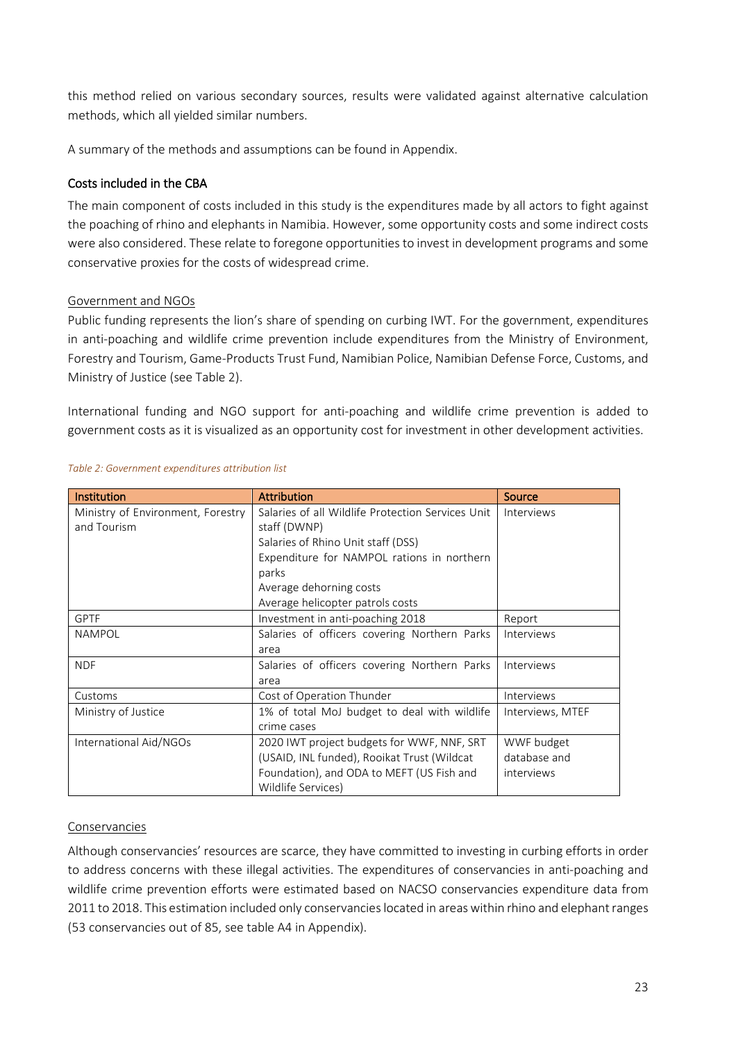this method relied on various secondary sources, results were validated against alternative calculation methods, which all yielded similar numbers.

A summary of the methods and assumptions can be found in Appendix.

### Costs included in the CBA

The main component of costs included in this study is the expenditures made by all actors to fight against the poaching of rhino and elephants in Namibia. However, some opportunity costs and some indirect costs were also considered. These relate to foregone opportunities to invest in development programs and some conservative proxies for the costs of widespread crime.

#### Government and NGOs

Public funding represents the lion's share of spending on curbing IWT. For the government, expenditures in anti-poaching and wildlife crime prevention include expenditures from the Ministry of Environment, Forestry and Tourism, Game-Products Trust Fund, Namibian Police, Namibian Defense Force, Customs, and Ministry of Justice (see Table 2).

International funding and NGO support for anti-poaching and wildlife crime prevention is added to government costs as it is visualized as an opportunity cost for investment in other development activities.

*Table 2: Government expenditures attribution list*

| Institution | Attribution | Source |
|---|---|---|
| Ministry of Environment, Forestry and Tourism | Salaries of all Wildlife Protection Services Unit staff (DWNP)<br>Salaries of Rhino Unit staff (DSS)<br>Expenditure for NAMPOL rations in northern parks<br>Average dehorning costs<br>Average helicopter patrols costs | Interviews |
| GPTF | Investment in anti-poaching 2018 | Report |
| NAMPOL | Salaries of officers covering Northern Parks area | Interviews |
| NDF | Salaries of officers covering Northern Parks area | Interviews |
| Customs | Cost of Operation Thunder | Interviews |
| Ministry of Justice | 1% of total MoJ budget to deal with wildlife crime cases | Interviews, MTEF |
| International Aid/NGOs | 2020 IWT project budgets for WWF, NNF, SRT (USAID, INL funded), Rooikat Trust (Wildcat Foundation), and ODA to MEFT (US Fish and Wildlife Services) | WWF budget database and interviews |

#### Conservancies

Although conservancies' resources are scarce, they have committed to investing in curbing efforts in order to address concerns with these illegal activities. The expenditures of conservancies in anti-poaching and wildlife crime prevention efforts were estimated based on NACSO conservancies expenditure data from 2011 to 2018. This estimation included only conservancies located in areas within rhino and elephant ranges (53 conservancies out of 85, see table A4 in Appendix).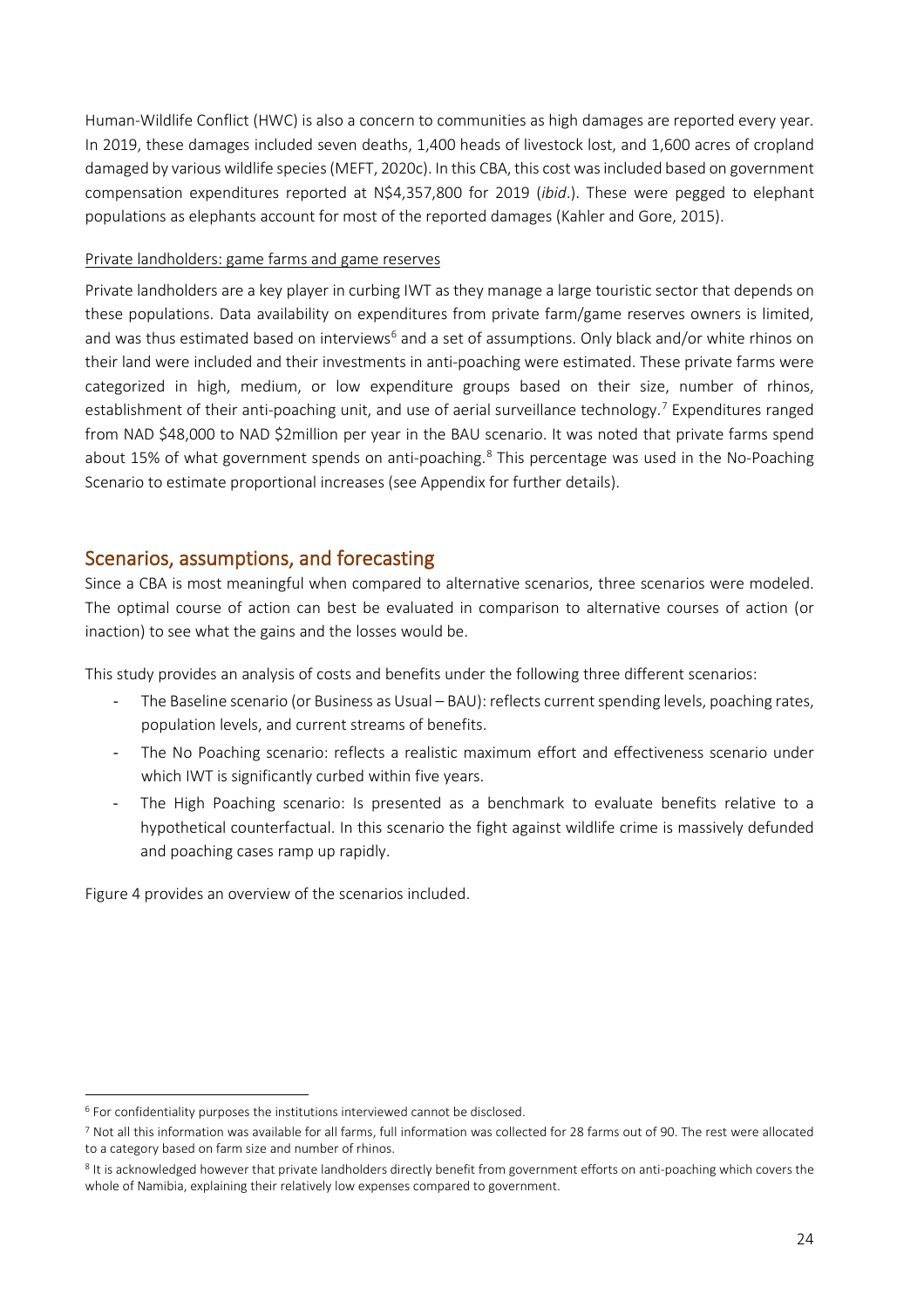Human-Wildlife Conflict (HWC) is also a concern to communities as high damages are reported every year. In 2019, these damages included seven deaths, 1,400 heads of livestock lost, and 1,600 acres of cropland damaged by various wildlife species (MEFT, 2020c). In this CBA, this cost was included based on government compensation expenditures reported at N$4,357,800 for 2019 (*ibid*.). These were pegged to elephant populations as elephants account for most of the reported damages (Kahler and Gore, 2015).

Private landholders: game farms and game reserves

Private landholders are a key player in curbing IWT as they manage a large touristic sector that depends on these populations. Data availability on expenditures from private farm/game reserves owners is limited, and was thus estimated based on interviews[6] and a set of assumptions. Only black and/or white rhinos on their land were included and their investments in anti-poaching were estimated. These private farms were categorized in high, medium, or low expenditure groups based on their size, number of rhinos, establishment of their anti-poaching unit, and use of aerial surveillance technology.[7] Expenditures ranged from NAD $48,000 to NAD $2million per year in the BAU scenario. It was noted that private farms spend about 15% of what government spends on anti-poaching.[8] This percentage was used in the No-Poaching Scenario to estimate proportional increases (see Appendix for further details).

## Scenarios, assumptions, and forecasting

Since a CBA is most meaningful when compared to alternative scenarios, three scenarios were modeled. The optimal course of action can best be evaluated in comparison to alternative courses of action (or inaction) to see what the gains and the losses would be.

This study provides an analysis of costs and benefits under the following three different scenarios:

- The Baseline scenario (or Business as Usual – BAU): reflects current spending levels, poaching rates, population levels, and current streams of benefits.
- The No Poaching scenario: reflects a realistic maximum effort and effectiveness scenario under which IWT is significantly curbed within five years.
- The High Poaching scenario: Is presented as a benchmark to evaluate benefits relative to a hypothetical counterfactual. In this scenario the fight against wildlife crime is massively defunded and poaching cases ramp up rapidly.

Figure 4 provides an overview of the scenarios included.

---

[6] For confidentiality purposes the institutions interviewed cannot be disclosed.

[7] Not all this information was available for all farms, full information was collected for 28 farms out of 90. The rest were allocated to a category based on farm size and number of rhinos.

[8] It is acknowledged however that private landholders directly benefit from government efforts on anti-poaching which covers the whole of Namibia, explaining their relatively low expenses compared to government.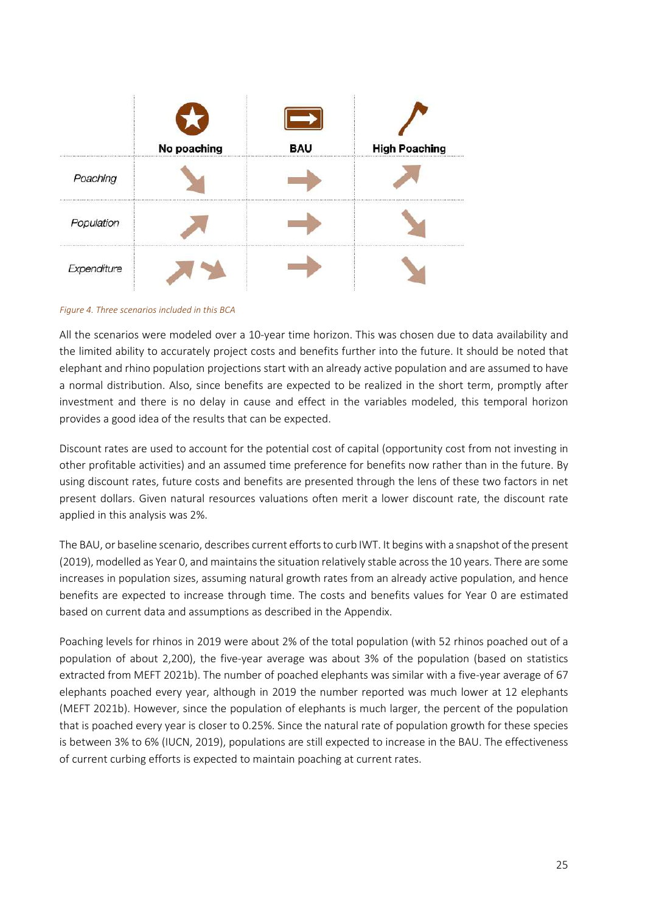| | No poaching | BAU | High Poaching |
|---|---|---|---|
| *Poaching* | ↘ | → | ↗ |
| *Population* | ↗ | → | ↘ |
| *Expenditure* | ↗ ↘ | → | ↘ |

*Figure 4. Three scenarios included in this BCA*

All the scenarios were modeled over a 10-year time horizon. This was chosen due to data availability and the limited ability to accurately project costs and benefits further into the future. It should be noted that elephant and rhino population projections start with an already active population and are assumed to have a normal distribution. Also, since benefits are expected to be realized in the short term, promptly after investment and there is no delay in cause and effect in the variables modeled, this temporal horizon provides a good idea of the results that can be expected.

Discount rates are used to account for the potential cost of capital (opportunity cost from not investing in other profitable activities) and an assumed time preference for benefits now rather than in the future. By using discount rates, future costs and benefits are presented through the lens of these two factors in net present dollars. Given natural resources valuations often merit a lower discount rate, the discount rate applied in this analysis was 2%.

The BAU, or baseline scenario, describes current efforts to curb IWT. It begins with a snapshot of the present (2019), modelled as Year 0, and maintains the situation relatively stable across the 10 years. There are some increases in population sizes, assuming natural growth rates from an already active population, and hence benefits are expected to increase through time. The costs and benefits values for Year 0 are estimated based on current data and assumptions as described in the Appendix.

Poaching levels for rhinos in 2019 were about 2% of the total population (with 52 rhinos poached out of a population of about 2,200), the five-year average was about 3% of the population (based on statistics extracted from MEFT 2021b). The number of poached elephants was similar with a five-year average of 67 elephants poached every year, although in 2019 the number reported was much lower at 12 elephants (MEFT 2021b). However, since the population of elephants is much larger, the percent of the population that is poached every year is closer to 0.25%. Since the natural rate of population growth for these species is between 3% to 6% (IUCN, 2019), populations are still expected to increase in the BAU. The effectiveness of current curbing efforts is expected to maintain poaching at current rates.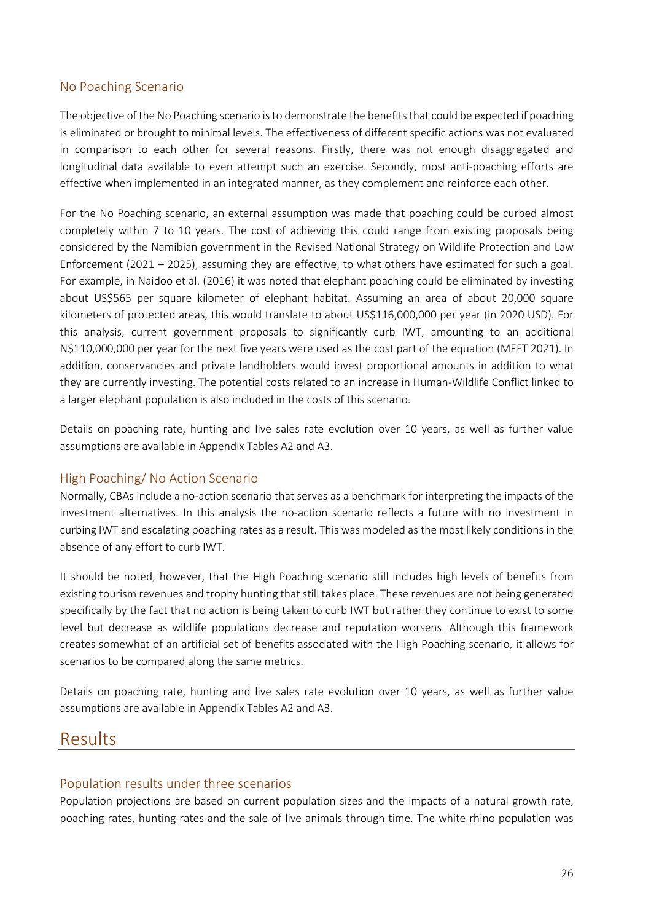### No Poaching Scenario

The objective of the No Poaching scenario is to demonstrate the benefits that could be expected if poaching is eliminated or brought to minimal levels. The effectiveness of different specific actions was not evaluated in comparison to each other for several reasons. Firstly, there was not enough disaggregated and longitudinal data available to even attempt such an exercise. Secondly, most anti-poaching efforts are effective when implemented in an integrated manner, as they complement and reinforce each other.

For the No Poaching scenario, an external assumption was made that poaching could be curbed almost completely within 7 to 10 years. The cost of achieving this could range from existing proposals being considered by the Namibian government in the Revised National Strategy on Wildlife Protection and Law Enforcement (2021 – 2025), assuming they are effective, to what others have estimated for such a goal. For example, in Naidoo et al. (2016) it was noted that elephant poaching could be eliminated by investing about US$565 per square kilometer of elephant habitat. Assuming an area of about 20,000 square kilometers of protected areas, this would translate to about US$116,000,000 per year (in 2020 USD). For this analysis, current government proposals to significantly curb IWT, amounting to an additional N$110,000,000 per year for the next five years were used as the cost part of the equation (MEFT 2021). In addition, conservancies and private landholders would invest proportional amounts in addition to what they are currently investing. The potential costs related to an increase in Human-Wildlife Conflict linked to a larger elephant population is also included in the costs of this scenario.

Details on poaching rate, hunting and live sales rate evolution over 10 years, as well as further value assumptions are available in Appendix Tables A2 and A3.

### High Poaching/ No Action Scenario

Normally, CBAs include a no-action scenario that serves as a benchmark for interpreting the impacts of the investment alternatives. In this analysis the no-action scenario reflects a future with no investment in curbing IWT and escalating poaching rates as a result. This was modeled as the most likely conditions in the absence of any effort to curb IWT.

It should be noted, however, that the High Poaching scenario still includes high levels of benefits from existing tourism revenues and trophy hunting that still takes place. These revenues are not being generated specifically by the fact that no action is being taken to curb IWT but rather they continue to exist to some level but decrease as wildlife populations decrease and reputation worsens. Although this framework creates somewhat of an artificial set of benefits associated with the High Poaching scenario, it allows for scenarios to be compared along the same metrics.

Details on poaching rate, hunting and live sales rate evolution over 10 years, as well as further value assumptions are available in Appendix Tables A2 and A3.

## Results

### Population results under three scenarios

Population projections are based on current population sizes and the impacts of a natural growth rate, poaching rates, hunting rates and the sale of live animals through time. The white rhino population was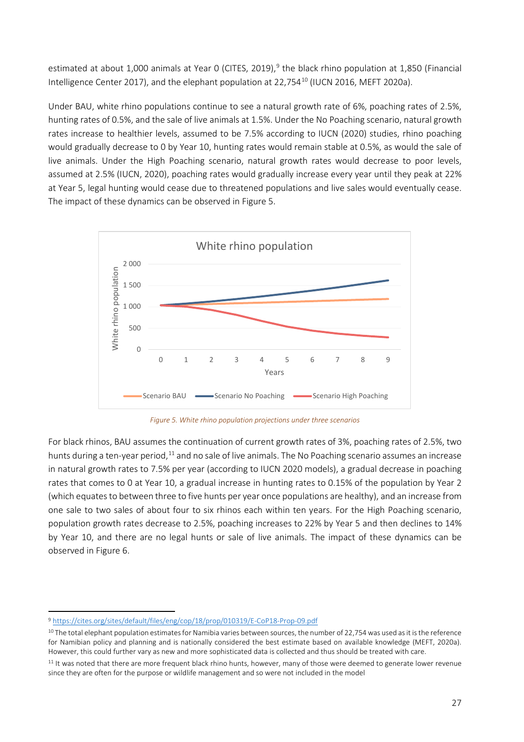estimated at about 1,000 animals at Year 0 (CITES, 2019),[9] the black rhino population at 1,850 (Financial Intelligence Center 2017), and the elephant population at 22,754[10] (IUCN 2016, MEFT 2020a).

Under BAU, white rhino populations continue to see a natural growth rate of 6%, poaching rates of 2.5%, hunting rates of 0.5%, and the sale of live animals at 1.5%. Under the No Poaching scenario, natural growth rates increase to healthier levels, assumed to be 7.5% according to IUCN (2020) studies, rhino poaching would gradually decrease to 0 by Year 10, hunting rates would remain stable at 0.5%, as would the sale of live animals. Under the High Poaching scenario, natural growth rates would decrease to poor levels, assumed at 2.5% (IUCN, 2020), poaching rates would gradually increase every year until they peak at 22% at Year 5, legal hunting would cease due to threatened populations and live sales would eventually cease. The impact of these dynamics can be observed in Figure 5.

*Figure 5. White rhino population projections under three scenarios*

For black rhinos, BAU assumes the continuation of current growth rates of 3%, poaching rates of 2.5%, two hunts during a ten-year period,[11] and no sale of live animals. The No Poaching scenario assumes an increase in natural growth rates to 7.5% per year (according to IUCN 2020 models), a gradual decrease in poaching rates that comes to 0 at Year 10, a gradual increase in hunting rates to 0.15% of the population by Year 2 (which equates to between three to five hunts per year once populations are healthy), and an increase from one sale to two sales of about four to six rhinos each within ten years. For the High Poaching scenario, population growth rates decrease to 2.5%, poaching increases to 22% by Year 5 and then declines to 14% by Year 10, and there are no legal hunts or sale of live animals. The impact of these dynamics can be observed in Figure 6.

---

[9] https://cites.org/sites/default/files/eng/cop/18/prop/010319/E-CoP18-Prop-09.pdf

[10] The total elephant population estimates for Namibia varies between sources, the number of 22,754 was used as it is the reference for Namibian policy and planning and is nationally considered the best estimate based on available knowledge (MEFT, 2020a). However, this could further vary as new and more sophisticated data is collected and thus should be treated with care.

[11] It was noted that there are more frequent black rhino hunts, however, many of those were deemed to generate lower revenue since they are often for the purpose or wildlife management and so were not included in the model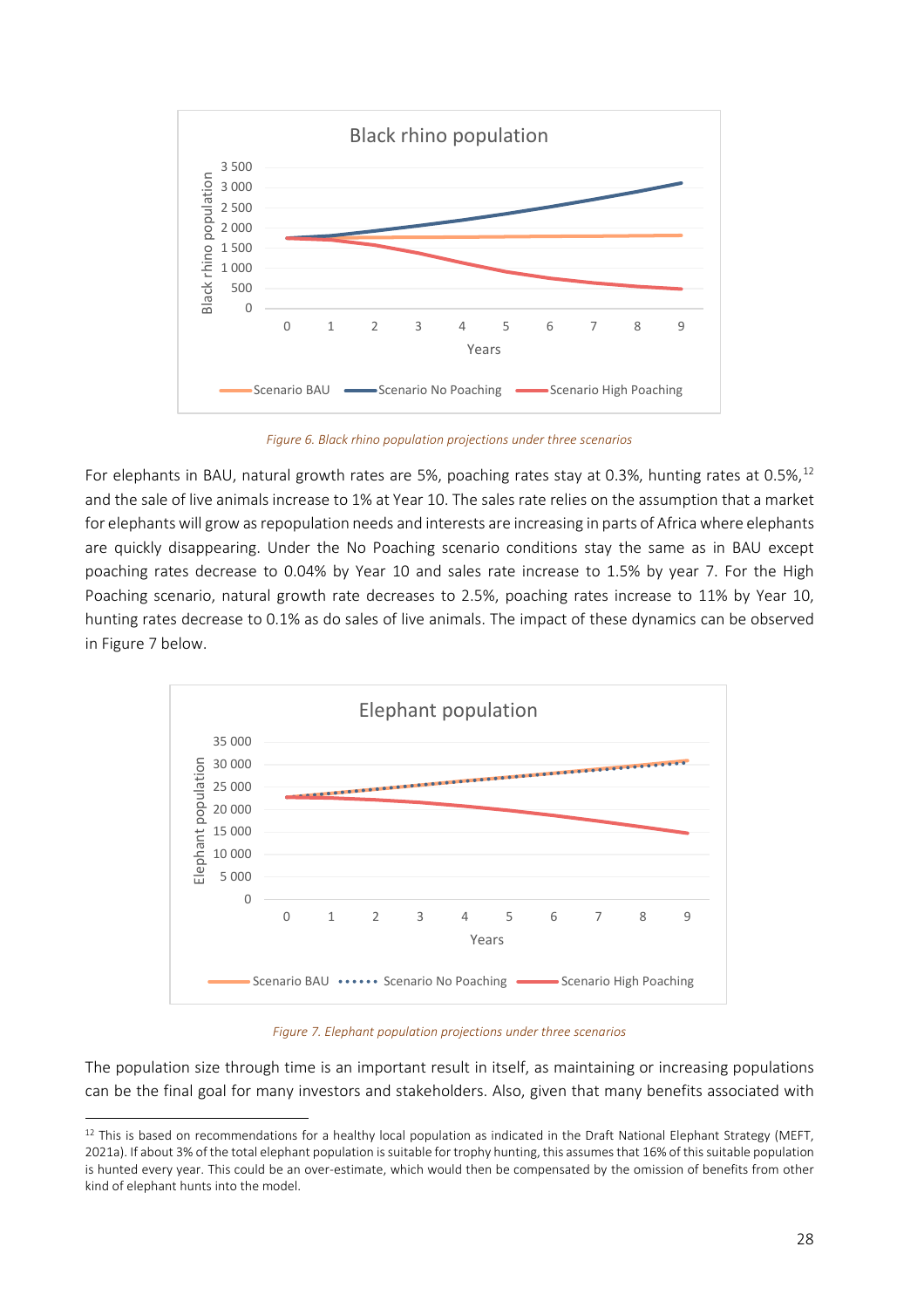Figure 6. Black rhino population projections under three scenarios

For elephants in BAU, natural growth rates are 5%, poaching rates stay at 0.3%, hunting rates at 0.5%,[12] and the sale of live animals increase to 1% at Year 10. The sales rate relies on the assumption that a market for elephants will grow as repopulation needs and interests are increasing in parts of Africa where elephants are quickly disappearing. Under the No Poaching scenario conditions stay the same as in BAU except poaching rates decrease to 0.04% by Year 10 and sales rate increase to 1.5% by year 7. For the High Poaching scenario, natural growth rate decreases to 2.5%, poaching rates increase to 11% by Year 10, hunting rates decrease to 0.1% as do sales of live animals. The impact of these dynamics can be observed in Figure 7 below.

Figure 7. Elephant population projections under three scenarios

The population size through time is an important result in itself, as maintaining or increasing populations can be the final goal for many investors and stakeholders. Also, given that many benefits associated with

[12] This is based on recommendations for a healthy local population as indicated in the Draft National Elephant Strategy (MEFT, 2021a). If about 3% of the total elephant population is suitable for trophy hunting, this assumes that 16% of this suitable population is hunted every year. This could be an over-estimate, which would then be compensated by the omission of benefits from other kind of elephant hunts into the model.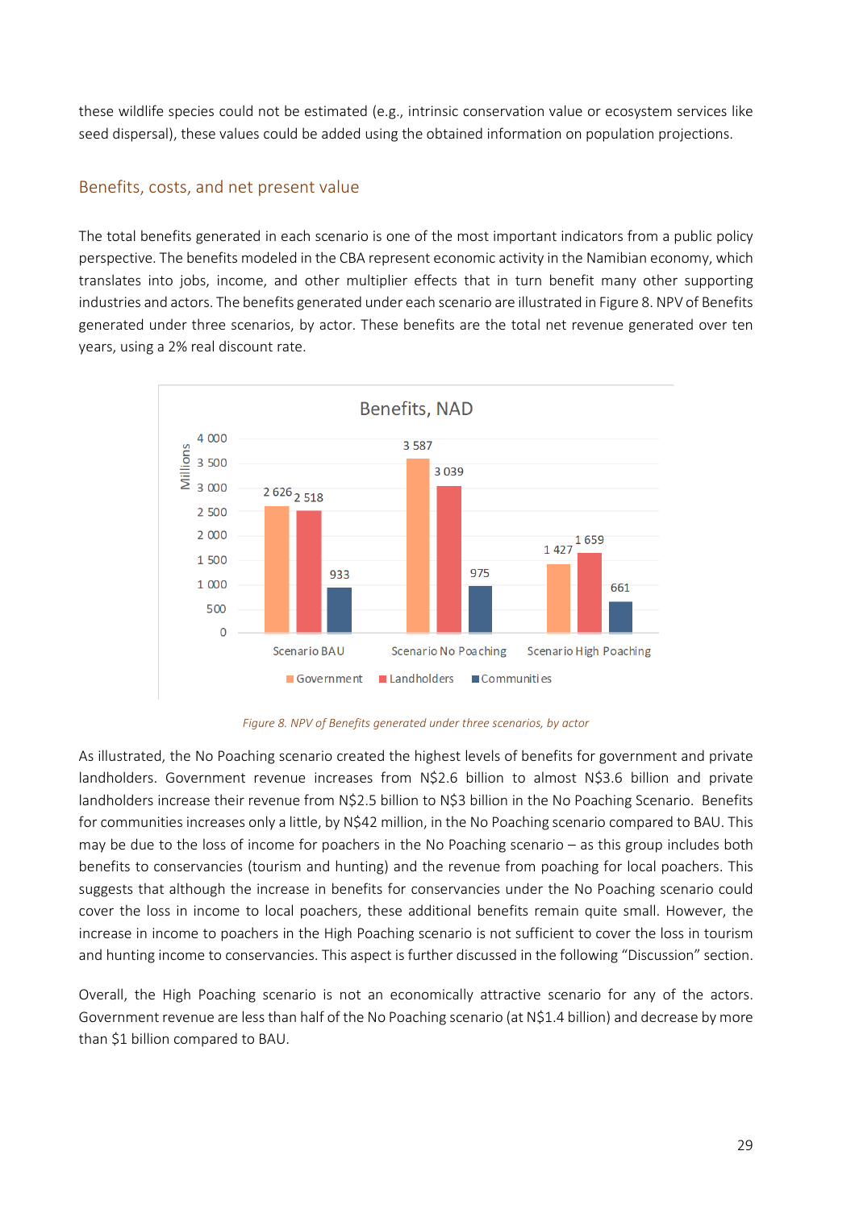these wildlife species could not be estimated (e.g., intrinsic conservation value or ecosystem services like seed dispersal), these values could be added using the obtained information on population projections.

## Benefits, costs, and net present value

The total benefits generated in each scenario is one of the most important indicators from a public policy perspective. The benefits modeled in the CBA represent economic activity in the Namibian economy, which translates into jobs, income, and other multiplier effects that in turn benefit many other supporting industries and actors. The benefits generated under each scenario are illustrated in Figure 8. NPV of Benefits generated under three scenarios, by actor. These benefits are the total net revenue generated over ten years, using a 2% real discount rate.

| Benefits, NAD (Millions) | Government | Landholders | Communities |
|---|---|---|---|
| Scenario BAU | 2 626 | 2 518 | 933 |
| Scenario No Poaching | 3 587 | 3 039 | 975 |
| Scenario High Poaching | 1 427 | 1 659 | 661 |

*Figure 8. NPV of Benefits generated under three scenarios, by actor*

As illustrated, the No Poaching scenario created the highest levels of benefits for government and private landholders. Government revenue increases from N$2.6 billion to almost N$3.6 billion and private landholders increase their revenue from N$2.5 billion to N$3 billion in the No Poaching Scenario. Benefits for communities increases only a little, by N$42 million, in the No Poaching scenario compared to BAU. This may be due to the loss of income for poachers in the No Poaching scenario – as this group includes both benefits to conservancies (tourism and hunting) and the revenue from poaching for local poachers. This suggests that although the increase in benefits for conservancies under the No Poaching scenario could cover the loss in income to local poachers, these additional benefits remain quite small. However, the increase in income to poachers in the High Poaching scenario is not sufficient to cover the loss in tourism and hunting income to conservancies. This aspect is further discussed in the following "Discussion" section.

Overall, the High Poaching scenario is not an economically attractive scenario for any of the actors. Government revenue are less than half of the No Poaching scenario (at N$1.4 billion) and decrease by more than $1 billion compared to BAU.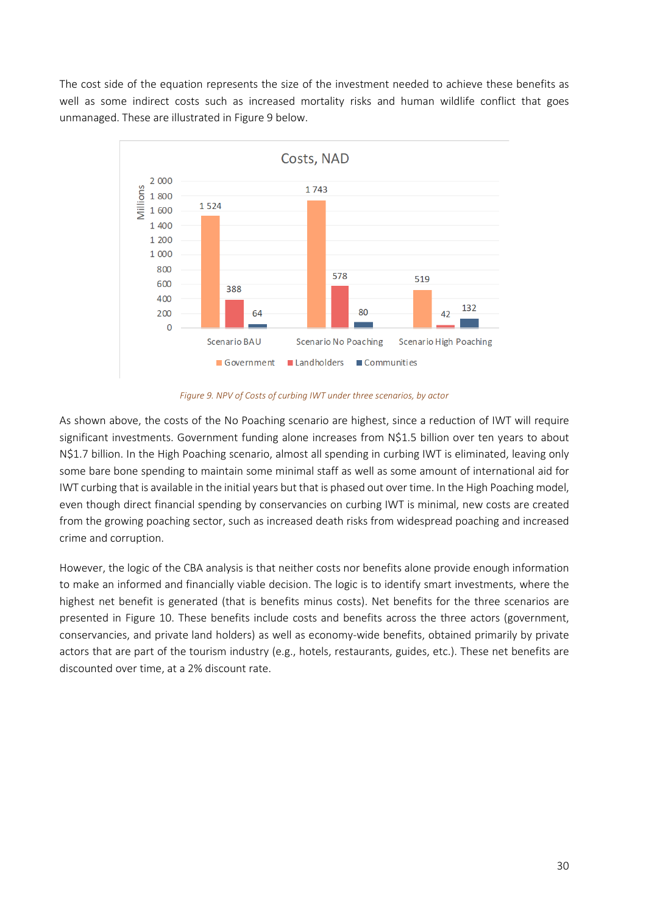The cost side of the equation represents the size of the investment needed to achieve these benefits as well as some indirect costs such as increased mortality risks and human wildlife conflict that goes unmanaged. These are illustrated in Figure 9 below.

*Figure 9. NPV of Costs of curbing IWT under three scenarios, by actor*

As shown above, the costs of the No Poaching scenario are highest, since a reduction of IWT will require significant investments. Government funding alone increases from N$1.5 billion over ten years to about N$1.7 billion. In the High Poaching scenario, almost all spending in curbing IWT is eliminated, leaving only some bare bone spending to maintain some minimal staff as well as some amount of international aid for IWT curbing that is available in the initial years but that is phased out over time. In the High Poaching model, even though direct financial spending by conservancies on curbing IWT is minimal, new costs are created from the growing poaching sector, such as increased death risks from widespread poaching and increased crime and corruption.

However, the logic of the CBA analysis is that neither costs nor benefits alone provide enough information to make an informed and financially viable decision. The logic is to identify smart investments, where the highest net benefit is generated (that is benefits minus costs). Net benefits for the three scenarios are presented in Figure 10. These benefits include costs and benefits across the three actors (government, conservancies, and private land holders) as well as economy-wide benefits, obtained primarily by private actors that are part of the tourism industry (e.g., hotels, restaurants, guides, etc.). These net benefits are discounted over time, at a 2% discount rate.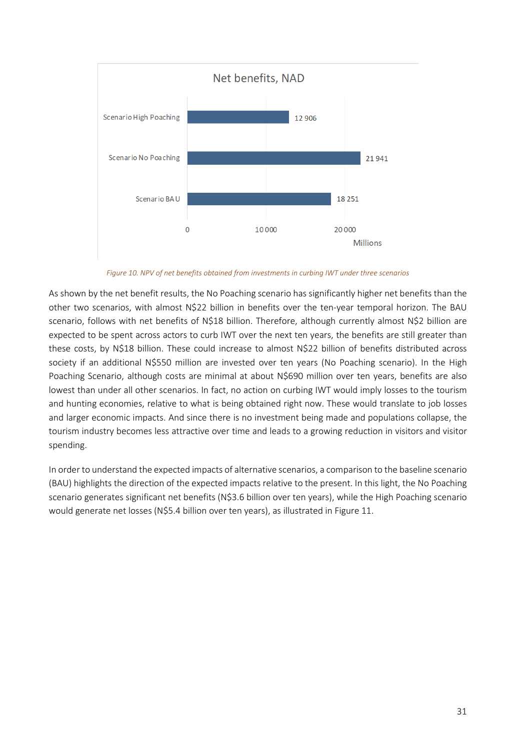Figure 10. NPV of net benefits obtained from investments in curbing IWT under three scenarios

As shown by the net benefit results, the No Poaching scenario has significantly higher net benefits than the other two scenarios, with almost N$22 billion in benefits over the ten-year temporal horizon. The BAU scenario, follows with net benefits of N$18 billion. Therefore, although currently almost N$2 billion are expected to be spent across actors to curb IWT over the next ten years, the benefits are still greater than these costs, by N$18 billion. These could increase to almost N$22 billion of benefits distributed across society if an additional N$550 million are invested over ten years (No Poaching scenario). In the High Poaching Scenario, although costs are minimal at about N$690 million over ten years, benefits are also lowest than under all other scenarios. In fact, no action on curbing IWT would imply losses to the tourism and hunting economies, relative to what is being obtained right now. These would translate to job losses and larger economic impacts. And since there is no investment being made and populations collapse, the tourism industry becomes less attractive over time and leads to a growing reduction in visitors and visitor spending.

In order to understand the expected impacts of alternative scenarios, a comparison to the baseline scenario (BAU) highlights the direction of the expected impacts relative to the present. In this light, the No Poaching scenario generates significant net benefits (N$3.6 billion over ten years), while the High Poaching scenario would generate net losses (N$5.4 billion over ten years), as illustrated in Figure 11.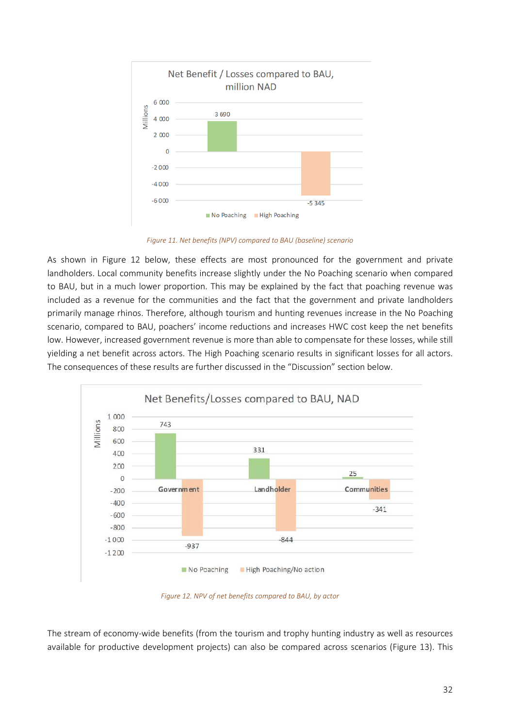Figure 11. Net benefits (NPV) compared to BAU (baseline) scenario

As shown in Figure 12 below, these effects are most pronounced for the government and private landholders. Local community benefits increase slightly under the No Poaching scenario when compared to BAU, but in a much lower proportion. This may be explained by the fact that poaching revenue was included as a revenue for the communities and the fact that the government and private landholders primarily manage rhinos. Therefore, although tourism and hunting revenues increase in the No Poaching scenario, compared to BAU, poachers' income reductions and increases HWC cost keep the net benefits low. However, increased government revenue is more than able to compensate for these losses, while still yielding a net benefit across actors. The High Poaching scenario results in significant losses for all actors. The consequences of these results are further discussed in the "Discussion" section below.

Figure 12. NPV of net benefits compared to BAU, by actor

The stream of economy-wide benefits (from the tourism and trophy hunting industry as well as resources available for productive development projects) can also be compared across scenarios (Figure 13). This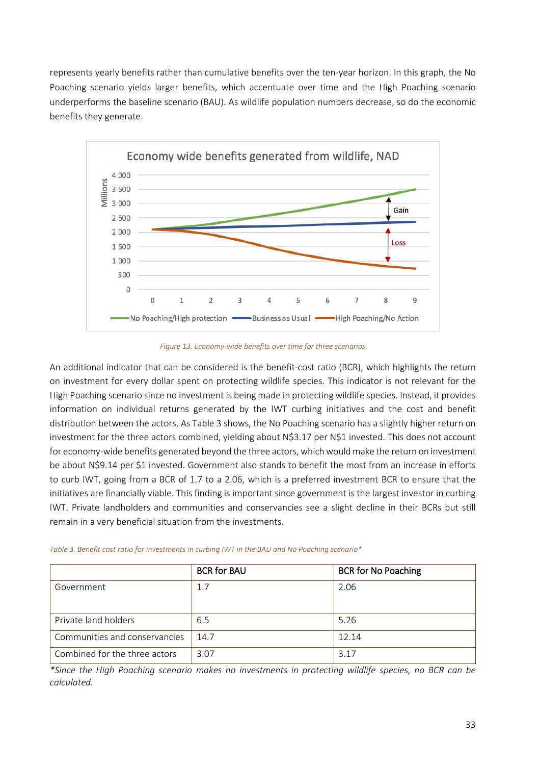represents yearly benefits rather than cumulative benefits over the ten-year horizon. In this graph, the No Poaching scenario yields larger benefits, which accentuate over time and the High Poaching scenario underperforms the baseline scenario (BAU). As wildlife population numbers decrease, so do the economic benefits they generate.

*Figure 13. Economy-wide benefits over time for three scenarios*

An additional indicator that can be considered is the benefit-cost ratio (BCR), which highlights the return on investment for every dollar spent on protecting wildlife species. This indicator is not relevant for the High Poaching scenario since no investment is being made in protecting wildlife species. Instead, it provides information on individual returns generated by the IWT curbing initiatives and the cost and benefit distribution between the actors. As Table 3 shows, the No Poaching scenario has a slightly higher return on investment for the three actors combined, yielding about N$3.17 per N$1 invested. This does not account for economy-wide benefits generated beyond the three actors, which would make the return on investment be about N$9.14 per $1 invested. Government also stands to benefit the most from an increase in efforts to curb IWT, going from a BCR of 1.7 to a 2.06, which is a preferred investment BCR to ensure that the initiatives are financially viable. This finding is important since government is the largest investor in curbing IWT. Private landholders and communities and conservancies see a slight decline in their BCRs but still remain in a very beneficial situation from the investments.

*Table 3. Benefit cost ratio for investments in curbing IWT in the BAU and No Poaching scenario**

| | BCR for BAU | BCR for No Poaching |
|---|---|---|
| Government | 1.7 | 2.06 |
| Private land holders | 6.5 | 5.26 |
| Communities and conservancies | 14.7 | 12.14 |
| Combined for the three actors | 3.07 | 3.17 |

*\*Since the High Poaching scenario makes no investments in protecting wildlife species, no BCR can be calculated.*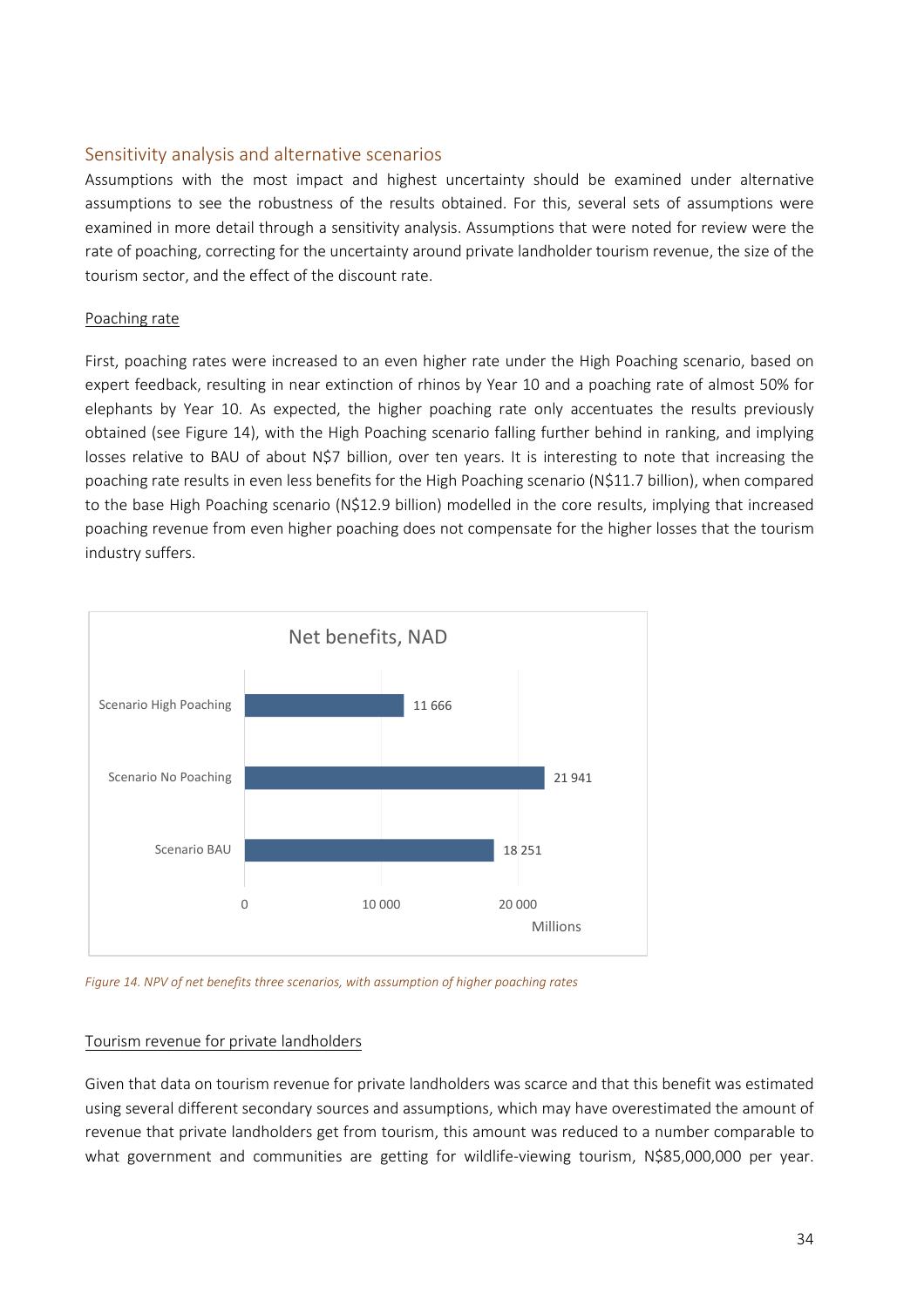## Sensitivity analysis and alternative scenarios

Assumptions with the most impact and highest uncertainty should be examined under alternative assumptions to see the robustness of the results obtained. For this, several sets of assumptions were examined in more detail through a sensitivity analysis. Assumptions that were noted for review were the rate of poaching, correcting for the uncertainty around private landholder tourism revenue, the size of the tourism sector, and the effect of the discount rate.

### Poaching rate

First, poaching rates were increased to an even higher rate under the High Poaching scenario, based on expert feedback, resulting in near extinction of rhinos by Year 10 and a poaching rate of almost 50% for elephants by Year 10. As expected, the higher poaching rate only accentuates the results previously obtained (see Figure 14), with the High Poaching scenario falling further behind in ranking, and implying losses relative to BAU of about N$7 billion, over ten years. It is interesting to note that increasing the poaching rate results in even less benefits for the High Poaching scenario (N$11.7 billion), when compared to the base High Poaching scenario (N$12.9 billion) modelled in the core results, implying that increased poaching revenue from even higher poaching does not compensate for the higher losses that the tourism industry suffers.

Net benefits, NAD

| Scenario | Net benefits (Millions) |
| --- | --- |
| Scenario High Poaching | 11 666 |
| Scenario No Poaching | 21 941 |
| Scenario BAU | 18 251 |

*Figure 14. NPV of net benefits three scenarios, with assumption of higher poaching rates*

### Tourism revenue for private landholders

Given that data on tourism revenue for private landholders was scarce and that this benefit was estimated using several different secondary sources and assumptions, which may have overestimated the amount of revenue that private landholders get from tourism, this amount was reduced to a number comparable to what government and communities are getting for wildlife-viewing tourism, N$85,000,000 per year.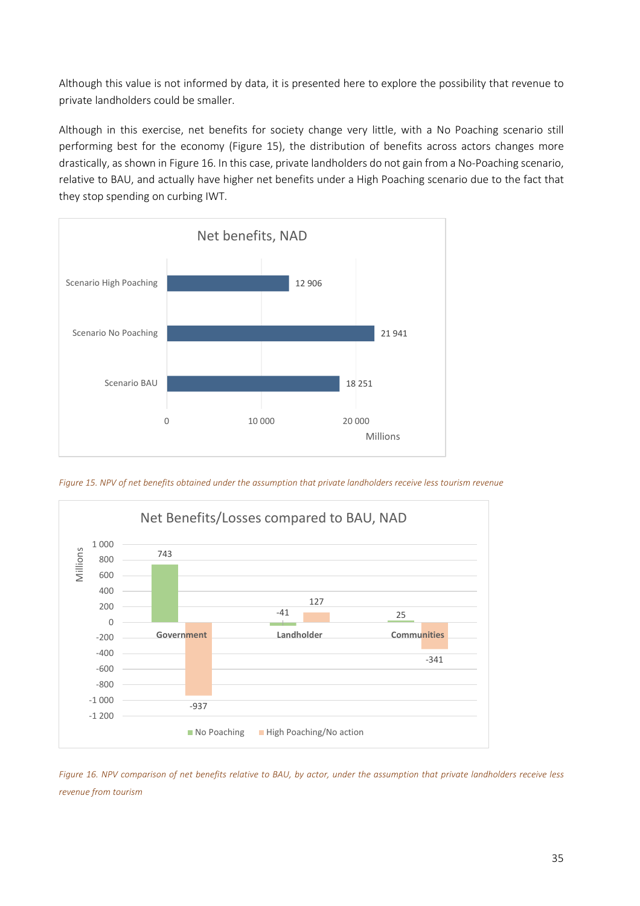Although this value is not informed by data, it is presented here to explore the possibility that revenue to private landholders could be smaller.

Although in this exercise, net benefits for society change very little, with a No Poaching scenario still performing best for the economy (Figure 15), the distribution of benefits across actors changes more drastically, as shown in Figure 16. In this case, private landholders do not gain from a No-Poaching scenario, relative to BAU, and actually have higher net benefits under a High Poaching scenario due to the fact that they stop spending on curbing IWT.

Net benefits, NAD

| Scenario | Millions |
| --- | --- |
| Scenario High Poaching | 12 906 |
| Scenario No Poaching | 21 941 |
| Scenario BAU | 18 251 |

*Figure 15. NPV of net benefits obtained under the assumption that private landholders receive less tourism revenue*

Net Benefits/Losses compared to BAU, NAD (Millions)

| | No Poaching | High Poaching/No action |
| --- | --- | --- |
| Government | 743 | -937 |
| Landholder | -41 | 127 |
| Communities | 25 | -341 |

*Figure 16. NPV comparison of net benefits relative to BAU, by actor, under the assumption that private landholders receive less revenue from tourism*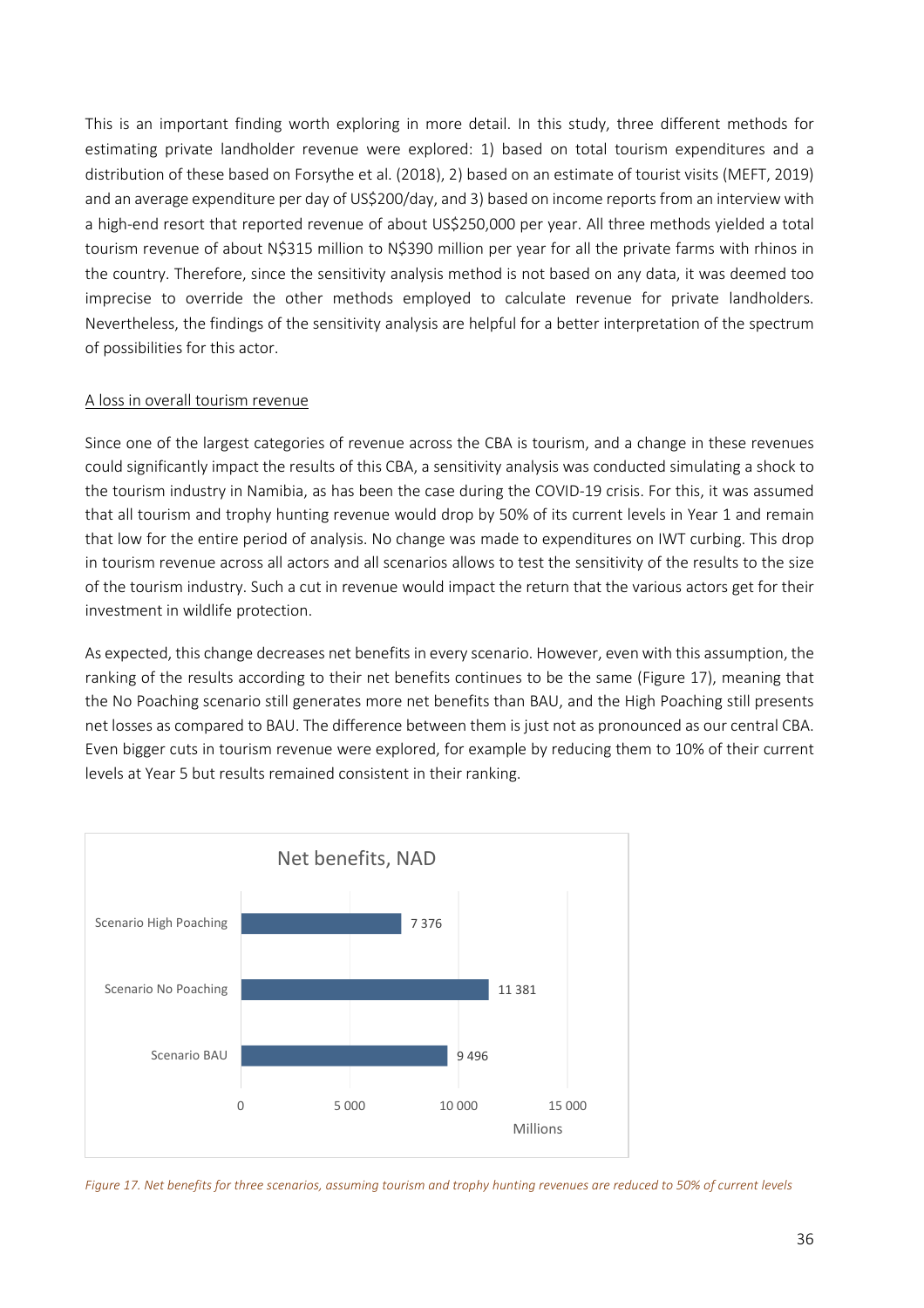This is an important finding worth exploring in more detail. In this study, three different methods for estimating private landholder revenue were explored: 1) based on total tourism expenditures and a distribution of these based on Forsythe et al. (2018), 2) based on an estimate of tourist visits (MEFT, 2019) and an average expenditure per day of US$200/day, and 3) based on income reports from an interview with a high-end resort that reported revenue of about US$250,000 per year. All three methods yielded a total tourism revenue of about N$315 million to N$390 million per year for all the private farms with rhinos in the country. Therefore, since the sensitivity analysis method is not based on any data, it was deemed too imprecise to override the other methods employed to calculate revenue for private landholders. Nevertheless, the findings of the sensitivity analysis are helpful for a better interpretation of the spectrum of possibilities for this actor.

A loss in overall tourism revenue

Since one of the largest categories of revenue across the CBA is tourism, and a change in these revenues could significantly impact the results of this CBA, a sensitivity analysis was conducted simulating a shock to the tourism industry in Namibia, as has been the case during the COVID-19 crisis. For this, it was assumed that all tourism and trophy hunting revenue would drop by 50% of its current levels in Year 1 and remain that low for the entire period of analysis. No change was made to expenditures on IWT curbing. This drop in tourism revenue across all actors and all scenarios allows to test the sensitivity of the results to the size of the tourism industry. Such a cut in revenue would impact the return that the various actors get for their investment in wildlife protection.

As expected, this change decreases net benefits in every scenario. However, even with this assumption, the ranking of the results according to their net benefits continues to be the same (Figure 17), meaning that the No Poaching scenario still generates more net benefits than BAU, and the High Poaching still presents net losses as compared to BAU. The difference between them is just not as pronounced as our central CBA. Even bigger cuts in tourism revenue were explored, for example by reducing them to 10% of their current levels at Year 5 but results remained consistent in their ranking.

Net benefits, NAD

| Scenario | Net benefits (Millions) |
| --- | --- |
| Scenario High Poaching | 7 376 |
| Scenario No Poaching | 11 381 |
| Scenario BAU | 9 496 |

*Figure 17. Net benefits for three scenarios, assuming tourism and trophy hunting revenues are reduced to 50% of current levels*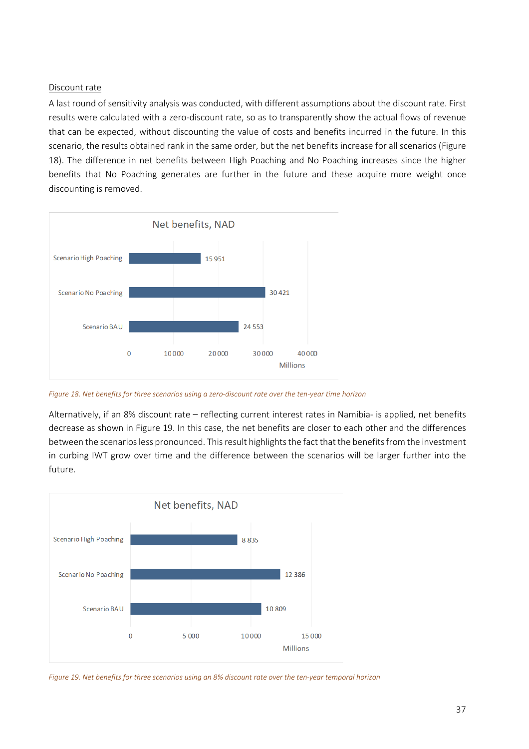<u>Discount rate</u>

A last round of sensitivity analysis was conducted, with different assumptions about the discount rate. First results were calculated with a zero-discount rate, so as to transparently show the actual flows of revenue that can be expected, without discounting the value of costs and benefits incurred in the future. In this scenario, the results obtained rank in the same order, but the net benefits increase for all scenarios (Figure 18). The difference in net benefits between High Poaching and No Poaching increases since the higher benefits that No Poaching generates are further in the future and these acquire more weight once discounting is removed.

Net benefits, NAD

| Scenario | Net benefits (Millions) |
|---|---|
| Scenario High Poaching | 15 951 |
| Scenario No Poaching | 30 421 |
| Scenario BAU | 24 553 |

*Figure 18. Net benefits for three scenarios using a zero-discount rate over the ten-year time horizon*

Alternatively, if an 8% discount rate – reflecting current interest rates in Namibia- is applied, net benefits decrease as shown in Figure 19. In this case, the net benefits are closer to each other and the differences between the scenarios less pronounced. This result highlights the fact that the benefits from the investment in curbing IWT grow over time and the difference between the scenarios will be larger further into the future.

Net benefits, NAD

| Scenario | Net benefits (Millions) |
|---|---|
| Scenario High Poaching | 8 835 |
| Scenario No Poaching | 12 386 |
| Scenario BAU | 10 809 |

*Figure 19. Net benefits for three scenarios using an 8% discount rate over the ten-year temporal horizon*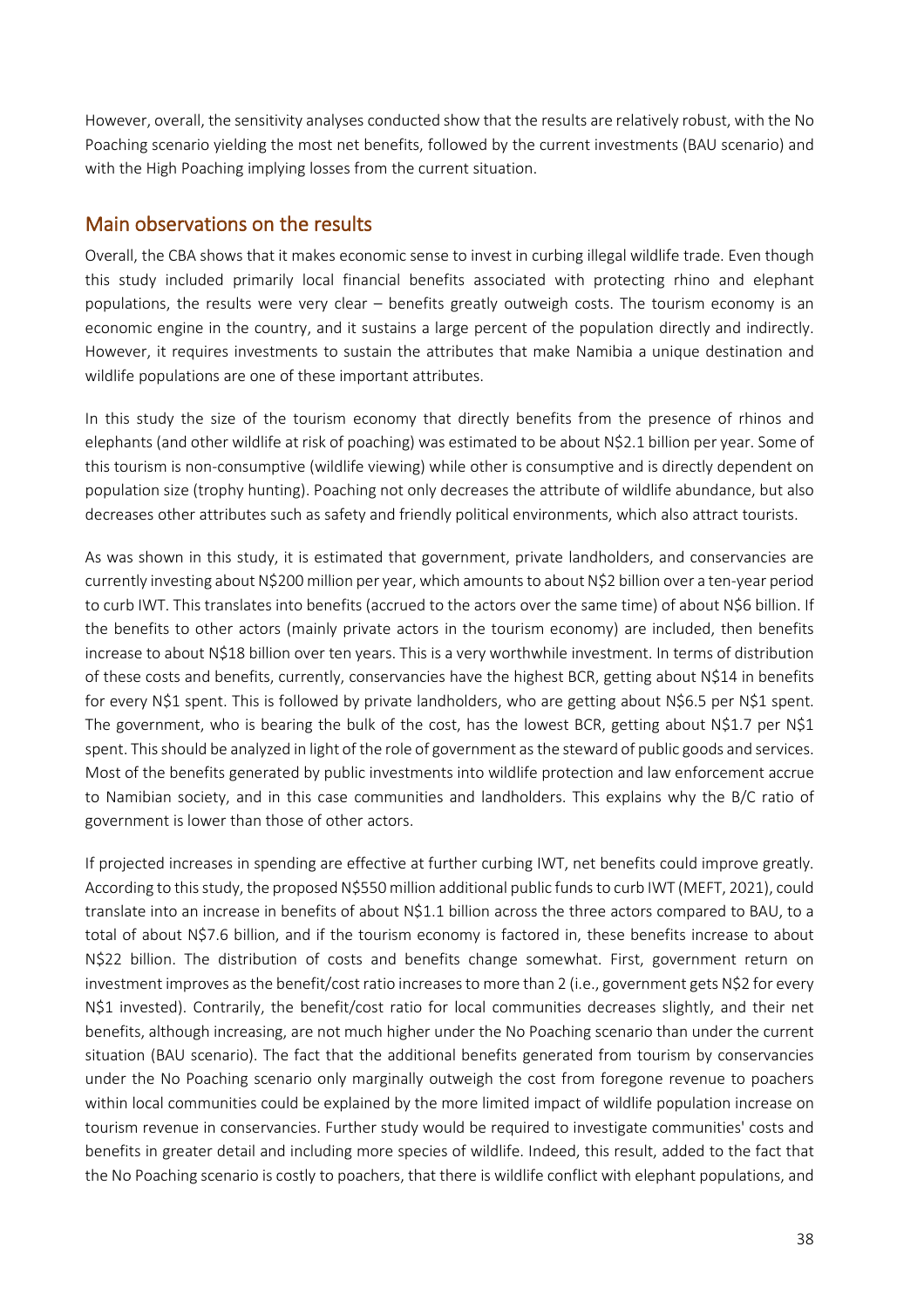However, overall, the sensitivity analyses conducted show that the results are relatively robust, with the No Poaching scenario yielding the most net benefits, followed by the current investments (BAU scenario) and with the High Poaching implying losses from the current situation.

## Main observations on the results

Overall, the CBA shows that it makes economic sense to invest in curbing illegal wildlife trade. Even though this study included primarily local financial benefits associated with protecting rhino and elephant populations, the results were very clear – benefits greatly outweigh costs. The tourism economy is an economic engine in the country, and it sustains a large percent of the population directly and indirectly. However, it requires investments to sustain the attributes that make Namibia a unique destination and wildlife populations are one of these important attributes.

In this study the size of the tourism economy that directly benefits from the presence of rhinos and elephants (and other wildlife at risk of poaching) was estimated to be about N$2.1 billion per year. Some of this tourism is non-consumptive (wildlife viewing) while other is consumptive and is directly dependent on population size (trophy hunting). Poaching not only decreases the attribute of wildlife abundance, but also decreases other attributes such as safety and friendly political environments, which also attract tourists.

As was shown in this study, it is estimated that government, private landholders, and conservancies are currently investing about N$200 million per year, which amounts to about N$2 billion over a ten-year period to curb IWT. This translates into benefits (accrued to the actors over the same time) of about N$6 billion. If the benefits to other actors (mainly private actors in the tourism economy) are included, then benefits increase to about N$18 billion over ten years. This is a very worthwhile investment. In terms of distribution of these costs and benefits, currently, conservancies have the highest BCR, getting about N$14 in benefits for every N$1 spent. This is followed by private landholders, who are getting about N$6.5 per N$1 spent. The government, who is bearing the bulk of the cost, has the lowest BCR, getting about N$1.7 per N$1 spent. This should be analyzed in light of the role of government as the steward of public goods and services. Most of the benefits generated by public investments into wildlife protection and law enforcement accrue to Namibian society, and in this case communities and landholders. This explains why the B/C ratio of government is lower than those of other actors.

If projected increases in spending are effective at further curbing IWT, net benefits could improve greatly. According to this study, the proposed N$550 million additional public funds to curb IWT (MEFT, 2021), could translate into an increase in benefits of about N$1.1 billion across the three actors compared to BAU, to a total of about N$7.6 billion, and if the tourism economy is factored in, these benefits increase to about N$22 billion. The distribution of costs and benefits change somewhat. First, government return on investment improves as the benefit/cost ratio increases to more than 2 (i.e., government gets N$2 for every N$1 invested). Contrarily, the benefit/cost ratio for local communities decreases slightly, and their net benefits, although increasing, are not much higher under the No Poaching scenario than under the current situation (BAU scenario). The fact that the additional benefits generated from tourism by conservancies under the No Poaching scenario only marginally outweigh the cost from foregone revenue to poachers within local communities could be explained by the more limited impact of wildlife population increase on tourism revenue in conservancies. Further study would be required to investigate communities' costs and benefits in greater detail and including more species of wildlife. Indeed, this result, added to the fact that the No Poaching scenario is costly to poachers, that there is wildlife conflict with elephant populations, and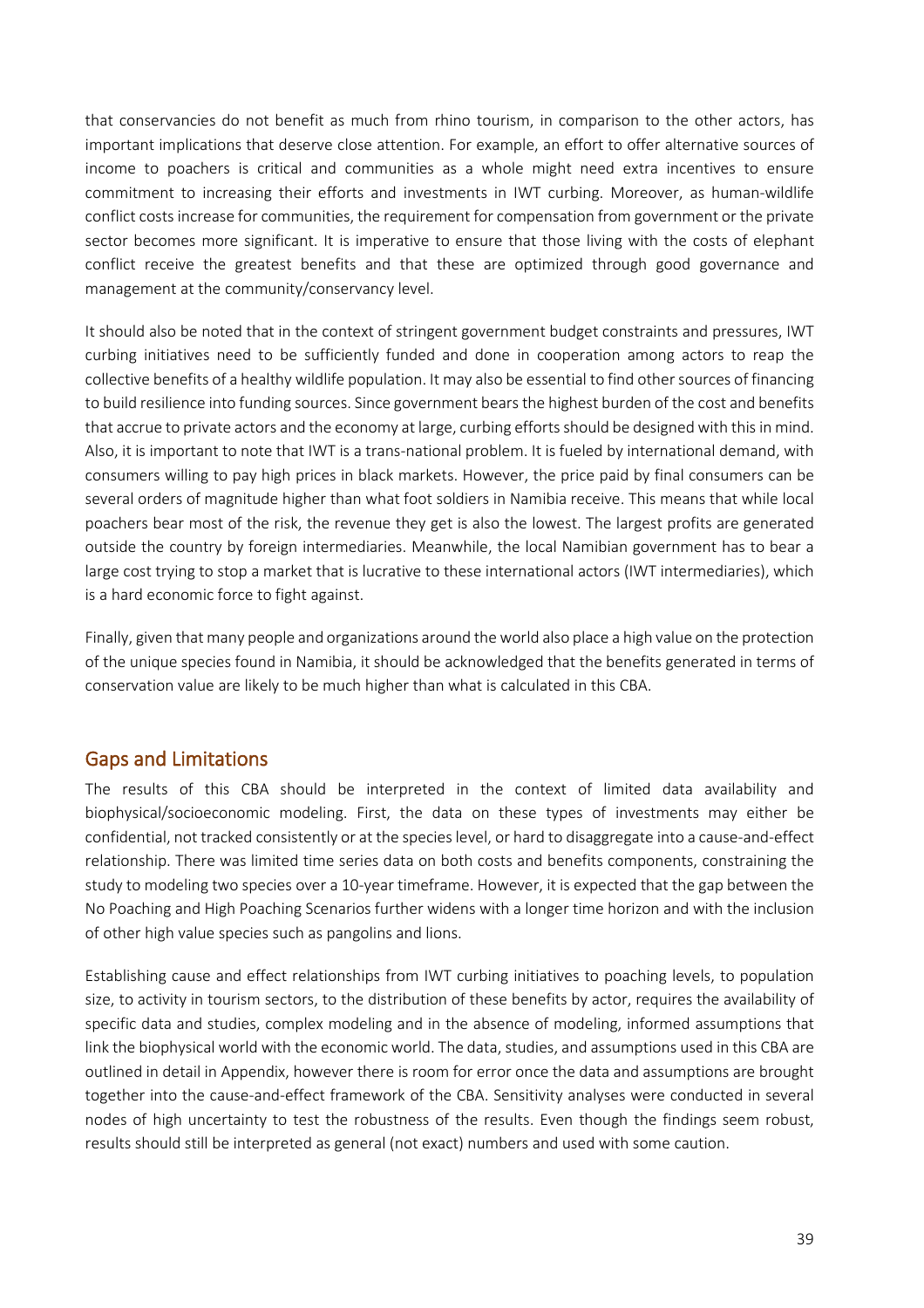that conservancies do not benefit as much from rhino tourism, in comparison to the other actors, has important implications that deserve close attention. For example, an effort to offer alternative sources of income to poachers is critical and communities as a whole might need extra incentives to ensure commitment to increasing their efforts and investments in IWT curbing. Moreover, as human-wildlife conflict costs increase for communities, the requirement for compensation from government or the private sector becomes more significant. It is imperative to ensure that those living with the costs of elephant conflict receive the greatest benefits and that these are optimized through good governance and management at the community/conservancy level.

It should also be noted that in the context of stringent government budget constraints and pressures, IWT curbing initiatives need to be sufficiently funded and done in cooperation among actors to reap the collective benefits of a healthy wildlife population. It may also be essential to find other sources of financing to build resilience into funding sources. Since government bears the highest burden of the cost and benefits that accrue to private actors and the economy at large, curbing efforts should be designed with this in mind. Also, it is important to note that IWT is a trans-national problem. It is fueled by international demand, with consumers willing to pay high prices in black markets. However, the price paid by final consumers can be several orders of magnitude higher than what foot soldiers in Namibia receive. This means that while local poachers bear most of the risk, the revenue they get is also the lowest. The largest profits are generated outside the country by foreign intermediaries. Meanwhile, the local Namibian government has to bear a large cost trying to stop a market that is lucrative to these international actors (IWT intermediaries), which is a hard economic force to fight against.

Finally, given that many people and organizations around the world also place a high value on the protection of the unique species found in Namibia, it should be acknowledged that the benefits generated in terms of conservation value are likely to be much higher than what is calculated in this CBA.

## Gaps and Limitations

The results of this CBA should be interpreted in the context of limited data availability and biophysical/socioeconomic modeling. First, the data on these types of investments may either be confidential, not tracked consistently or at the species level, or hard to disaggregate into a cause-and-effect relationship. There was limited time series data on both costs and benefits components, constraining the study to modeling two species over a 10-year timeframe. However, it is expected that the gap between the No Poaching and High Poaching Scenarios further widens with a longer time horizon and with the inclusion of other high value species such as pangolins and lions.

Establishing cause and effect relationships from IWT curbing initiatives to poaching levels, to population size, to activity in tourism sectors, to the distribution of these benefits by actor, requires the availability of specific data and studies, complex modeling and in the absence of modeling, informed assumptions that link the biophysical world with the economic world. The data, studies, and assumptions used in this CBA are outlined in detail in Appendix, however there is room for error once the data and assumptions are brought together into the cause-and-effect framework of the CBA. Sensitivity analyses were conducted in several nodes of high uncertainty to test the robustness of the results. Even though the findings seem robust, results should still be interpreted as general (not exact) numbers and used with some caution.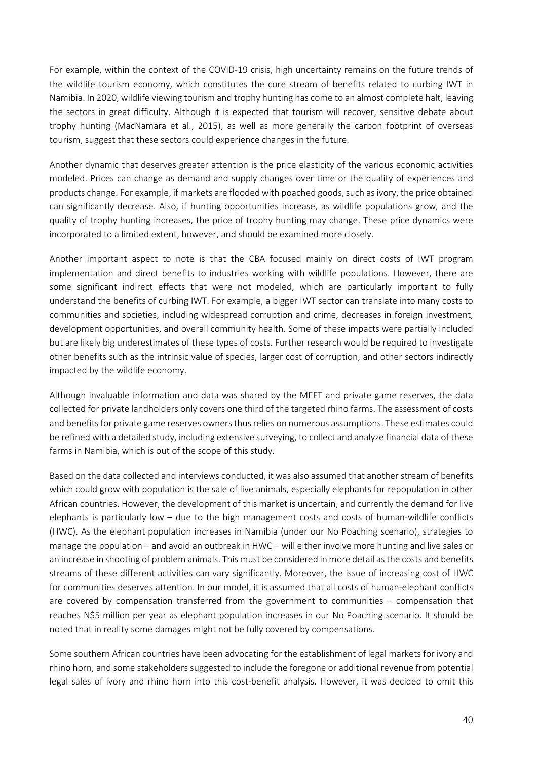For example, within the context of the COVID-19 crisis, high uncertainty remains on the future trends of the wildlife tourism economy, which constitutes the core stream of benefits related to curbing IWT in Namibia. In 2020, wildlife viewing tourism and trophy hunting has come to an almost complete halt, leaving the sectors in great difficulty. Although it is expected that tourism will recover, sensitive debate about trophy hunting (MacNamara et al., 2015), as well as more generally the carbon footprint of overseas tourism, suggest that these sectors could experience changes in the future.

Another dynamic that deserves greater attention is the price elasticity of the various economic activities modeled. Prices can change as demand and supply changes over time or the quality of experiences and products change. For example, if markets are flooded with poached goods, such as ivory, the price obtained can significantly decrease. Also, if hunting opportunities increase, as wildlife populations grow, and the quality of trophy hunting increases, the price of trophy hunting may change. These price dynamics were incorporated to a limited extent, however, and should be examined more closely.

Another important aspect to note is that the CBA focused mainly on direct costs of IWT program implementation and direct benefits to industries working with wildlife populations. However, there are some significant indirect effects that were not modeled, which are particularly important to fully understand the benefits of curbing IWT. For example, a bigger IWT sector can translate into many costs to communities and societies, including widespread corruption and crime, decreases in foreign investment, development opportunities, and overall community health. Some of these impacts were partially included but are likely big underestimates of these types of costs. Further research would be required to investigate other benefits such as the intrinsic value of species, larger cost of corruption, and other sectors indirectly impacted by the wildlife economy.

Although invaluable information and data was shared by the MEFT and private game reserves, the data collected for private landholders only covers one third of the targeted rhino farms. The assessment of costs and benefits for private game reserves owners thus relies on numerous assumptions. These estimates could be refined with a detailed study, including extensive surveying, to collect and analyze financial data of these farms in Namibia, which is out of the scope of this study.

Based on the data collected and interviews conducted, it was also assumed that another stream of benefits which could grow with population is the sale of live animals, especially elephants for repopulation in other African countries. However, the development of this market is uncertain, and currently the demand for live elephants is particularly low – due to the high management costs and costs of human-wildlife conflicts (HWC). As the elephant population increases in Namibia (under our No Poaching scenario), strategies to manage the population – and avoid an outbreak in HWC – will either involve more hunting and live sales or an increase in shooting of problem animals. This must be considered in more detail as the costs and benefits streams of these different activities can vary significantly. Moreover, the issue of increasing cost of HWC for communities deserves attention. In our model, it is assumed that all costs of human-elephant conflicts are covered by compensation transferred from the government to communities – compensation that reaches N$5 million per year as elephant population increases in our No Poaching scenario. It should be noted that in reality some damages might not be fully covered by compensations.

Some southern African countries have been advocating for the establishment of legal markets for ivory and rhino horn, and some stakeholders suggested to include the foregone or additional revenue from potential legal sales of ivory and rhino horn into this cost-benefit analysis. However, it was decided to omit this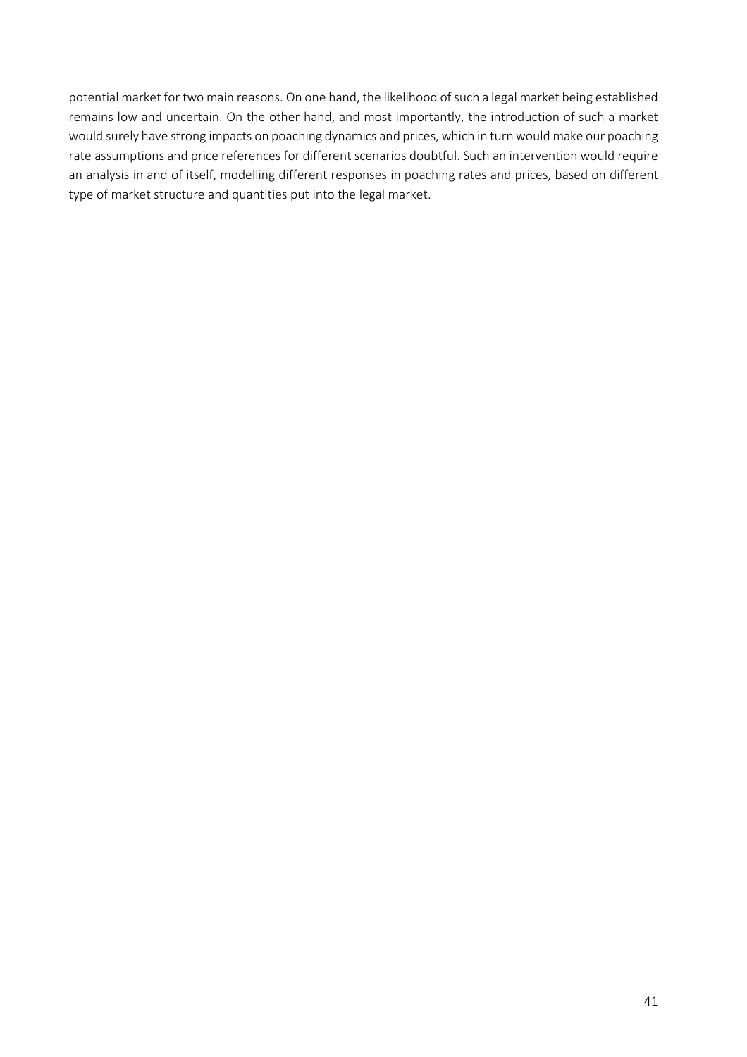potential market for two main reasons. On one hand, the likelihood of such a legal market being established remains low and uncertain. On the other hand, and most importantly, the introduction of such a market would surely have strong impacts on poaching dynamics and prices, which in turn would make our poaching rate assumptions and price references for different scenarios doubtful. Such an intervention would require an analysis in and of itself, modelling different responses in poaching rates and prices, based on different type of market structure and quantities put into the legal market.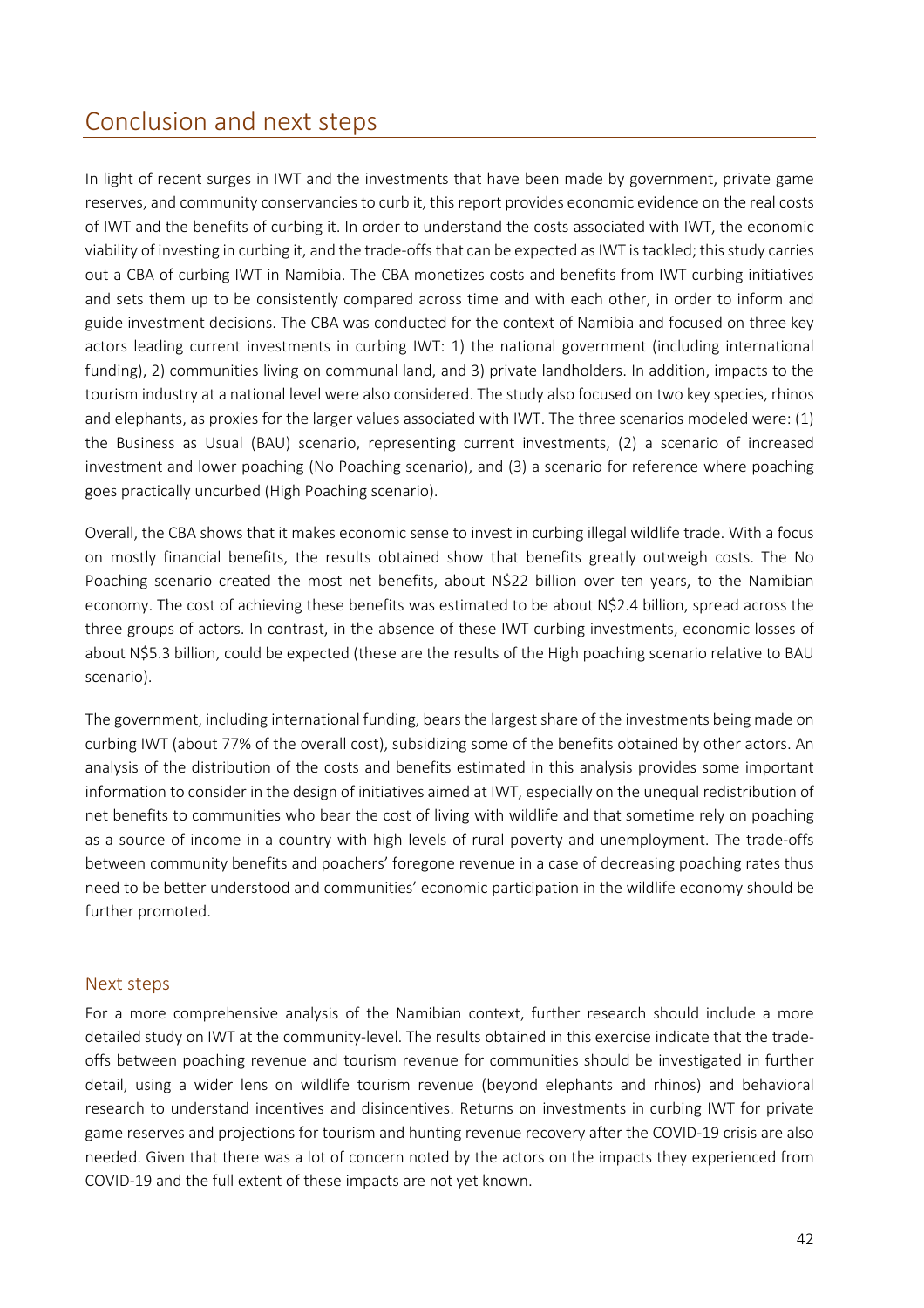# Conclusion and next steps

In light of recent surges in IWT and the investments that have been made by government, private game reserves, and community conservancies to curb it, this report provides economic evidence on the real costs of IWT and the benefits of curbing it. In order to understand the costs associated with IWT, the economic viability of investing in curbing it, and the trade-offs that can be expected as IWT is tackled; this study carries out a CBA of curbing IWT in Namibia. The CBA monetizes costs and benefits from IWT curbing initiatives and sets them up to be consistently compared across time and with each other, in order to inform and guide investment decisions. The CBA was conducted for the context of Namibia and focused on three key actors leading current investments in curbing IWT: 1) the national government (including international funding), 2) communities living on communal land, and 3) private landholders. In addition, impacts to the tourism industry at a national level were also considered. The study also focused on two key species, rhinos and elephants, as proxies for the larger values associated with IWT. The three scenarios modeled were: (1) the Business as Usual (BAU) scenario, representing current investments, (2) a scenario of increased investment and lower poaching (No Poaching scenario), and (3) a scenario for reference where poaching goes practically uncurbed (High Poaching scenario).

Overall, the CBA shows that it makes economic sense to invest in curbing illegal wildlife trade. With a focus on mostly financial benefits, the results obtained show that benefits greatly outweigh costs. The No Poaching scenario created the most net benefits, about N$22 billion over ten years, to the Namibian economy. The cost of achieving these benefits was estimated to be about N$2.4 billion, spread across the three groups of actors. In contrast, in the absence of these IWT curbing investments, economic losses of about N$5.3 billion, could be expected (these are the results of the High poaching scenario relative to BAU scenario).

The government, including international funding, bears the largest share of the investments being made on curbing IWT (about 77% of the overall cost), subsidizing some of the benefits obtained by other actors. An analysis of the distribution of the costs and benefits estimated in this analysis provides some important information to consider in the design of initiatives aimed at IWT, especially on the unequal redistribution of net benefits to communities who bear the cost of living with wildlife and that sometime rely on poaching as a source of income in a country with high levels of rural poverty and unemployment. The trade-offs between community benefits and poachers' foregone revenue in a case of decreasing poaching rates thus need to be better understood and communities' economic participation in the wildlife economy should be further promoted.

## Next steps

For a more comprehensive analysis of the Namibian context, further research should include a more detailed study on IWT at the community-level. The results obtained in this exercise indicate that the trade-offs between poaching revenue and tourism revenue for communities should be investigated in further detail, using a wider lens on wildlife tourism revenue (beyond elephants and rhinos) and behavioral research to understand incentives and disincentives. Returns on investments in curbing IWT for private game reserves and projections for tourism and hunting revenue recovery after the COVID-19 crisis are also needed. Given that there was a lot of concern noted by the actors on the impacts they experienced from COVID-19 and the full extent of these impacts are not yet known.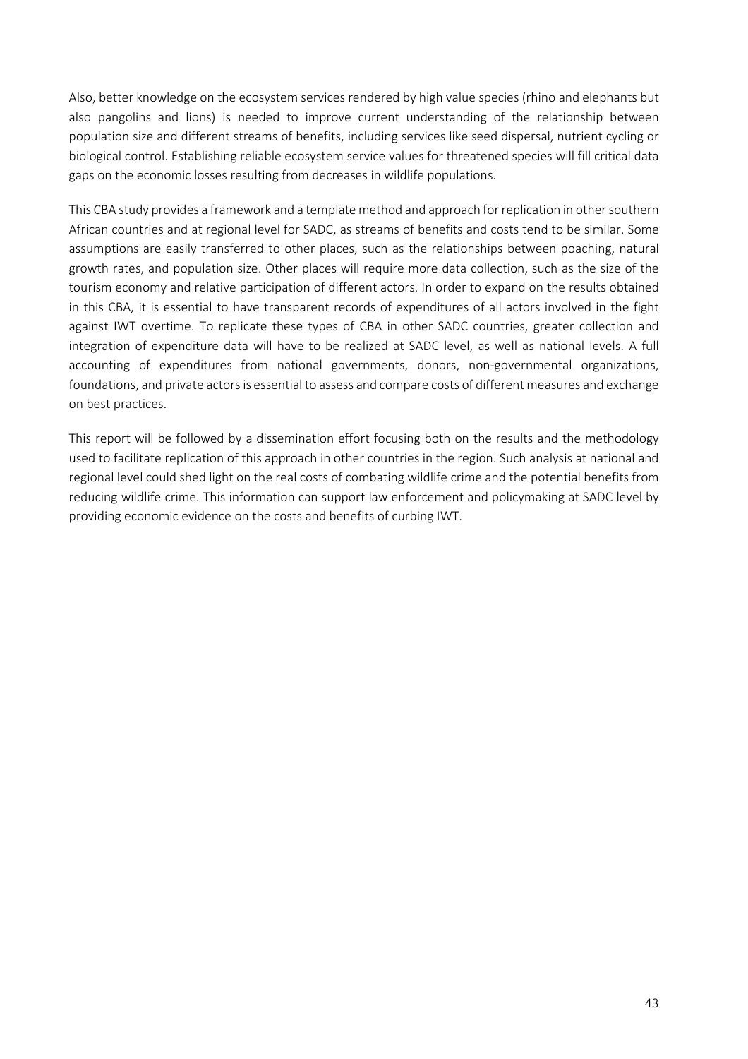Also, better knowledge on the ecosystem services rendered by high value species (rhino and elephants but also pangolins and lions) is needed to improve current understanding of the relationship between population size and different streams of benefits, including services like seed dispersal, nutrient cycling or biological control. Establishing reliable ecosystem service values for threatened species will fill critical data gaps on the economic losses resulting from decreases in wildlife populations.

This CBA study provides a framework and a template method and approach for replication in other southern African countries and at regional level for SADC, as streams of benefits and costs tend to be similar. Some assumptions are easily transferred to other places, such as the relationships between poaching, natural growth rates, and population size. Other places will require more data collection, such as the size of the tourism economy and relative participation of different actors. In order to expand on the results obtained in this CBA, it is essential to have transparent records of expenditures of all actors involved in the fight against IWT overtime. To replicate these types of CBA in other SADC countries, greater collection and integration of expenditure data will have to be realized at SADC level, as well as national levels. A full accounting of expenditures from national governments, donors, non-governmental organizations, foundations, and private actors is essential to assess and compare costs of different measures and exchange on best practices.

This report will be followed by a dissemination effort focusing both on the results and the methodology used to facilitate replication of this approach in other countries in the region. Such analysis at national and regional level could shed light on the real costs of combating wildlife crime and the potential benefits from reducing wildlife crime. This information can support law enforcement and policymaking at SADC level by providing economic evidence on the costs and benefits of curbing IWT.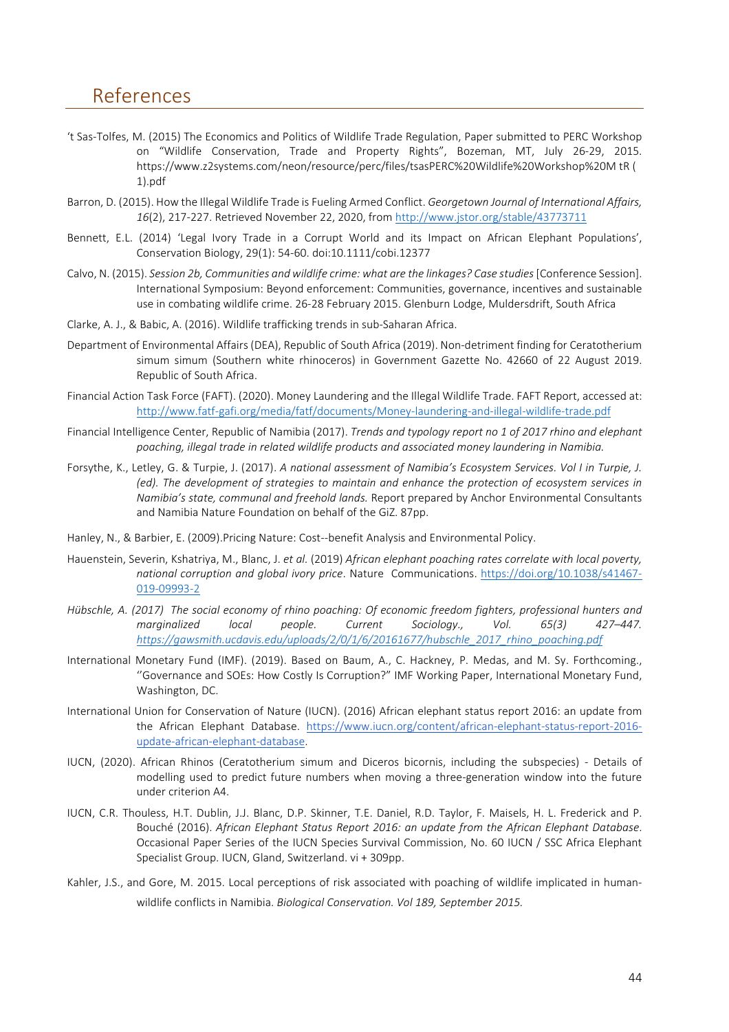# References

't Sas-Tolfes, M. (2015) The Economics and Politics of Wildlife Trade Regulation, Paper submitted to PERC Workshop on "Wildlife Conservation, Trade and Property Rights", Bozeman, MT, July 26-29, 2015. https://www.z2systems.com/neon/resource/perc/files/tsasPERC%20Wildlife%20Workshop%20M tR ( 1).pdf

Barron, D. (2015). How the Illegal Wildlife Trade is Fueling Armed Conflict. *Georgetown Journal of International Affairs, 16*(2), 217-227. Retrieved November 22, 2020, from http://www.jstor.org/stable/43773711

Bennett, E.L. (2014) 'Legal Ivory Trade in a Corrupt World and its Impact on African Elephant Populations', Conservation Biology, 29(1): 54-60. doi:10.1111/cobi.12377

Calvo, N. (2015). *Session 2b, Communities and wildlife crime: what are the linkages? Case studies* [Conference Session]. International Symposium: Beyond enforcement: Communities, governance, incentives and sustainable use in combating wildlife crime. 26-28 February 2015. Glenburn Lodge, Muldersdrift, South Africa

Clarke, A. J., & Babic, A. (2016). Wildlife trafficking trends in sub-Saharan Africa.

Department of Environmental Affairs (DEA), Republic of South Africa (2019). Non-detriment finding for Ceratotherium simum simum (Southern white rhinoceros) in Government Gazette No. 42660 of 22 August 2019. Republic of South Africa.

Financial Action Task Force (FAFT). (2020). Money Laundering and the Illegal Wildlife Trade. FAFT Report, accessed at: http://www.fatf-gafi.org/media/fatf/documents/Money-laundering-and-illegal-wildlife-trade.pdf

Financial Intelligence Center, Republic of Namibia (2017). *Trends and typology report no 1 of 2017 rhino and elephant poaching, illegal trade in related wildlife products and associated money laundering in Namibia.*

Forsythe, K., Letley, G. & Turpie, J. (2017). *A national assessment of Namibia's Ecosystem Services. Vol I in Turpie, J. (ed). The development of strategies to maintain and enhance the protection of ecosystem services in Namibia's state, communal and freehold lands.* Report prepared by Anchor Environmental Consultants and Namibia Nature Foundation on behalf of the GiZ. 87pp.

Hanley, N., & Barbier, E. (2009).Pricing Nature: Cost--benefit Analysis and Environmental Policy.

Hauenstein, Severin, Kshatriya, M., Blanc, J. *et al.* (2019) *African elephant poaching rates correlate with local poverty, national corruption and global ivory price*. Nature Communications. https://doi.org/10.1038/s41467-019-09993-2

*Hübschle, A. (2017) The social economy of rhino poaching: Of economic freedom fighters, professional hunters and marginalized local people. Current Sociology., Vol. 65(3) 427–447. https://gawsmith.ucdavis.edu/uploads/2/0/1/6/20161677/hubschle_2017_rhino_poaching.pdf*

International Monetary Fund (IMF). (2019). Based on Baum, A., C. Hackney, P. Medas, and M. Sy. Forthcoming., ''Governance and SOEs: How Costly Is Corruption?" IMF Working Paper, International Monetary Fund, Washington, DC.

International Union for Conservation of Nature (IUCN). (2016) African elephant status report 2016: an update from the African Elephant Database. https://www.iucn.org/content/african-elephant-status-report-2016-update-african-elephant-database.

IUCN, (2020). African Rhinos (Ceratotherium simum and Diceros bicornis, including the subspecies) - Details of modelling used to predict future numbers when moving a three-generation window into the future under criterion A4.

IUCN, C.R. Thouless, H.T. Dublin, J.J. Blanc, D.P. Skinner, T.E. Daniel, R.D. Taylor, F. Maisels, H. L. Frederick and P. Bouché (2016). *African Elephant Status Report 2016: an update from the African Elephant Database*. Occasional Paper Series of the IUCN Species Survival Commission, No. 60 IUCN / SSC Africa Elephant Specialist Group. IUCN, Gland, Switzerland. vi + 309pp.

Kahler, J.S., and Gore, M. 2015. Local perceptions of risk associated with poaching of wildlife implicated in human-wildlife conflicts in Namibia. *Biological Conservation. Vol 189, September 2015.*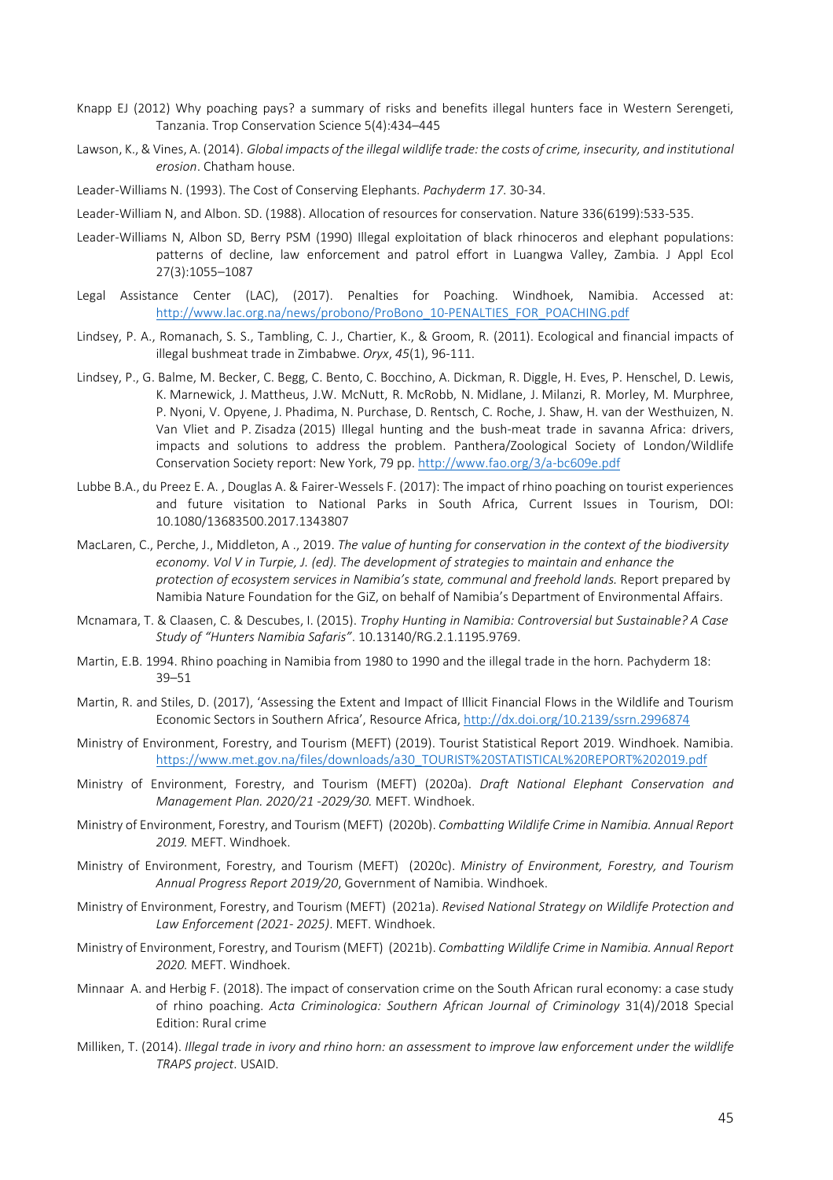Knapp EJ (2012) Why poaching pays? a summary of risks and benefits illegal hunters face in Western Serengeti, Tanzania. Trop Conservation Science 5(4):434–445

Lawson, K., & Vines, A. (2014). *Global impacts of the illegal wildlife trade: the costs of crime, insecurity, and institutional erosion*. Chatham house.

Leader-Williams N. (1993). The Cost of Conserving Elephants. *Pachyderm 17*. 30-34.

Leader-William N, and Albon. SD. (1988). Allocation of resources for conservation. Nature 336(6199):533-535.

Leader-Williams N, Albon SD, Berry PSM (1990) Illegal exploitation of black rhinoceros and elephant populations: patterns of decline, law enforcement and patrol effort in Luangwa Valley, Zambia. J Appl Ecol 27(3):1055–1087

Legal Assistance Center (LAC), (2017). Penalties for Poaching. Windhoek, Namibia. Accessed at: http://www.lac.org.na/news/probono/ProBono_10-PENALTIES_FOR_POACHING.pdf

Lindsey, P. A., Romanach, S. S., Tambling, C. J., Chartier, K., & Groom, R. (2011). Ecological and financial impacts of illegal bushmeat trade in Zimbabwe. *Oryx*, *45*(1), 96-111.

Lindsey, P., G. Balme, M. Becker, C. Begg, C. Bento, C. Bocchino, A. Dickman, R. Diggle, H. Eves, P. Henschel, D. Lewis, K. Marnewick, J. Mattheus, J.W. McNutt, R. McRobb, N. Midlane, J. Milanzi, R. Morley, M. Murphree, P. Nyoni, V. Opyene, J. Phadima, N. Purchase, D. Rentsch, C. Roche, J. Shaw, H. van der Westhuizen, N. Van Vliet and P. Zisadza (2015) Illegal hunting and the bush-meat trade in savanna Africa: drivers, impacts and solutions to address the problem. Panthera/Zoological Society of London/Wildlife Conservation Society report: New York, 79 pp. http://www.fao.org/3/a-bc609e.pdf

Lubbe B.A., du Preez E. A. , Douglas A. & Fairer-Wessels F. (2017): The impact of rhino poaching on tourist experiences and future visitation to National Parks in South Africa, Current Issues in Tourism, DOI: 10.1080/13683500.2017.1343807

MacLaren, C., Perche, J., Middleton, A ., 2019. *The value of hunting for conservation in the context of the biodiversity economy. Vol V in Turpie, J. (ed). The development of strategies to maintain and enhance the protection of ecosystem services in Namibia's state, communal and freehold lands.* Report prepared by Namibia Nature Foundation for the GiZ, on behalf of Namibia's Department of Environmental Affairs.

Mcnamara, T. & Claasen, C. & Descubes, I. (2015). *Trophy Hunting in Namibia: Controversial but Sustainable? A Case Study of "Hunters Namibia Safaris"*. 10.13140/RG.2.1.1195.9769.

Martin, E.B. 1994. Rhino poaching in Namibia from 1980 to 1990 and the illegal trade in the horn. Pachyderm 18: 39–51

Martin, R. and Stiles, D. (2017), 'Assessing the Extent and Impact of Illicit Financial Flows in the Wildlife and Tourism Economic Sectors in Southern Africa', Resource Africa, http://dx.doi.org/10.2139/ssrn.2996874

Ministry of Environment, Forestry, and Tourism (MEFT) (2019). Tourist Statistical Report 2019. Windhoek. Namibia. https://www.met.gov.na/files/downloads/a30_TOURIST%20STATISTICAL%20REPORT%202019.pdf

Ministry of Environment, Forestry, and Tourism (MEFT) (2020a). *Draft National Elephant Conservation and Management Plan. 2020/21 -2029/30.* MEFT. Windhoek.

Ministry of Environment, Forestry, and Tourism (MEFT) (2020b). *Combatting Wildlife Crime in Namibia. Annual Report 2019.* MEFT. Windhoek.

Ministry of Environment, Forestry, and Tourism (MEFT) (2020c). *Ministry of Environment, Forestry, and Tourism Annual Progress Report 2019/20*, Government of Namibia. Windhoek.

Ministry of Environment, Forestry, and Tourism (MEFT) (2021a). *Revised National Strategy on Wildlife Protection and Law Enforcement (2021- 2025)*. MEFT. Windhoek.

Ministry of Environment, Forestry, and Tourism (MEFT) (2021b). *Combatting Wildlife Crime in Namibia. Annual Report 2020.* MEFT. Windhoek.

Minnaar A. and Herbig F. (2018). The impact of conservation crime on the South African rural economy: a case study of rhino poaching. *Acta Criminologica: Southern African Journal of Criminology* 31(4)/2018 Special Edition: Rural crime

Milliken, T. (2014). *Illegal trade in ivory and rhino horn: an assessment to improve law enforcement under the wildlife TRAPS project.* USAID.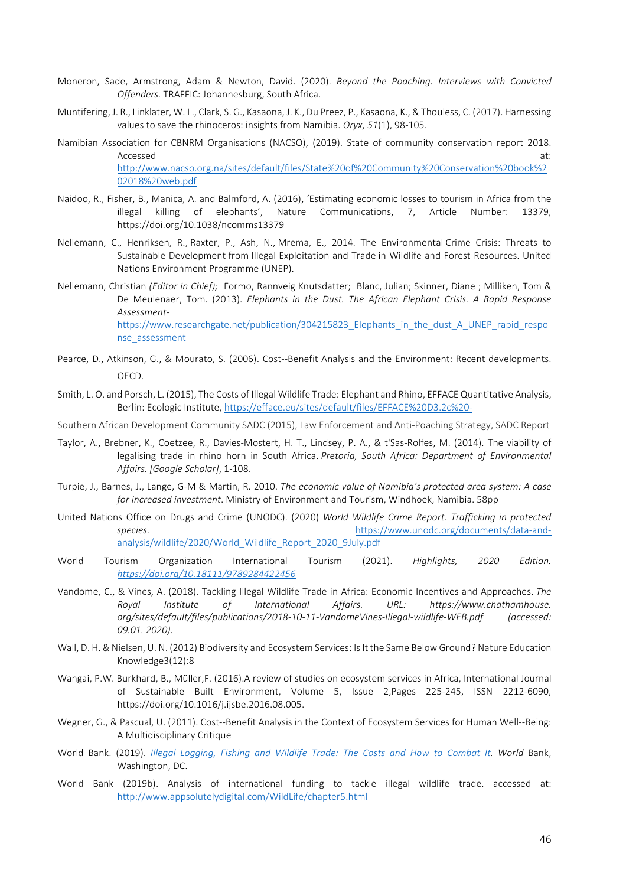Moneron, Sade, Armstrong, Adam & Newton, David. (2020). *Beyond the Poaching. Interviews with Convicted Offenders.* TRAFFIC: Johannesburg, South Africa.

Muntifering, J. R., Linklater, W. L., Clark, S. G., Kasaona, J. K., Du Preez, P., Kasaona, K., & Thouless, C. (2017). Harnessing values to save the rhinoceros: insights from Namibia. *Oryx*, *51*(1), 98-105.

Namibian Association for CBNRM Organisations (NACSO), (2019). State of community conservation report 2018. Accessed at: http://www.nacso.org.na/sites/default/files/State%20of%20Community%20Conservation%20book%202018%20web.pdf

Naidoo, R., Fisher, B., Manica, A. and Balmford, A. (2016), 'Estimating economic losses to tourism in Africa from the illegal killing of elephants', Nature Communications, 7, Article Number: 13379, https://doi.org/10.1038/ncomms13379

Nellemann, C., Henriksen, R., Raxter, P., Ash, N., Mrema, E., 2014. The Environmental Crime Crisis: Threats to Sustainable Development from Illegal Exploitation and Trade in Wildlife and Forest Resources. United Nations Environment Programme (UNEP).

Nellemann, Christian *(Editor in Chief);* Formo, Rannveig Knutsdatter; Blanc, Julian; Skinner, Diane ; Milliken, Tom & De Meulenaer, Tom. (2013). *Elephants in the Dust. The African Elephant Crisis. A Rapid Response Assessment*- https://www.researchgate.net/publication/304215823_Elephants_in_the_dust_A_UNEP_rapid_response_assessment

Pearce, D., Atkinson, G., & Mourato, S. (2006). Cost--Benefit Analysis and the Environment: Recent developments. OECD.

Smith, L. O. and Porsch, L. (2015), The Costs of Illegal Wildlife Trade: Elephant and Rhino, EFFACE Quantitative Analysis, Berlin: Ecologic Institute, https://efface.eu/sites/default/files/EFFACE%20D3.2c%20-

Southern African Development Community SADC (2015), Law Enforcement and Anti-Poaching Strategy, SADC Report

Taylor, A., Brebner, K., Coetzee, R., Davies-Mostert, H. T., Lindsey, P. A., & t'Sas-Rolfes, M. (2014). The viability of legalising trade in rhino horn in South Africa. *Pretoria, South Africa: Department of Environmental Affairs. [Google Scholar]*, 1-108.

Turpie, J., Barnes, J., Lange, G-M & Martin, R. 2010. *The economic value of Namibia's protected area system: A case for increased investment*. Ministry of Environment and Tourism, Windhoek, Namibia. 58pp

United Nations Office on Drugs and Crime (UNODC). (2020) *World Wildlife Crime Report. Trafficking in protected species.* https://www.unodc.org/documents/data-and-analysis/wildlife/2020/World_Wildlife_Report_2020_9July.pdf

World Tourism Organization International Tourism (2021). *Highlights, 2020 Edition. https://doi.org/10.18111/9789284422456*

Vandome, C., & Vines, A. (2018). Tackling Illegal Wildlife Trade in Africa: Economic Incentives and Approaches. *The Royal Institute of International Affairs. URL: https://www.chathamhouse.org/sites/default/files/publications/2018-10-11-VandomeVines-Illegal-wildlife-WEB.pdf (accessed: 09.01. 2020).*

Wall, D. H. & Nielsen, U. N. (2012) Biodiversity and Ecosystem Services: Is It the Same Below Ground? Nature Education Knowledge3(12):8

Wangai, P.W. Burkhard, B., Müller,F. (2016).A review of studies on ecosystem services in Africa, International Journal of Sustainable Built Environment, Volume 5, Issue 2,Pages 225-245, ISSN 2212-6090, https://doi.org/10.1016/j.ijsbe.2016.08.005.

Wegner, G., & Pascual, U. (2011). Cost--Benefit Analysis in the Context of Ecosystem Services for Human Well--Being: A Multidisciplinary Critique

World Bank. (2019). *Illegal Logging, Fishing and Wildlife Trade: The Costs and How to Combat It. World* Bank, Washington, DC.

World Bank (2019b). Analysis of international funding to tackle illegal wildlife trade. accessed at: http://www.appsolutelydigital.com/WildLife/chapter5.html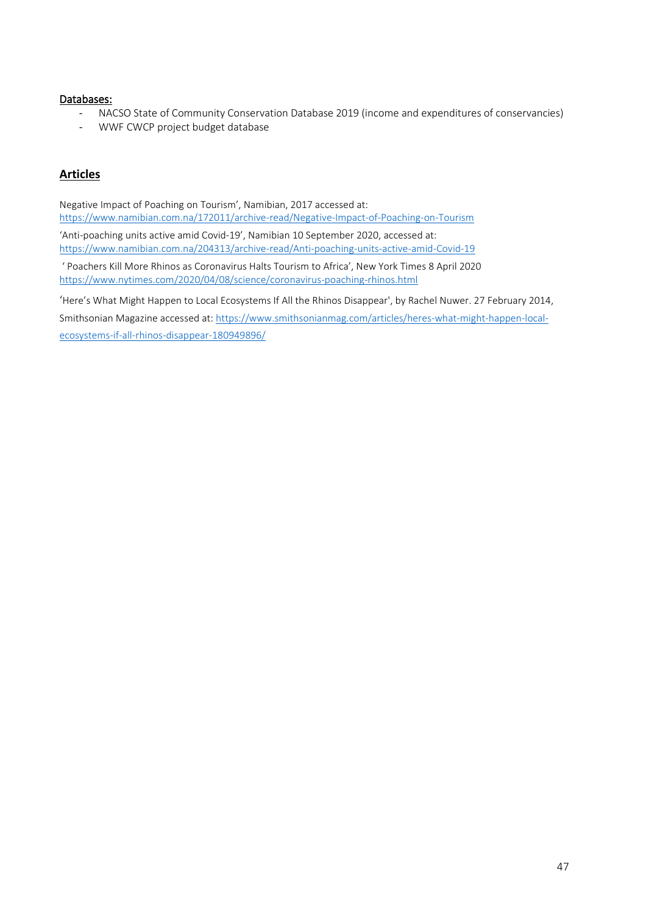Databases:

- NACSO State of Community Conservation Database 2019 (income and expenditures of conservancies)
- WWF CWCP project budget database

## **Articles**

Negative Impact of Poaching on Tourism', Namibian, 2017 accessed at: https://www.namibian.com.na/172011/archive-read/Negative-Impact-of-Poaching-on-Tourism

'Anti-poaching units active amid Covid-19', Namibian 10 September 2020, accessed at: https://www.namibian.com.na/204313/archive-read/Anti-poaching-units-active-amid-Covid-19

' Poachers Kill More Rhinos as Coronavirus Halts Tourism to Africa', New York Times 8 April 2020 https://www.nytimes.com/2020/04/08/science/coronavirus-poaching-rhinos.html

'Here's What Might Happen to Local Ecosystems If All the Rhinos Disappear', by Rachel Nuwer. 27 February 2014, Smithsonian Magazine accessed at: https://www.smithsonianmag.com/articles/heres-what-might-happen-local-ecosystems-if-all-rhinos-disappear-180949896/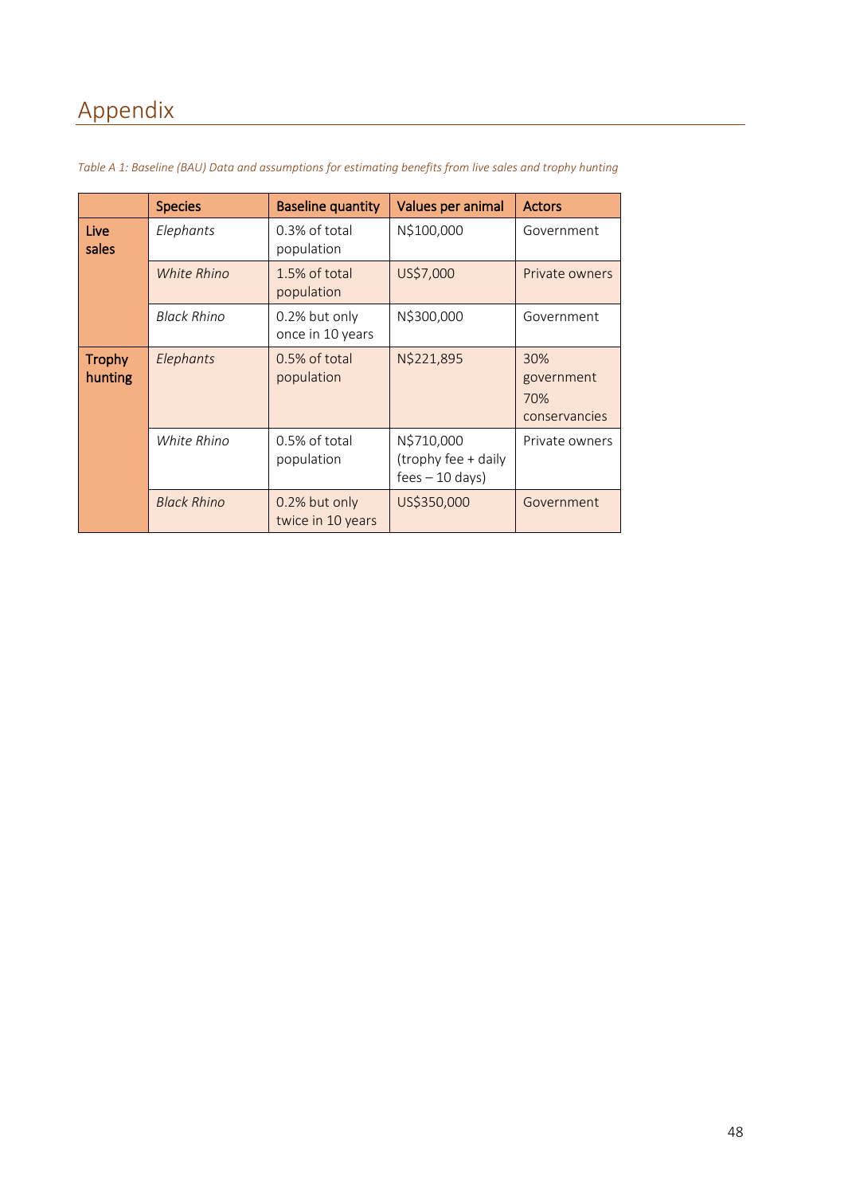# Appendix

*Table A 1: Baseline (BAU) Data and assumptions for estimating benefits from live sales and trophy hunting*

| | Species | Baseline quantity | Values per animal | Actors |
|---|---|---|---|---|
| **Live sales** | *Elephants* | 0.3% of total population | N$100,000 | Government |
| | *White Rhino* | 1.5% of total population | US$7,000 | Private owners |
| | *Black Rhino* | 0.2% but only once in 10 years | N$300,000 | Government |
| **Trophy hunting** | *Elephants* | 0.5% of total population | N$221,895 | 30% government 70% conservancies |
| | *White Rhino* | 0.5% of total population | N$710,000 (trophy fee + daily fees – 10 days) | Private owners |
| | *Black Rhino* | 0.2% but only twice in 10 years | US$350,000 | Government |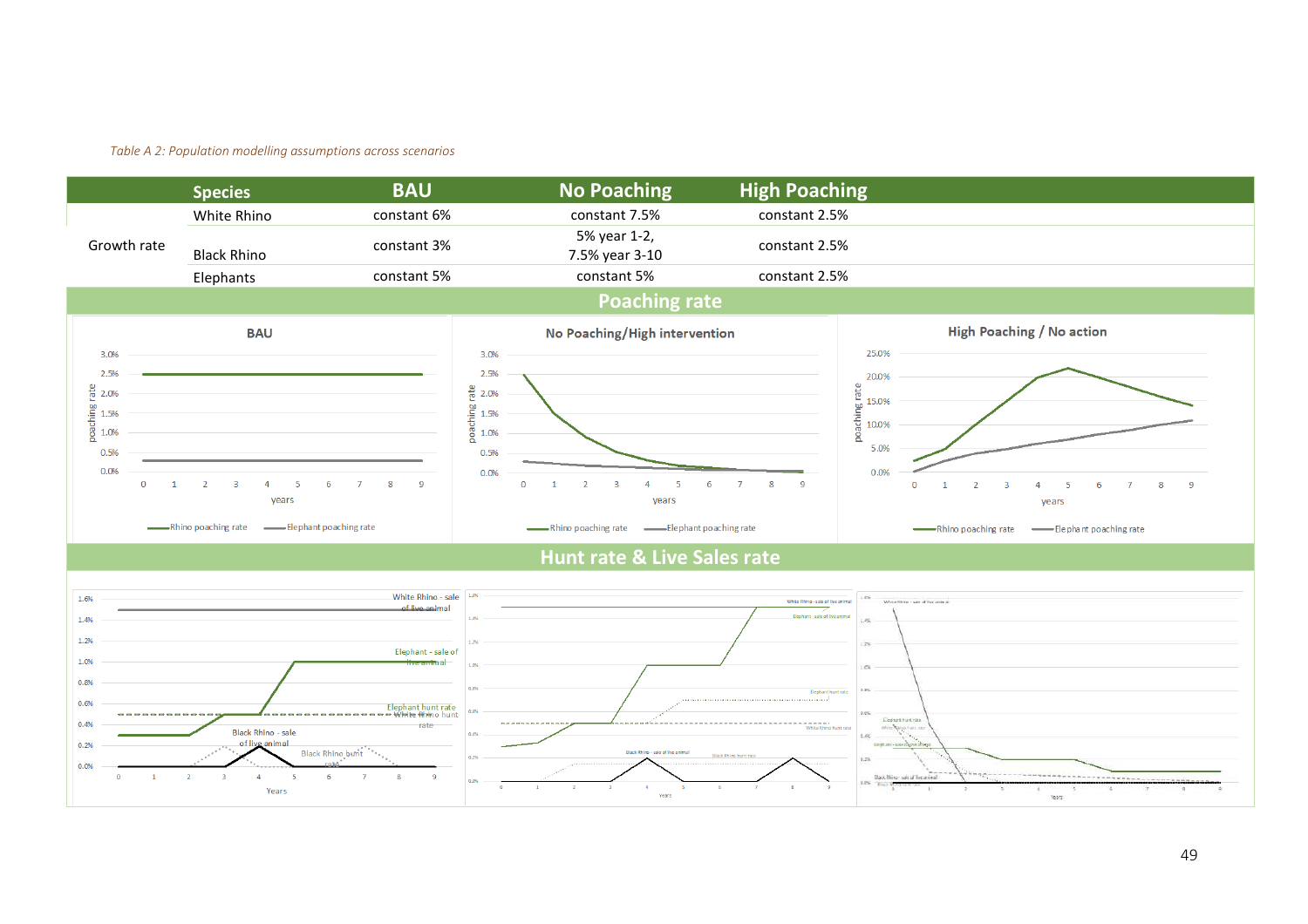*Table A 2: Population modelling assumptions across scenarios*

| | Species | BAU | No Poaching | High Poaching |
|---|---|---|---|---|
| Growth rate | White Rhino | constant 6% | constant 7.5% | constant 2.5% |
| | Black Rhino | constant 3% | 5% year 1-2, 7.5% year 3-10 | constant 2.5% |
| | Elephants | constant 5% | constant 5% | constant 2.5% |

**Poaching rate**

BAU | No Poaching/High intervention | High Poaching / No action

**Hunt rate & Live Sales rate**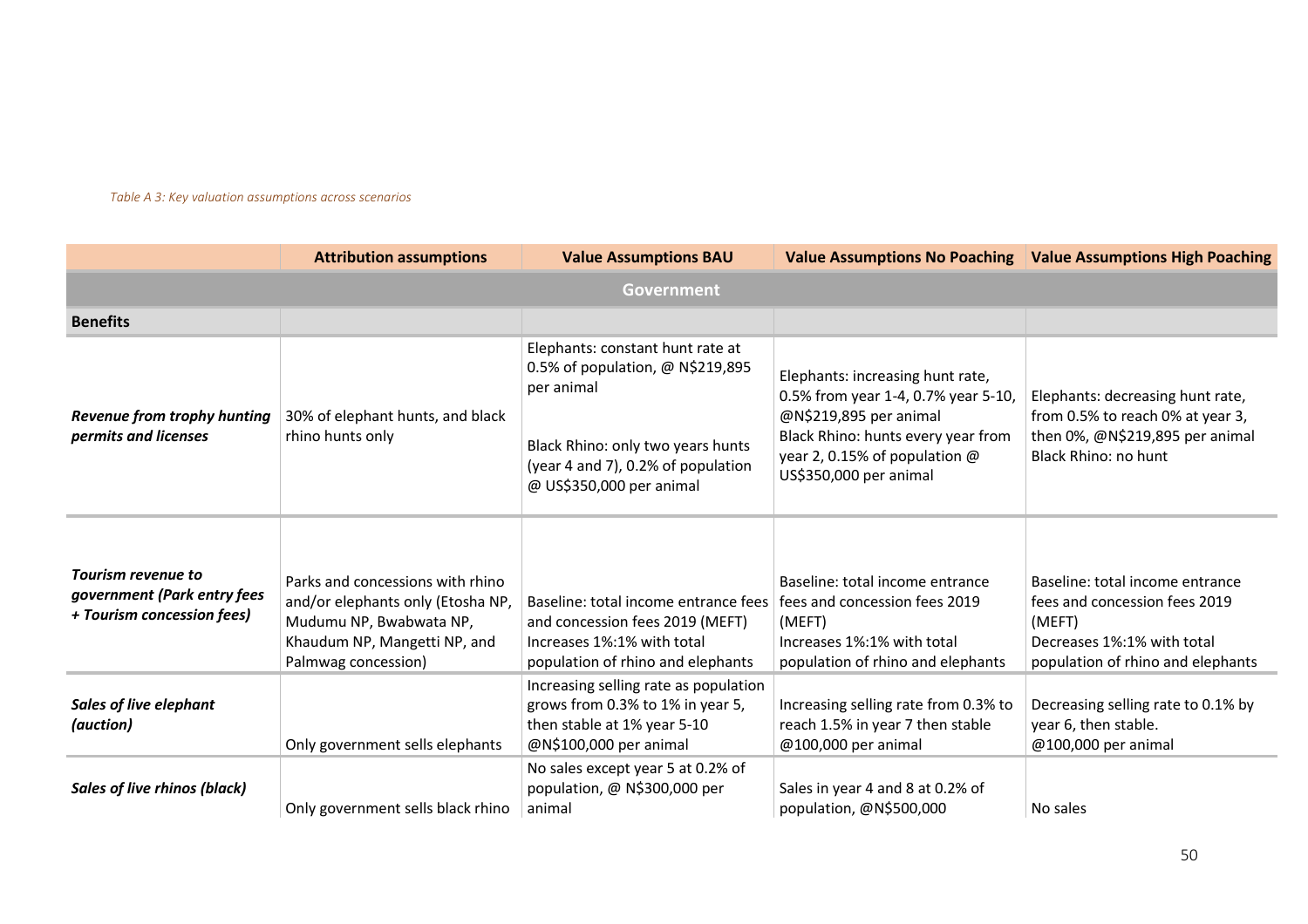*Table A 3: Key valuation assumptions across scenarios*

| | Attribution assumptions | Value Assumptions BAU | Value Assumptions No Poaching | Value Assumptions High Poaching |
|---|---|---|---|---|
| **Government** | | | | |
| **Benefits** | | | | |
| ***Revenue from trophy hunting permits and licenses*** | 30% of elephant hunts, and black rhino hunts only | Elephants: constant hunt rate at 0.5% of population, @ N$219,895 per animal<br><br>Black Rhino: only two years hunts (year 4 and 7), 0.2% of population @ US$350,000 per animal | Elephants: increasing hunt rate, 0.5% from year 1-4, 0.7% year 5-10, @N$219,895 per animal<br>Black Rhino: hunts every year from year 2, 0.15% of population @ US$350,000 per animal | Elephants: decreasing hunt rate, from 0.5% to reach 0% at year 3, then 0%, @N$219,895 per animal<br>Black Rhino: no hunt |
| ***Tourism revenue to government (Park entry fees + Tourism concession fees)*** | Parks and concessions with rhino and/or elephants only (Etosha NP, Mudumu NP, Bwabwata NP, Khaudum NP, Mangetti NP, and Palmwag concession) | Baseline: total income entrance fees and concession fees 2019 (MEFT)<br>Increases 1%:1% with total population of rhino and elephants | Baseline: total income entrance fees and concession fees 2019 (MEFT)<br>Increases 1%:1% with total population of rhino and elephants | Baseline: total income entrance fees and concession fees 2019 (MEFT)<br>Decreases 1%:1% with total population of rhino and elephants |
| ***Sales of live elephant (auction)*** | Only government sells elephants | Increasing selling rate as population grows from 0.3% to 1% in year 5, then stable at 1% year 5-10 @N$100,000 per animal | Increasing selling rate from 0.3% to reach 1.5% in year 7 then stable @100,000 per animal | Decreasing selling rate to 0.1% by year 6, then stable.<br>@100,000 per animal |
| ***Sales of live rhinos (black)*** | Only government sells black rhino | No sales except year 5 at 0.2% of population, @ N$300,000 per animal | Sales in year 4 and 8 at 0.2% of population, @N$500,000 | No sales |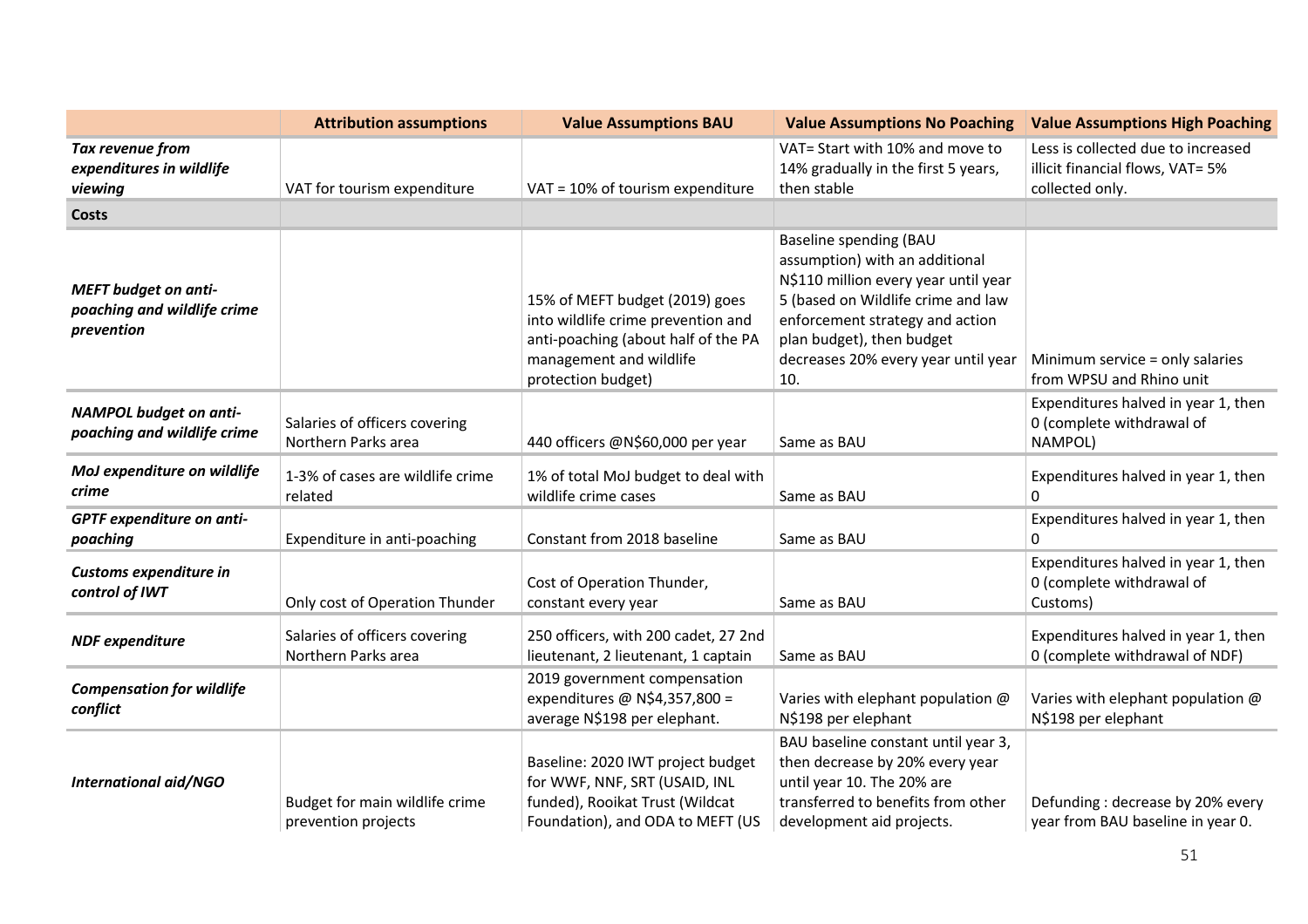| | Attribution assumptions | Value Assumptions BAU | Value Assumptions No Poaching | Value Assumptions High Poaching |
|---|---|---|---|---|
| ***Tax revenue from expenditures in wildlife viewing*** | VAT for tourism expenditure | VAT = 10% of tourism expenditure | VAT= Start with 10% and move to 14% gradually in the first 5 years, then stable | Less is collected due to increased illicit financial flows, VAT= 5% collected only. |
| **Costs** | | | | |
| ***MEFT budget on anti-poaching and wildlife crime prevention*** | | 15% of MEFT budget (2019) goes into wildlife crime prevention and anti-poaching (about half of the PA management and wildlife protection budget) | Baseline spending (BAU assumption) with an additional N$110 million every year until year 5 (based on Wildlife crime and law enforcement strategy and action plan budget), then budget decreases 20% every year until year 10. | Minimum service = only salaries from WPSU and Rhino unit |
| ***NAMPOL budget on anti-poaching and wildlife crime*** | Salaries of officers covering Northern Parks area | 440 officers @N$60,000 per year | Same as BAU | Expenditures halved in year 1, then 0 (complete withdrawal of NAMPOL) |
| ***MoJ expenditure on wildlife crime*** | 1-3% of cases are wildlife crime related | 1% of total MoJ budget to deal with wildlife crime cases | Same as BAU | Expenditures halved in year 1, then 0 |
| ***GPTF expenditure on anti-poaching*** | Expenditure in anti-poaching | Constant from 2018 baseline | Same as BAU | Expenditures halved in year 1, then 0 |
| ***Customs expenditure in control of IWT*** | Only cost of Operation Thunder | Cost of Operation Thunder, constant every year | Same as BAU | Expenditures halved in year 1, then 0 (complete withdrawal of Customs) |
| ***NDF expenditure*** | Salaries of officers covering Northern Parks area | 250 officers, with 200 cadet, 27 2nd lieutenant, 2 lieutenant, 1 captain | Same as BAU | Expenditures halved in year 1, then 0 (complete withdrawal of NDF) |
| ***Compensation for wildlife conflict*** | | 2019 government compensation expenditures @ N$4,357,800 = average N$198 per elephant. | Varies with elephant population @ N$198 per elephant | Varies with elephant population @ N$198 per elephant |
| ***International aid/NGO*** | Budget for main wildlife crime prevention projects | Baseline: 2020 IWT project budget for WWF, NNF, SRT (USAID, INL funded), Rooikat Trust (Wildcat Foundation), and ODA to MEFT (US | BAU baseline constant until year 3, then decrease by 20% every year until year 10. The 20% are transferred to benefits from other development aid projects. | Defunding : decrease by 20% every year from BAU baseline in year 0. |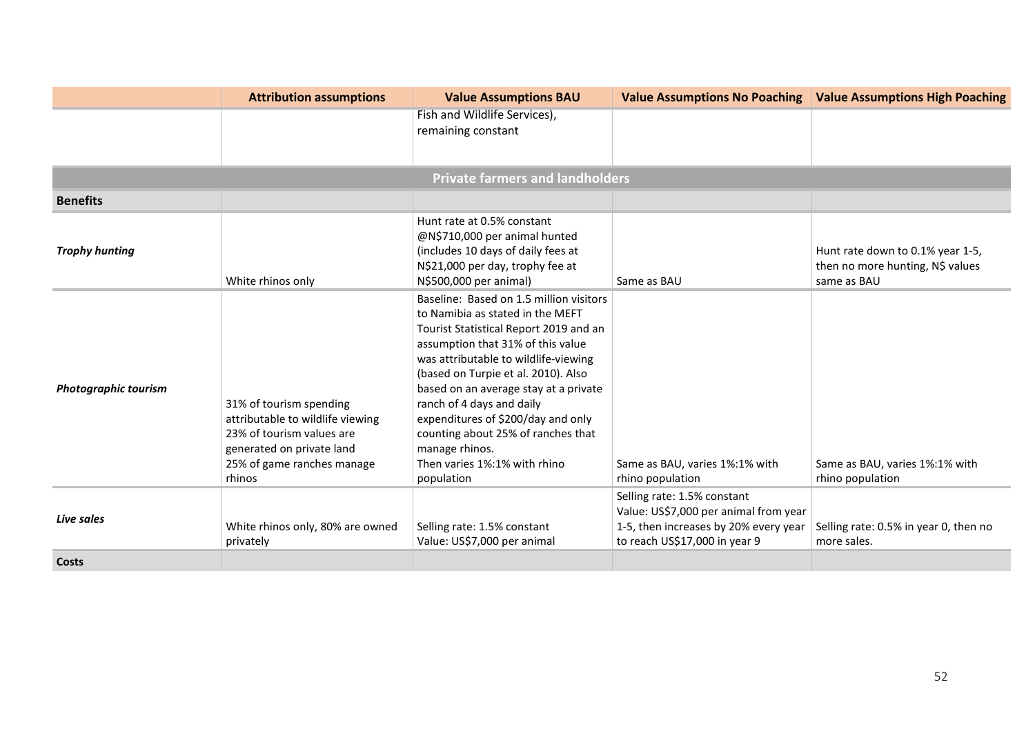| | Attribution assumptions | Value Assumptions BAU | Value Assumptions No Poaching | Value Assumptions High Poaching |
|---|---|---|---|---|
| | | Fish and Wildlife Services), remaining constant | | |
| **Private farmers and landholders** | | | | |
| **Benefits** | | | | |
| ***Trophy hunting*** | White rhinos only | Hunt rate at 0.5% constant @N$710,000 per animal hunted (includes 10 days of daily fees at N$21,000 per day, trophy fee at N$500,000 per animal) | Same as BAU | Hunt rate down to 0.1% year 1-5, then no more hunting, N$ values same as BAU |
| ***Photographic tourism*** | 31% of tourism spending attributable to wildlife viewing<br>23% of tourism values are generated on private land<br>25% of game ranches manage rhinos | Baseline: Based on 1.5 million visitors to Namibia as stated in the MEFT Tourist Statistical Report 2019 and an assumption that 31% of this value was attributable to wildlife-viewing (based on Turpie et al. 2010). Also based on an average stay at a private ranch of 4 days and daily expenditures of $200/day and only counting about 25% of ranches that manage rhinos.<br>Then varies 1%:1% with rhino population | Same as BAU, varies 1%:1% with rhino population | Same as BAU, varies 1%:1% with rhino population |
| ***Live sales*** | White rhinos only, 80% are owned privately | Selling rate: 1.5% constant<br>Value: US$7,000 per animal | Selling rate: 1.5% constant<br>Value: US$7,000 per animal from year 1-5, then increases by 20% every year to reach US$17,000 in year 9 | Selling rate: 0.5% in year 0, then no more sales. |
| **Costs** | | | | |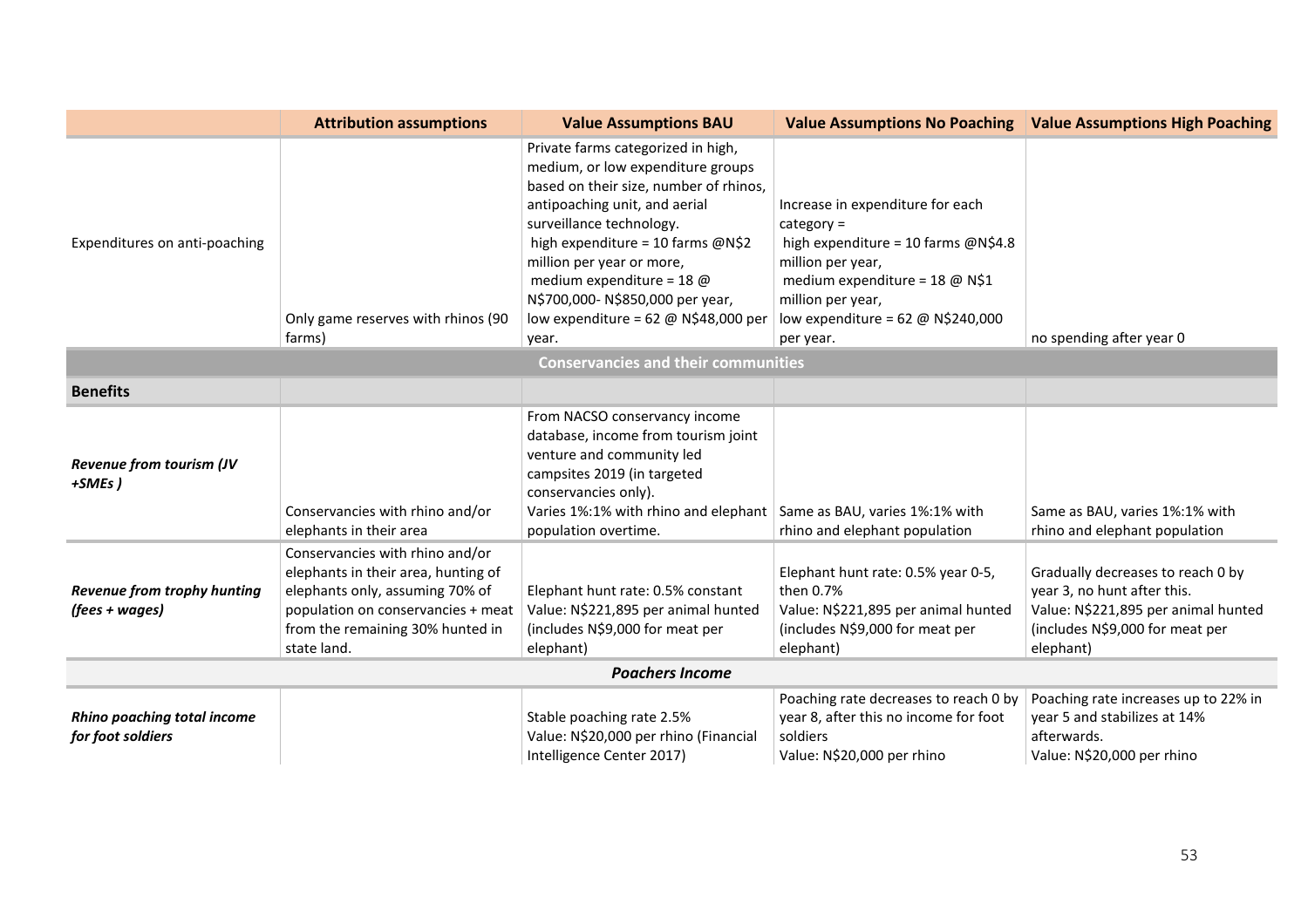| | Attribution assumptions | Value Assumptions BAU | Value Assumptions No Poaching | Value Assumptions High Poaching |
|---|---|---|---|---|
| Expenditures on anti-poaching | Only game reserves with rhinos (90 farms) | Private farms categorized in high, medium, or low expenditure groups based on their size, number of rhinos, antipoaching unit, and aerial surveillance technology. high expenditure = 10 farms @N$2 million per year or more, medium expenditure = 18 @ N$700,000- N$850,000 per year, low expenditure = 62 @ N$48,000 per year. | Increase in expenditure for each category = high expenditure = 10 farms @N$4.8 million per year, medium expenditure = 18 @ N$1 million per year, low expenditure = 62 @ N$240,000 per year. | no spending after year 0 |
| | | **Conservancies and their communities** | | |
| **Benefits** | | | | |
| ***Revenue from tourism (JV +SMEs )*** | Conservancies with rhino and/or elephants in their area | From NACSO conservancy income database, income from tourism joint venture and community led campsites 2019 (in targeted conservancies only). Varies 1%:1% with rhino and elephant population overtime. | Same as BAU, varies 1%:1% with rhino and elephant population | Same as BAU, varies 1%:1% with rhino and elephant population |
| ***Revenue from trophy hunting (fees + wages)*** | Conservancies with rhino and/or elephants in their area, hunting of elephants only, assuming 70% of population on conservancies + meat from the remaining 30% hunted in state land. | Elephant hunt rate: 0.5% constant Value: N$221,895 per animal hunted (includes N$9,000 for meat per elephant) | Elephant hunt rate: 0.5% year 0-5, then 0.7% Value: N$221,895 per animal hunted (includes N$9,000 for meat per elephant) | Gradually decreases to reach 0 by year 3, no hunt after this. Value: N$221,895 per animal hunted (includes N$9,000 for meat per elephant) |
| | | ***Poachers Income*** | | |
| ***Rhino poaching total income for foot soldiers*** | | Stable poaching rate 2.5% Value: N$20,000 per rhino (Financial Intelligence Center 2017) | Poaching rate decreases to reach 0 by year 8, after this no income for foot soldiers Value: N$20,000 per rhino | Poaching rate increases up to 22% in year 5 and stabilizes at 14% afterwards. Value: N$20,000 per rhino |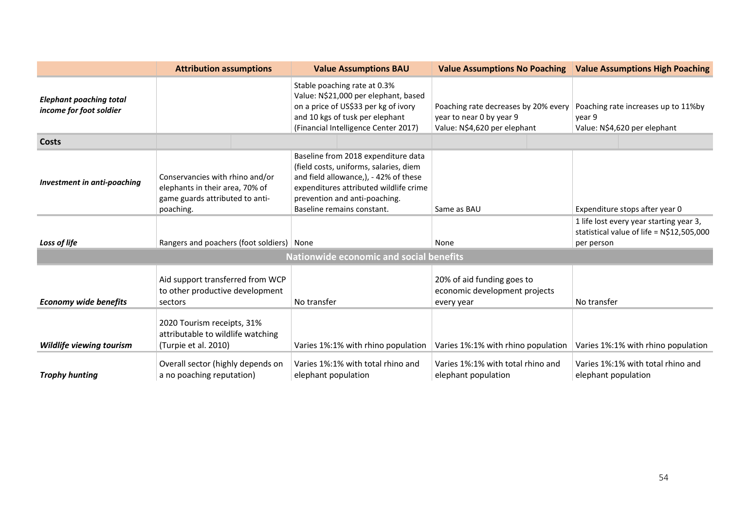| | Attribution assumptions | Value Assumptions BAU | Value Assumptions No Poaching | Value Assumptions High Poaching |
|---|---|---|---|---|
| ***Elephant poaching total income for foot soldier*** | | Stable poaching rate at 0.3% Value: N$21,000 per elephant, based on a price of US$33 per kg of ivory and 10 kgs of tusk per elephant (Financial Intelligence Center 2017) | Poaching rate decreases by 20% every year to near 0 by year 9 Value: N$4,620 per elephant | Poaching rate increases up to 11%by year 9 Value: N$4,620 per elephant |
| **Costs** | | | | |
| ***Investment in anti-poaching*** | Conservancies with rhino and/or elephants in their area, 70% of game guards attributed to anti-poaching. | Baseline from 2018 expenditure data (field costs, uniforms, salaries, diem and field allowance,), - 42% of these expenditures attributed wildlife crime prevention and anti-poaching. Baseline remains constant. | Same as BAU | Expenditure stops after year 0 |
| ***Loss of life*** | Rangers and poachers (foot soldiers) | None | None | 1 life lost every year starting year 3, statistical value of life = N$12,505,000 per person |
| **Nationwide economic and social benefits** | | | | |
| ***Economy wide benefits*** | Aid support transferred from WCP to other productive development sectors | No transfer | 20% of aid funding goes to economic development projects every year | No transfer |
| ***Wildlife viewing tourism*** | 2020 Tourism receipts, 31% attributable to wildlife watching (Turpie et al. 2010) | Varies 1%:1% with rhino population | Varies 1%:1% with rhino population | Varies 1%:1% with rhino population |
| ***Trophy hunting*** | Overall sector (highly depends on a no poaching reputation) | Varies 1%:1% with total rhino and elephant population | Varies 1%:1% with total rhino and elephant population | Varies 1%:1% with total rhino and elephant population |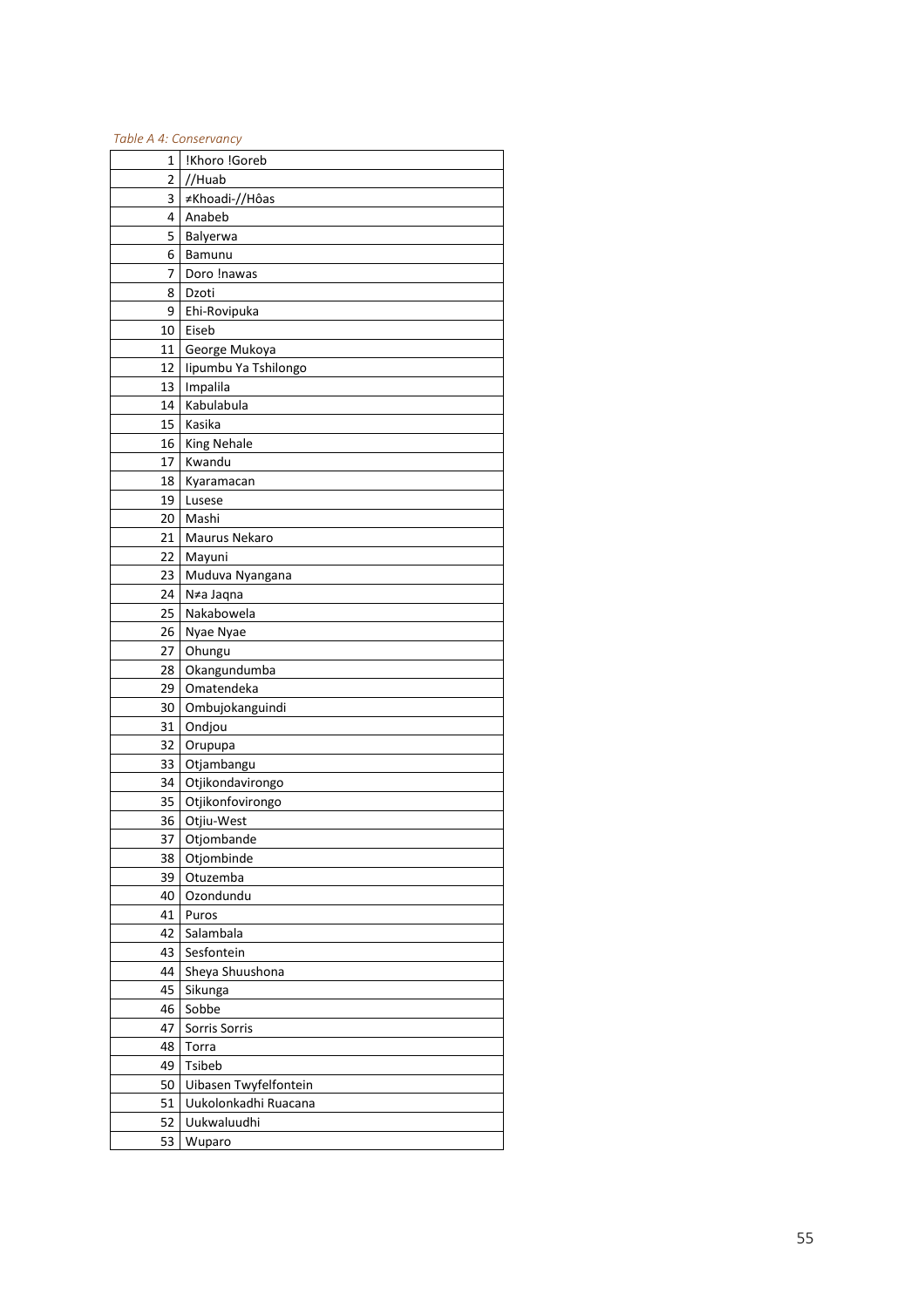*Table A 4: Conservancy*

| | |
|---|---|
| 1 | !Khoro !Goreb |
| 2 | //Huab |
| 3 | ≠Khoadi-//Hôas |
| 4 | Anabeb |
| 5 | Balyerwa |
| 6 | Bamunu |
| 7 | Doro !nawas |
| 8 | Dzoti |
| 9 | Ehi-Rovipuka |
| 10 | Eiseb |
| 11 | George Mukoya |
| 12 | Iipumbu Ya Tshilongo |
| 13 | Impalila |
| 14 | Kabulabula |
| 15 | Kasika |
| 16 | King Nehale |
| 17 | Kwandu |
| 18 | Kyaramacan |
| 19 | Lusese |
| 20 | Mashi |
| 21 | Maurus Nekaro |
| 22 | Mayuni |
| 23 | Muduva Nyangana |
| 24 | N≠a Jaqna |
| 25 | Nakabowela |
| 26 | Nyae Nyae |
| 27 | Ohungu |
| 28 | Okangundumba |
| 29 | Omatendeka |
| 30 | Ombujokanguindi |
| 31 | Ondjou |
| 32 | Orupupa |
| 33 | Otjambangu |
| 34 | Otjikondavirongo |
| 35 | Otjikonfovirongo |
| 36 | Otjiu-West |
| 37 | Otjombande |
| 38 | Otjombinde |
| 39 | Otuzemba |
| 40 | Ozondundu |
| 41 | Puros |
| 42 | Salambala |
| 43 | Sesfontein |
| 44 | Sheya Shuushona |
| 45 | Sikunga |
| 46 | Sobbe |
| 47 | Sorris Sorris |
| 48 | Torra |
| 49 | Tsibeb |
| 50 | Uibasen Twyfelfontein |
| 51 | Uukolonkadhi Ruacana |
| 52 | Uukwaluudhi |
| 53 | Wuparo |